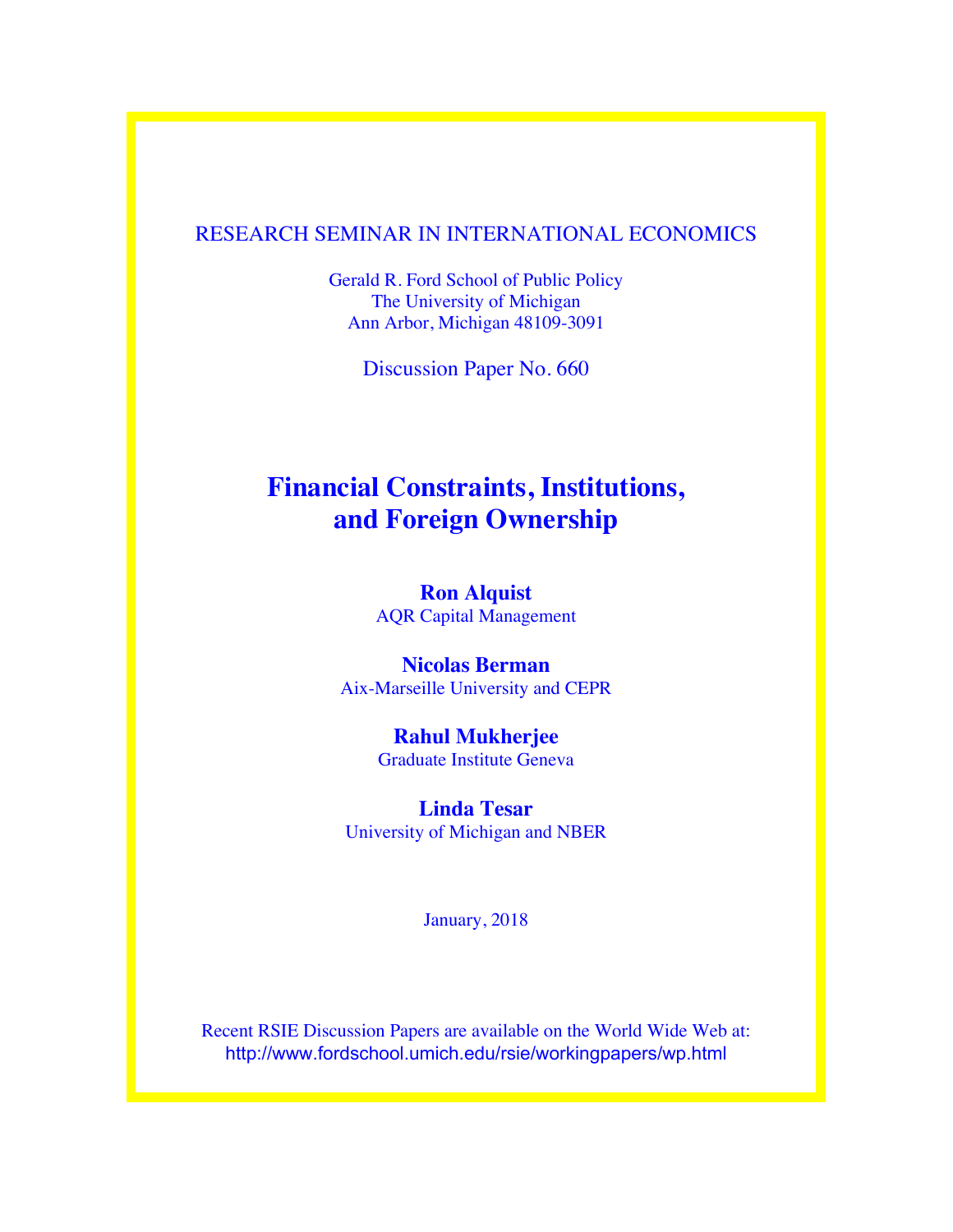RESEARCH SEMINAR IN INTERNATIONAL ECONOMICS

Gerald R. Ford School of Public Policy
The University of Michigan
Ann Arbor, Michigan 48109-3091

Discussion Paper No. 660

# Financial Constraints, Institutions, and Foreign Ownership

**Ron Alquist**
AQR Capital Management

**Nicolas Berman**
Aix-Marseille University and CEPR

**Rahul Mukherjee**
Graduate Institute Geneva

**Linda Tesar**
University of Michigan and NBER

January, 2018

Recent RSIE Discussion Papers are available on the World Wide Web at:
http://www.fordschool.umich.edu/rsie/workingpapers/wp.html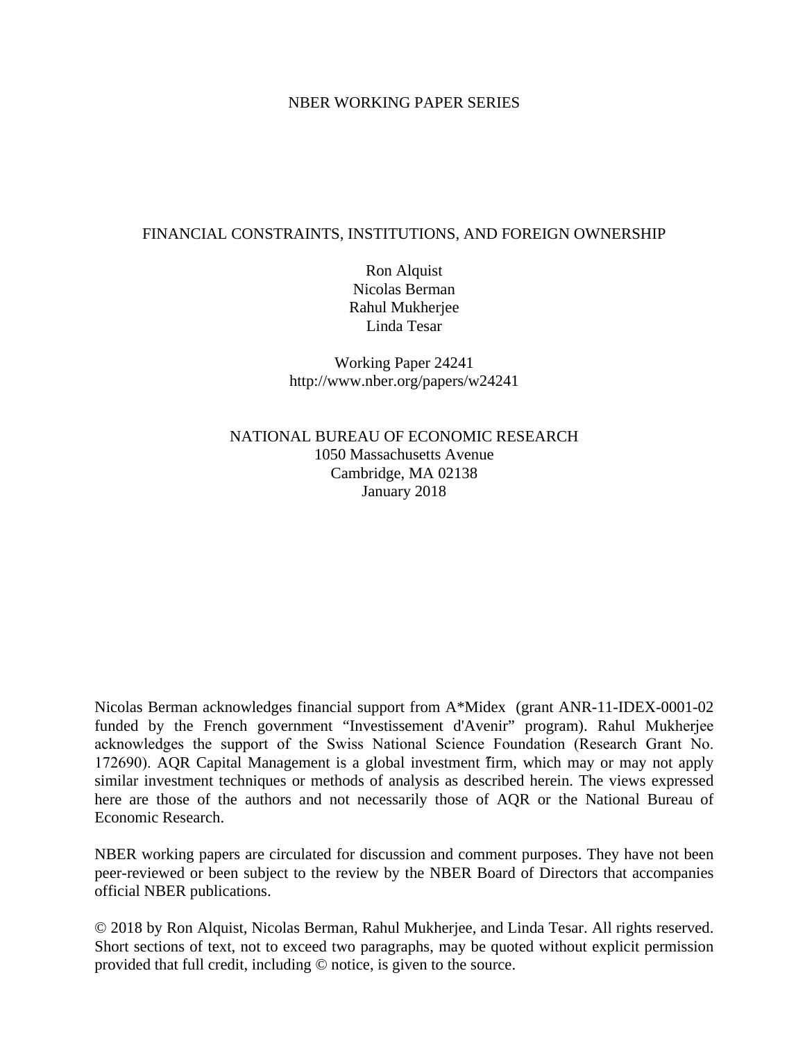NBER WORKING PAPER SERIES

# FINANCIAL CONSTRAINTS, INSTITUTIONS, AND FOREIGN OWNERSHIP

Ron Alquist  
Nicolas Berman  
Rahul Mukherjee  
Linda Tesar

Working Paper 24241  
http://www.nber.org/papers/w24241

NATIONAL BUREAU OF ECONOMIC RESEARCH  
1050 Massachusetts Avenue  
Cambridge, MA 02138  
January 2018

Nicolas Berman acknowledges financial support from A*Midex (grant ANR-11-IDEX-0001-02 funded by the French government "Investissement d'Avenir" program). Rahul Mukherjee acknowledges the support of the Swiss National Science Foundation (Research Grant No. 172690). AQR Capital Management is a global investment firm, which may or may not apply similar investment techniques or methods of analysis as described herein. The views expressed here are those of the authors and not necessarily those of AQR or the National Bureau of Economic Research.

NBER working papers are circulated for discussion and comment purposes. They have not been peer-reviewed or been subject to the review by the NBER Board of Directors that accompanies official NBER publications.

© 2018 by Ron Alquist, Nicolas Berman, Rahul Mukherjee, and Linda Tesar. All rights reserved. Short sections of text, not to exceed two paragraphs, may be quoted without explicit permission provided that full credit, including © notice, is given to the source.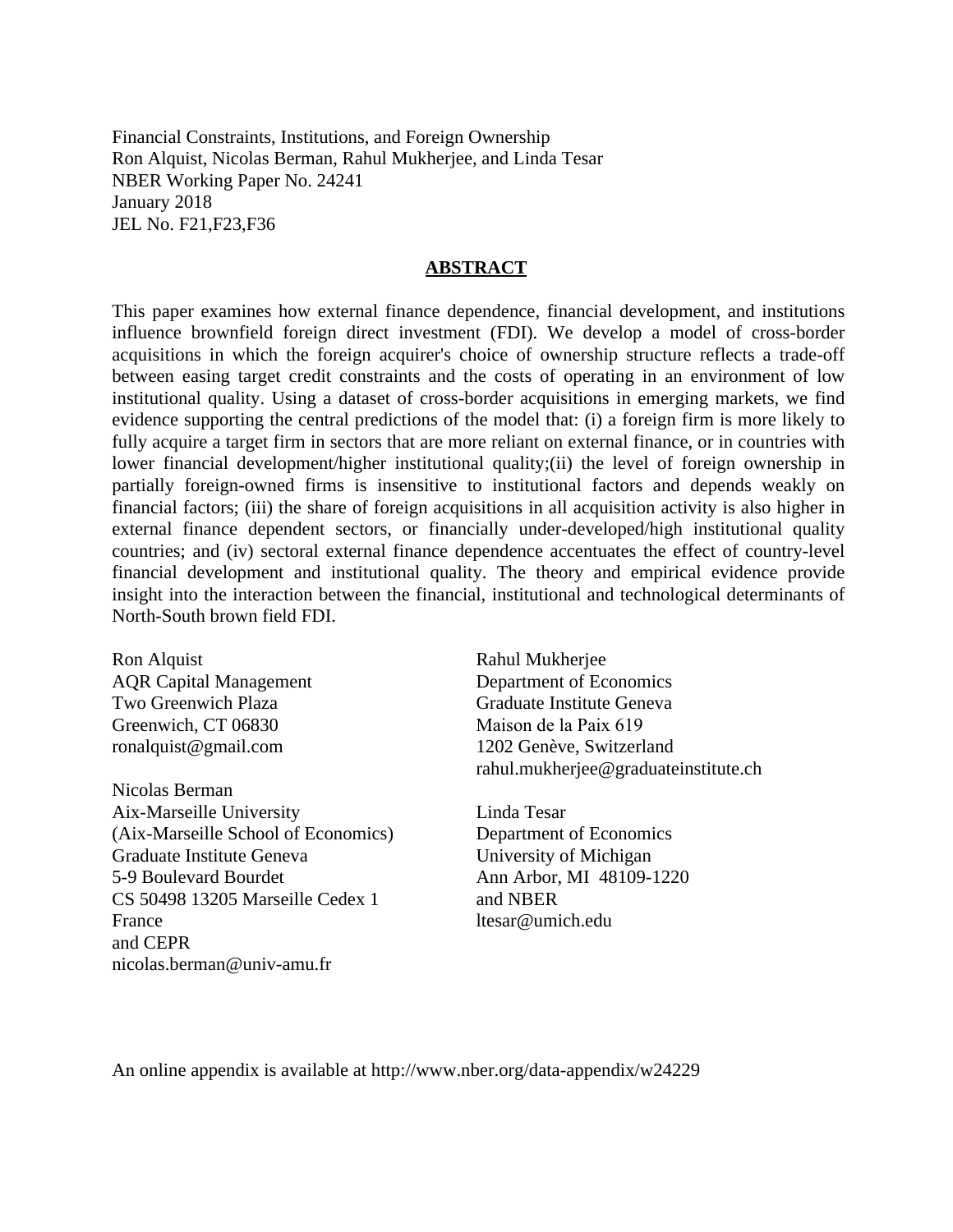Financial Constraints, Institutions, and Foreign Ownership
Ron Alquist, Nicolas Berman, Rahul Mukherjee, and Linda Tesar
NBER Working Paper No. 24241
January 2018
JEL No. F21,F23,F36

## ABSTRACT

This paper examines how external finance dependence, financial development, and institutions influence brownfield foreign direct investment (FDI). We develop a model of cross-border acquisitions in which the foreign acquirer's choice of ownership structure reflects a trade-off between easing target credit constraints and the costs of operating in an environment of low institutional quality. Using a dataset of cross-border acquisitions in emerging markets, we find evidence supporting the central predictions of the model that: (i) a foreign firm is more likely to fully acquire a target firm in sectors that are more reliant on external finance, or in countries with lower financial development/higher institutional quality;(ii) the level of foreign ownership in partially foreign-owned firms is insensitive to institutional factors and depends weakly on financial factors; (iii) the share of foreign acquisitions in all acquisition activity is also higher in external finance dependent sectors, or financially under-developed/high institutional quality countries; and (iv) sectoral external finance dependence accentuates the effect of country-level financial development and institutional quality. The theory and empirical evidence provide insight into the interaction between the financial, institutional and technological determinants of North-South brown field FDI.

Ron Alquist
AQR Capital Management
Two Greenwich Plaza
Greenwich, CT 06830
ronalquist@gmail.com

Nicolas Berman
Aix-Marseille University
(Aix-Marseille School of Economics)
Graduate Institute Geneva
5-9 Boulevard Bourdet
CS 50498 13205 Marseille Cedex 1
France
and CEPR
nicolas.berman@univ-amu.fr

Rahul Mukherjee
Department of Economics
Graduate Institute Geneva
Maison de la Paix 619
1202 Genève, Switzerland
rahul.mukherjee@graduateinstitute.ch

Linda Tesar
Department of Economics
University of Michigan
Ann Arbor, MI 48109-1220
and NBER
ltesar@umich.edu

An online appendix is available at http://www.nber.org/data-appendix/w24229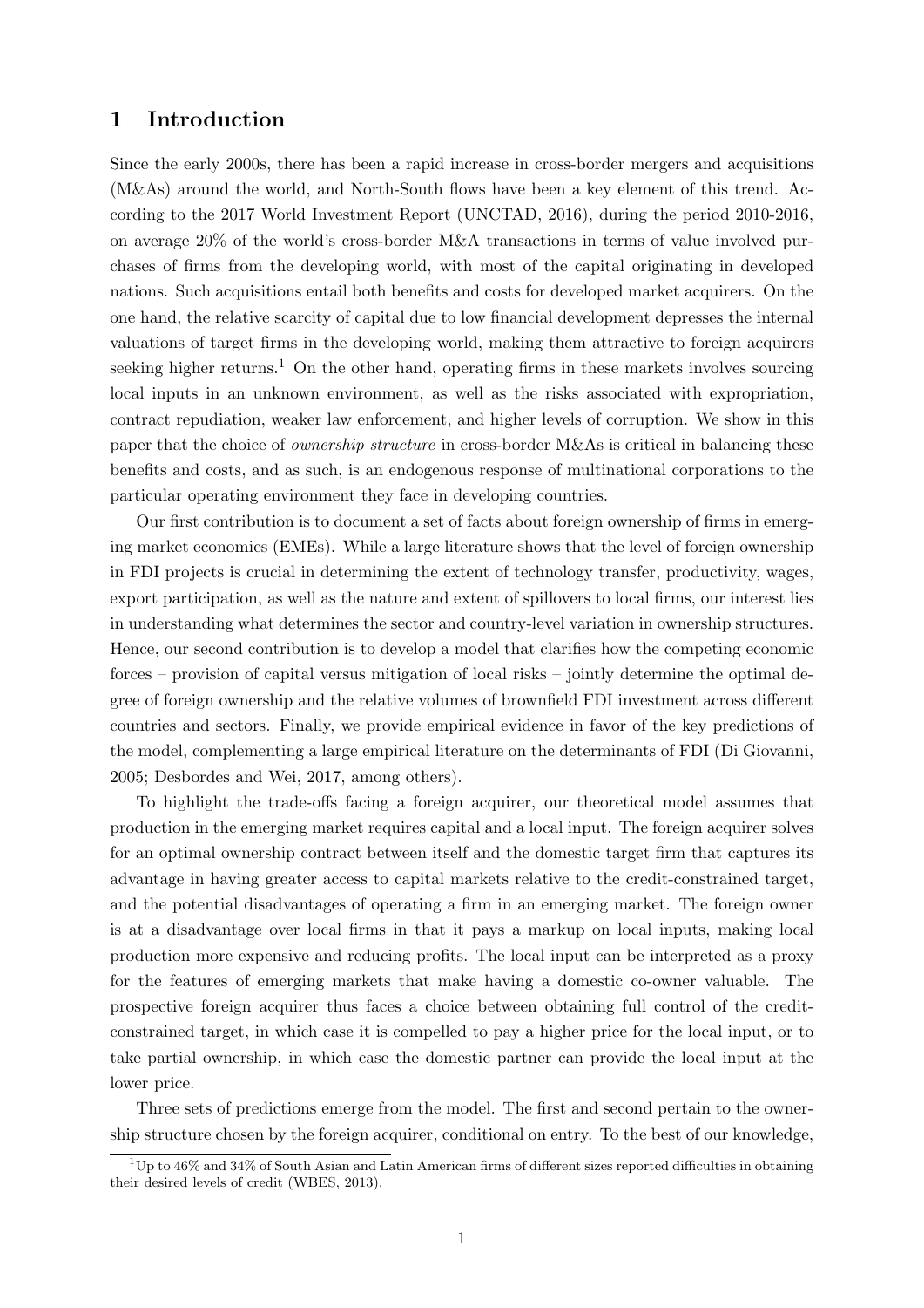# 1 Introduction

Since the early 2000s, there has been a rapid increase in cross-border mergers and acquisitions (M&As) around the world, and North-South flows have been a key element of this trend. According to the 2017 World Investment Report (UNCTAD, 2016), during the period 2010-2016, on average 20% of the world's cross-border M&A transactions in terms of value involved purchases of firms from the developing world, with most of the capital originating in developed nations. Such acquisitions entail both benefits and costs for developed market acquirers. On the one hand, the relative scarcity of capital due to low financial development depresses the internal valuations of target firms in the developing world, making them attractive to foreign acquirers seeking higher returns.[1] On the other hand, operating firms in these markets involves sourcing local inputs in an unknown environment, as well as the risks associated with expropriation, contract repudiation, weaker law enforcement, and higher levels of corruption. We show in this paper that the choice of *ownership structure* in cross-border M&As is critical in balancing these benefits and costs, and as such, is an endogenous response of multinational corporations to the particular operating environment they face in developing countries.

Our first contribution is to document a set of facts about foreign ownership of firms in emerging market economies (EMEs). While a large literature shows that the level of foreign ownership in FDI projects is crucial in determining the extent of technology transfer, productivity, wages, export participation, as well as the nature and extent of spillovers to local firms, our interest lies in understanding what determines the sector and country-level variation in ownership structures. Hence, our second contribution is to develop a model that clarifies how the competing economic forces – provision of capital versus mitigation of local risks – jointly determine the optimal degree of foreign ownership and the relative volumes of brownfield FDI investment across different countries and sectors. Finally, we provide empirical evidence in favor of the key predictions of the model, complementing a large empirical literature on the determinants of FDI (Di Giovanni, 2005; Desbordes and Wei, 2017, among others).

To highlight the trade-offs facing a foreign acquirer, our theoretical model assumes that production in the emerging market requires capital and a local input. The foreign acquirer solves for an optimal ownership contract between itself and the domestic target firm that captures its advantage in having greater access to capital markets relative to the credit-constrained target, and the potential disadvantages of operating a firm in an emerging market. The foreign owner is at a disadvantage over local firms in that it pays a markup on local inputs, making local production more expensive and reducing profits. The local input can be interpreted as a proxy for the features of emerging markets that make having a domestic co-owner valuable. The prospective foreign acquirer thus faces a choice between obtaining full control of the credit-constrained target, in which case it is compelled to pay a higher price for the local input, or to take partial ownership, in which case the domestic partner can provide the local input at the lower price.

Three sets of predictions emerge from the model. The first and second pertain to the ownership structure chosen by the foreign acquirer, conditional on entry. To the best of our knowledge,

[1] Up to 46% and 34% of South Asian and Latin American firms of different sizes reported difficulties in obtaining their desired levels of credit (WBES, 2013).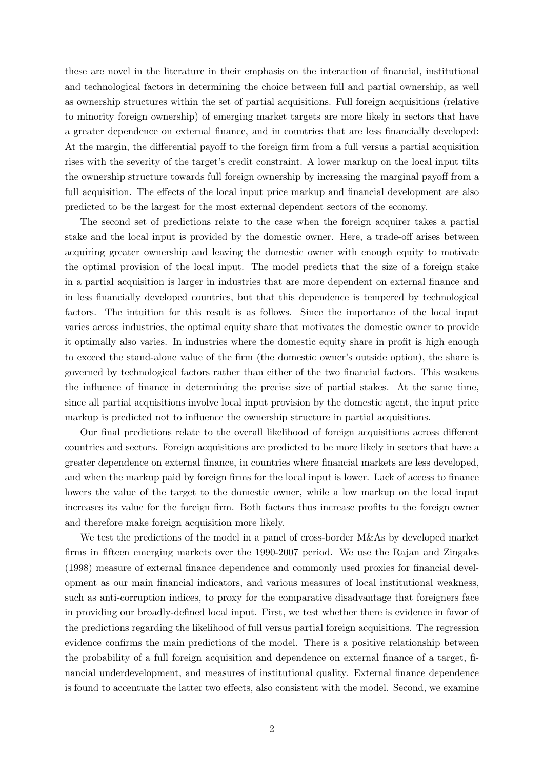these are novel in the literature in their emphasis on the interaction of financial, institutional and technological factors in determining the choice between full and partial ownership, as well as ownership structures within the set of partial acquisitions. Full foreign acquisitions (relative to minority foreign ownership) of emerging market targets are more likely in sectors that have a greater dependence on external finance, and in countries that are less financially developed: At the margin, the differential payoff to the foreign firm from a full versus a partial acquisition rises with the severity of the target's credit constraint. A lower markup on the local input tilts the ownership structure towards full foreign ownership by increasing the marginal payoff from a full acquisition. The effects of the local input price markup and financial development are also predicted to be the largest for the most external dependent sectors of the economy.

The second set of predictions relate to the case when the foreign acquirer takes a partial stake and the local input is provided by the domestic owner. Here, a trade-off arises between acquiring greater ownership and leaving the domestic owner with enough equity to motivate the optimal provision of the local input. The model predicts that the size of a foreign stake in a partial acquisition is larger in industries that are more dependent on external finance and in less financially developed countries, but that this dependence is tempered by technological factors. The intuition for this result is as follows. Since the importance of the local input varies across industries, the optimal equity share that motivates the domestic owner to provide it optimally also varies. In industries where the domestic equity share in profit is high enough to exceed the stand-alone value of the firm (the domestic owner's outside option), the share is governed by technological factors rather than either of the two financial factors. This weakens the influence of finance in determining the precise size of partial stakes. At the same time, since all partial acquisitions involve local input provision by the domestic agent, the input price markup is predicted not to influence the ownership structure in partial acquisitions.

Our final predictions relate to the overall likelihood of foreign acquisitions across different countries and sectors. Foreign acquisitions are predicted to be more likely in sectors that have a greater dependence on external finance, in countries where financial markets are less developed, and when the markup paid by foreign firms for the local input is lower. Lack of access to finance lowers the value of the target to the domestic owner, while a low markup on the local input increases its value for the foreign firm. Both factors thus increase profits to the foreign owner and therefore make foreign acquisition more likely.

We test the predictions of the model in a panel of cross-border M&As by developed market firms in fifteen emerging markets over the 1990-2007 period. We use the Rajan and Zingales (1998) measure of external finance dependence and commonly used proxies for financial development as our main financial indicators, and various measures of local institutional weakness, such as anti-corruption indices, to proxy for the comparative disadvantage that foreigners face in providing our broadly-defined local input. First, we test whether there is evidence in favor of the predictions regarding the likelihood of full versus partial foreign acquisitions. The regression evidence confirms the main predictions of the model. There is a positive relationship between the probability of a full foreign acquisition and dependence on external finance of a target, financial underdevelopment, and measures of institutional quality. External finance dependence is found to accentuate the latter two effects, also consistent with the model. Second, we examine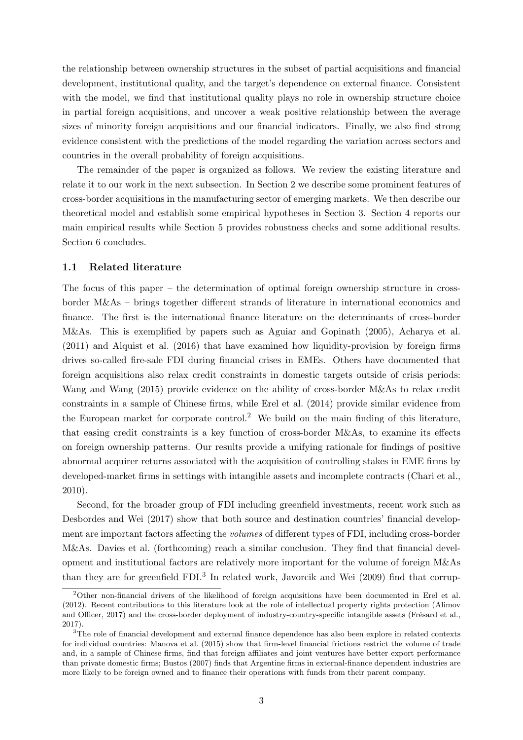the relationship between ownership structures in the subset of partial acquisitions and financial development, institutional quality, and the target's dependence on external finance. Consistent with the model, we find that institutional quality plays no role in ownership structure choice in partial foreign acquisitions, and uncover a weak positive relationship between the average sizes of minority foreign acquisitions and our financial indicators. Finally, we also find strong evidence consistent with the predictions of the model regarding the variation across sectors and countries in the overall probability of foreign acquisitions.

The remainder of the paper is organized as follows. We review the existing literature and relate it to our work in the next subsection. In Section 2 we describe some prominent features of cross-border acquisitions in the manufacturing sector of emerging markets. We then describe our theoretical model and establish some empirical hypotheses in Section 3. Section 4 reports our main empirical results while Section 5 provides robustness checks and some additional results. Section 6 concludes.

### 1.1 Related literature

The focus of this paper – the determination of optimal foreign ownership structure in cross-border M&As – brings together different strands of literature in international economics and finance. The first is the international finance literature on the determinants of cross-border M&As. This is exemplified by papers such as Aguiar and Gopinath (2005), Acharya et al. (2011) and Alquist et al. (2016) that have examined how liquidity-provision by foreign firms drives so-called fire-sale FDI during financial crises in EMEs. Others have documented that foreign acquisitions also relax credit constraints in domestic targets outside of crisis periods: Wang and Wang (2015) provide evidence on the ability of cross-border M&As to relax credit constraints in a sample of Chinese firms, while Erel et al. (2014) provide similar evidence from the European market for corporate control.[2] We build on the main finding of this literature, that easing credit constraints is a key function of cross-border M&As, to examine its effects on foreign ownership patterns. Our results provide a unifying rationale for findings of positive abnormal acquirer returns associated with the acquisition of controlling stakes in EME firms by developed-market firms in settings with intangible assets and incomplete contracts (Chari et al., 2010).

Second, for the broader group of FDI including greenfield investments, recent work such as Desbordes and Wei (2017) show that both source and destination countries' financial development are important factors affecting the *volumes* of different types of FDI, including cross-border M&As. Davies et al. (forthcoming) reach a similar conclusion. They find that financial development and institutional factors are relatively more important for the volume of foreign M&As than they are for greenfield FDI.[3] In related work, Javorcik and Wei (2009) find that corrup-

[2] Other non-financial drivers of the likelihood of foreign acquisitions have been documented in Erel et al. (2012). Recent contributions to this literature look at the role of intellectual property rights protection (Alimov and Officer, 2017) and the cross-border deployment of industry-country-specific intangible assets (Frésard et al., 2017).

[3] The role of financial development and external finance dependence has also been explore in related contexts for individual countries: Manova et al. (2015) show that firm-level financial frictions restrict the volume of trade and, in a sample of Chinese firms, find that foreign affiliates and joint ventures have better export performance than private domestic firms; Bustos (2007) finds that Argentine firms in external-finance dependent industries are more likely to be foreign owned and to finance their operations with funds from their parent company.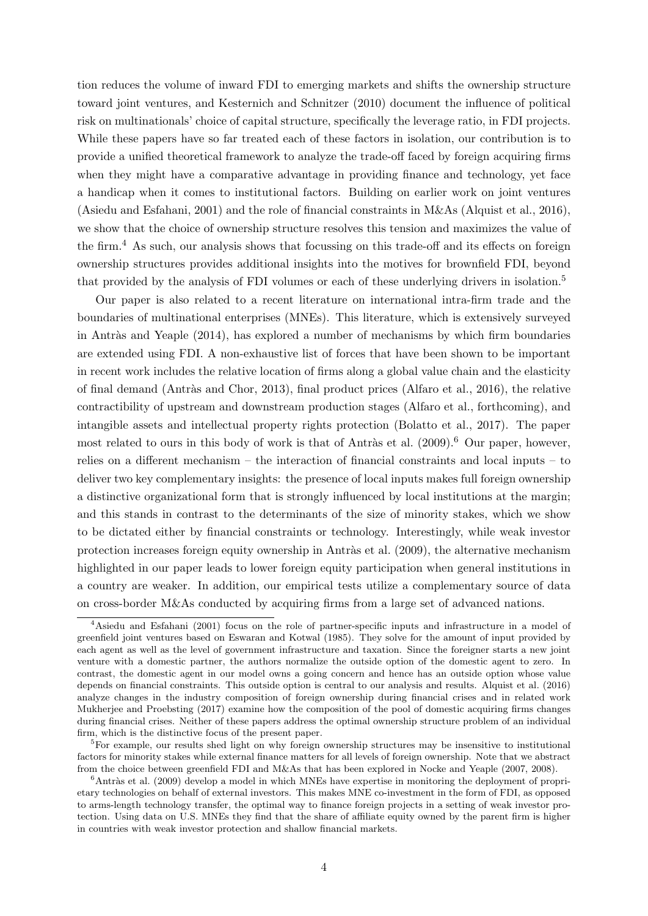tion reduces the volume of inward FDI to emerging markets and shifts the ownership structure toward joint ventures, and Kesternich and Schnitzer (2010) document the influence of political risk on multinationals' choice of capital structure, specifically the leverage ratio, in FDI projects. While these papers have so far treated each of these factors in isolation, our contribution is to provide a unified theoretical framework to analyze the trade-off faced by foreign acquiring firms when they might have a comparative advantage in providing finance and technology, yet face a handicap when it comes to institutional factors. Building on earlier work on joint ventures (Asiedu and Esfahani, 2001) and the role of financial constraints in M&As (Alquist et al., 2016), we show that the choice of ownership structure resolves this tension and maximizes the value of the firm.[4] As such, our analysis shows that focussing on this trade-off and its effects on foreign ownership structures provides additional insights into the motives for brownfield FDI, beyond that provided by the analysis of FDI volumes or each of these underlying drivers in isolation.[5]

Our paper is also related to a recent literature on international intra-firm trade and the boundaries of multinational enterprises (MNEs). This literature, which is extensively surveyed in Antràs and Yeaple (2014), has explored a number of mechanisms by which firm boundaries are extended using FDI. A non-exhaustive list of forces that have been shown to be important in recent work includes the relative location of firms along a global value chain and the elasticity of final demand (Antràs and Chor, 2013), final product prices (Alfaro et al., 2016), the relative contractibility of upstream and downstream production stages (Alfaro et al., forthcoming), and intangible assets and intellectual property rights protection (Bolatto et al., 2017). The paper most related to ours in this body of work is that of Antràs et al. (2009).[6] Our paper, however, relies on a different mechanism – the interaction of financial constraints and local inputs – to deliver two key complementary insights: the presence of local inputs makes full foreign ownership a distinctive organizational form that is strongly influenced by local institutions at the margin; and this stands in contrast to the determinants of the size of minority stakes, which we show to be dictated either by financial constraints or technology. Interestingly, while weak investor protection increases foreign equity ownership in Antràs et al. (2009), the alternative mechanism highlighted in our paper leads to lower foreign equity participation when general institutions in a country are weaker. In addition, our empirical tests utilize a complementary source of data on cross-border M&As conducted by acquiring firms from a large set of advanced nations.

[4] Asiedu and Esfahani (2001) focus on the role of partner-specific inputs and infrastructure in a model of greenfield joint ventures based on Eswaran and Kotwal (1985). They solve for the amount of input provided by each agent as well as the level of government infrastructure and taxation. Since the foreigner starts a new joint venture with a domestic partner, the authors normalize the outside option of the domestic agent to zero. In contrast, the domestic agent in our model owns a going concern and hence has an outside option whose value depends on financial constraints. This outside option is central to our analysis and results. Alquist et al. (2016) analyze changes in the industry composition of foreign ownership during financial crises and in related work Mukherjee and Proebsting (2017) examine how the composition of the pool of domestic acquiring firms changes during financial crises. Neither of these papers address the optimal ownership structure problem of an individual firm, which is the distinctive focus of the present paper.

[5] For example, our results shed light on why foreign ownership structures may be insensitive to institutional factors for minority stakes while external finance matters for all levels of foreign ownership. Note that we abstract from the choice between greenfield FDI and M&As that has been explored in Nocke and Yeaple (2007, 2008).

[6] Antràs et al. (2009) develop a model in which MNEs have expertise in monitoring the deployment of proprietary technologies on behalf of external investors. This makes MNE co-investment in the form of FDI, as opposed to arms-length technology transfer, the optimal way to finance foreign projects in a setting of weak investor protection. Using data on U.S. MNEs they find that the share of affiliate equity owned by the parent firm is higher in countries with weak investor protection and shallow financial markets.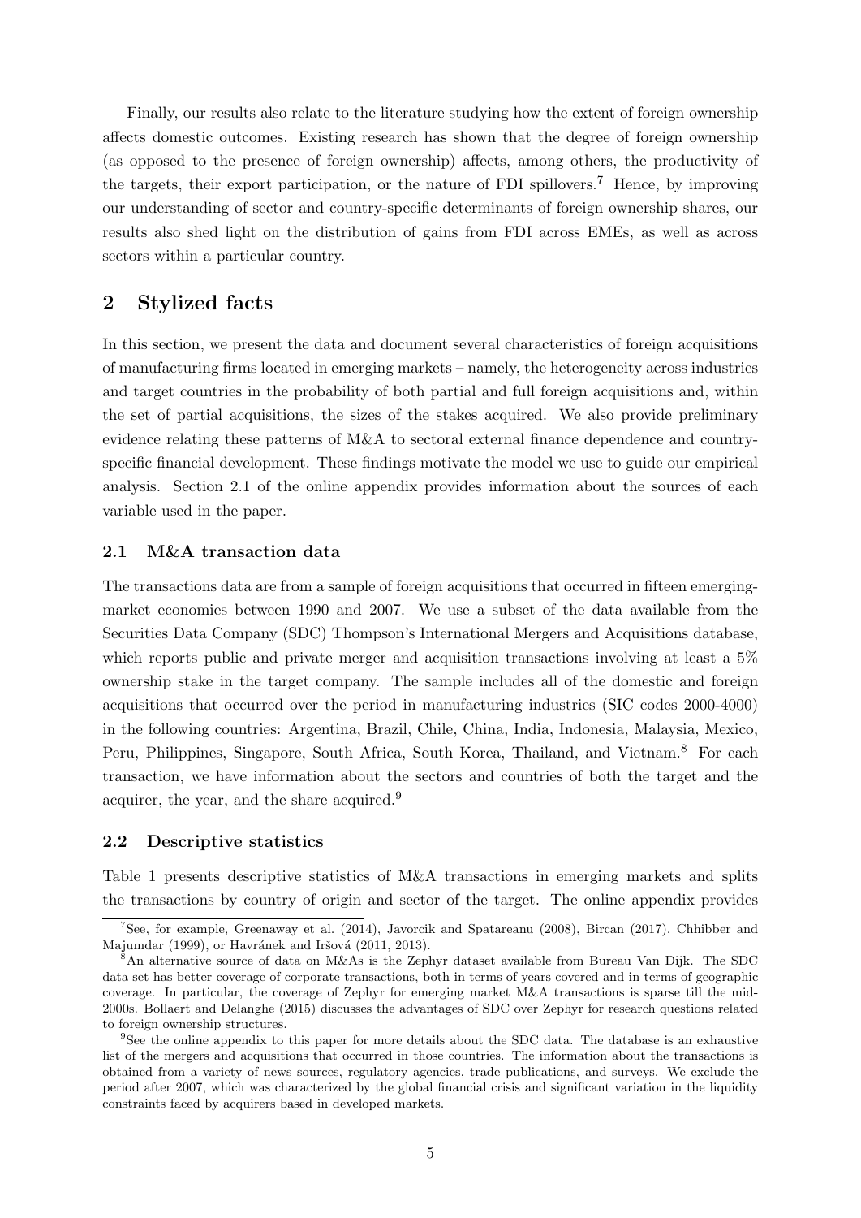Finally, our results also relate to the literature studying how the extent of foreign ownership affects domestic outcomes. Existing research has shown that the degree of foreign ownership (as opposed to the presence of foreign ownership) affects, among others, the productivity of the targets, their export participation, or the nature of FDI spillovers.[7] Hence, by improving our understanding of sector and country-specific determinants of foreign ownership shares, our results also shed light on the distribution of gains from FDI across EMEs, as well as across sectors within a particular country.

## 2 Stylized facts

In this section, we present the data and document several characteristics of foreign acquisitions of manufacturing firms located in emerging markets – namely, the heterogeneity across industries and target countries in the probability of both partial and full foreign acquisitions and, within the set of partial acquisitions, the sizes of the stakes acquired. We also provide preliminary evidence relating these patterns of M&A to sectoral external finance dependence and country-specific financial development. These findings motivate the model we use to guide our empirical analysis. Section 2.1 of the online appendix provides information about the sources of each variable used in the paper.

### 2.1 M&A transaction data

The transactions data are from a sample of foreign acquisitions that occurred in fifteen emerging-market economies between 1990 and 2007. We use a subset of the data available from the Securities Data Company (SDC) Thompson's International Mergers and Acquisitions database, which reports public and private merger and acquisition transactions involving at least a 5% ownership stake in the target company. The sample includes all of the domestic and foreign acquisitions that occurred over the period in manufacturing industries (SIC codes 2000-4000) in the following countries: Argentina, Brazil, Chile, China, India, Indonesia, Malaysia, Mexico, Peru, Philippines, Singapore, South Africa, South Korea, Thailand, and Vietnam.[8] For each transaction, we have information about the sectors and countries of both the target and the acquirer, the year, and the share acquired.[9]

### 2.2 Descriptive statistics

Table 1 presents descriptive statistics of M&A transactions in emerging markets and splits the transactions by country of origin and sector of the target. The online appendix provides

[7]See, for example, Greenaway et al. (2014), Javorcik and Spatareanu (2008), Bircan (2017), Chhibber and Majumdar (1999), or Havránek and Iršová (2011, 2013).

[8]An alternative source of data on M&As is the Zephyr dataset available from Bureau Van Dijk. The SDC data set has better coverage of corporate transactions, both in terms of years covered and in terms of geographic coverage. In particular, the coverage of Zephyr for emerging market M&A transactions is sparse till the mid-2000s. Bollaert and Delanghe (2015) discusses the advantages of SDC over Zephyr for research questions related to foreign ownership structures.

[9]See the online appendix to this paper for more details about the SDC data. The database is an exhaustive list of the mergers and acquisitions that occurred in those countries. The information about the transactions is obtained from a variety of news sources, regulatory agencies, trade publications, and surveys. We exclude the period after 2007, which was characterized by the global financial crisis and significant variation in the liquidity constraints faced by acquirers based in developed markets.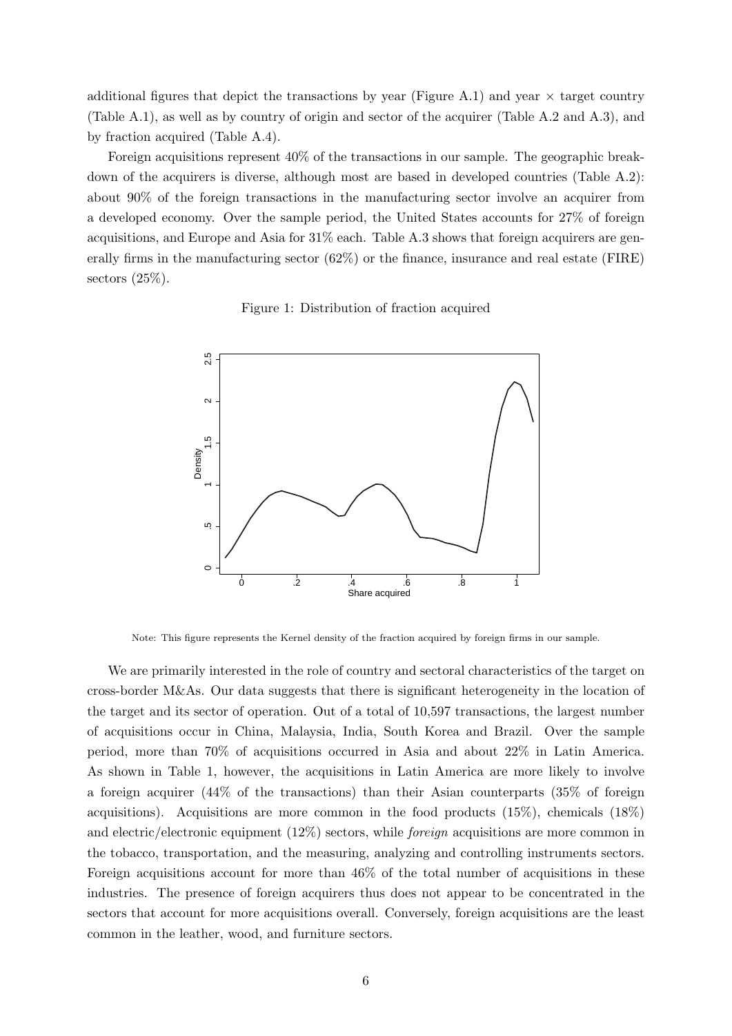additional figures that depict the transactions by year (Figure A.1) and year × target country (Table A.1), as well as by country of origin and sector of the acquirer (Table A.2 and A.3), and by fraction acquired (Table A.4).

Foreign acquisitions represent 40% of the transactions in our sample. The geographic breakdown of the acquirers is diverse, although most are based in developed countries (Table A.2): about 90% of the foreign transactions in the manufacturing sector involve an acquirer from a developed economy. Over the sample period, the United States accounts for 27% of foreign acquisitions, and Europe and Asia for 31% each. Table A.3 shows that foreign acquirers are generally firms in the manufacturing sector (62%) or the finance, insurance and real estate (FIRE) sectors (25%).

Figure 1: Distribution of fraction acquired

Note: This figure represents the Kernel density of the fraction acquired by foreign firms in our sample.

We are primarily interested in the role of country and sectoral characteristics of the target on cross-border M&As. Our data suggests that there is significant heterogeneity in the location of the target and its sector of operation. Out of a total of 10,597 transactions, the largest number of acquisitions occur in China, Malaysia, India, South Korea and Brazil. Over the sample period, more than 70% of acquisitions occurred in Asia and about 22% in Latin America. As shown in Table 1, however, the acquisitions in Latin America are more likely to involve a foreign acquirer (44% of the transactions) than their Asian counterparts (35% of foreign acquisitions). Acquisitions are more common in the food products (15%), chemicals (18%) and electric/electronic equipment (12%) sectors, while *foreign* acquisitions are more common in the tobacco, transportation, and the measuring, analyzing and controlling instruments sectors. Foreign acquisitions account for more than 46% of the total number of acquisitions in these industries. The presence of foreign acquirers thus does not appear to be concentrated in the sectors that account for more acquisitions overall. Conversely, foreign acquisitions are the least common in the leather, wood, and furniture sectors.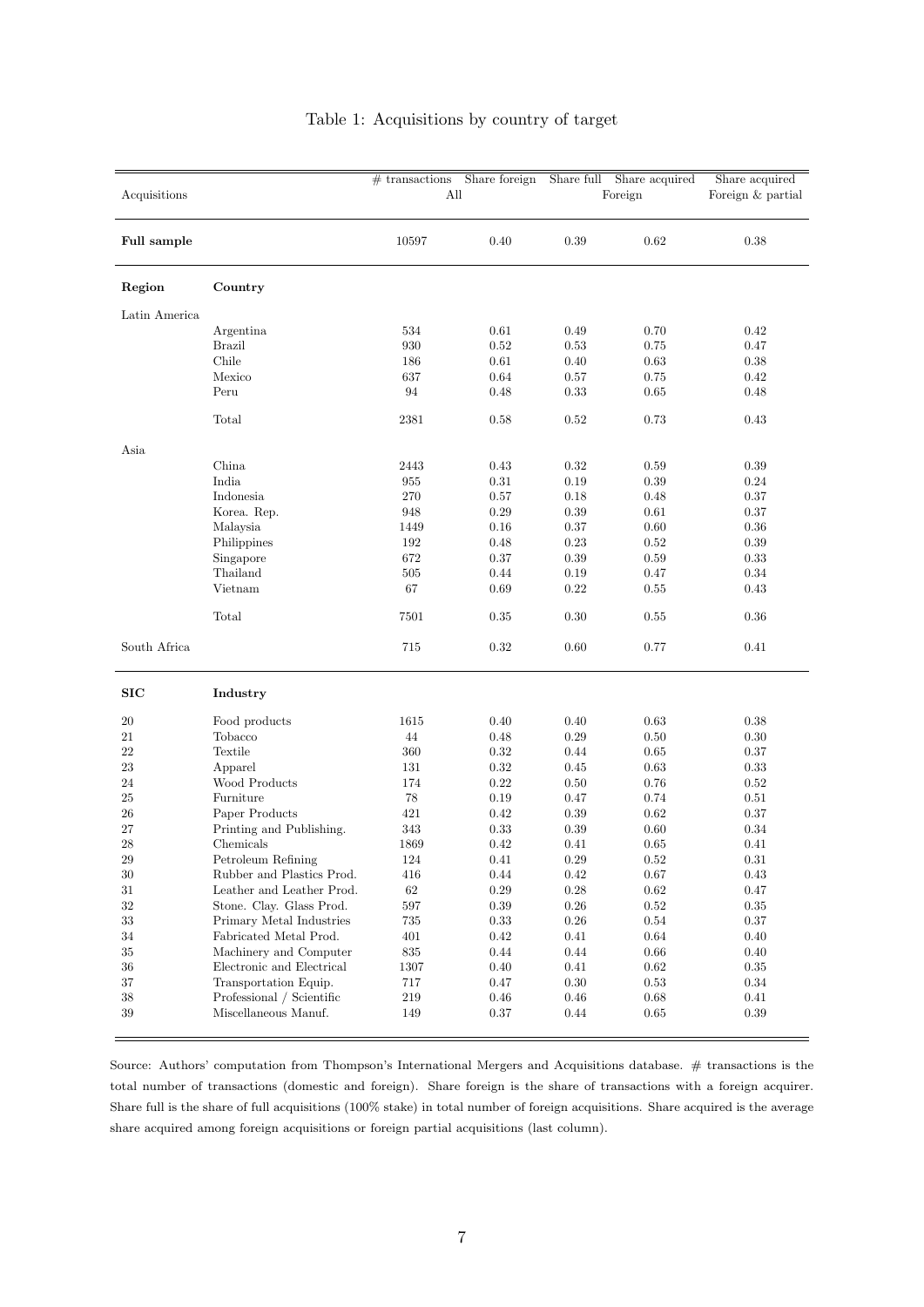Table 1: Acquisitions by country of target

| Acquisitions | | # transactions | Share foreign | Share full | Share acquired | Share acquired |
|---|---|---|---|---|---|---|
| | | All | | Foreign | | Foreign & partial |
| **Full sample** | | 10597 | 0.40 | 0.39 | 0.62 | 0.38 |
| **Region** | **Country** | | | | | |
| Latin America | | | | | | |
| | Argentina | 534 | 0.61 | 0.49 | 0.70 | 0.42 |
| | Brazil | 930 | 0.52 | 0.53 | 0.75 | 0.47 |
| | Chile | 186 | 0.61 | 0.40 | 0.63 | 0.38 |
| | Mexico | 637 | 0.64 | 0.57 | 0.75 | 0.42 |
| | Peru | 94 | 0.48 | 0.33 | 0.65 | 0.48 |
| | Total | 2381 | 0.58 | 0.52 | 0.73 | 0.43 |
| Asia | | | | | | |
| | China | 2443 | 0.43 | 0.32 | 0.59 | 0.39 |
| | India | 955 | 0.31 | 0.19 | 0.39 | 0.24 |
| | Indonesia | 270 | 0.57 | 0.18 | 0.48 | 0.37 |
| | Korea. Rep. | 948 | 0.29 | 0.39 | 0.61 | 0.37 |
| | Malaysia | 1449 | 0.16 | 0.37 | 0.60 | 0.36 |
| | Philippines | 192 | 0.48 | 0.23 | 0.52 | 0.39 |
| | Singapore | 672 | 0.37 | 0.39 | 0.59 | 0.33 |
| | Thailand | 505 | 0.44 | 0.19 | 0.47 | 0.34 |
| | Vietnam | 67 | 0.69 | 0.22 | 0.55 | 0.43 |
| | Total | 7501 | 0.35 | 0.30 | 0.55 | 0.36 |
| South Africa | | 715 | 0.32 | 0.60 | 0.77 | 0.41 |
| **SIC** | **Industry** | | | | | |
| 20 | Food products | 1615 | 0.40 | 0.40 | 0.63 | 0.38 |
| 21 | Tobacco | 44 | 0.48 | 0.29 | 0.50 | 0.30 |
| 22 | Textile | 360 | 0.32 | 0.44 | 0.65 | 0.37 |
| 23 | Apparel | 131 | 0.32 | 0.45 | 0.63 | 0.33 |
| 24 | Wood Products | 174 | 0.22 | 0.50 | 0.76 | 0.52 |
| 25 | Furniture | 78 | 0.19 | 0.47 | 0.74 | 0.51 |
| 26 | Paper Products | 421 | 0.42 | 0.39 | 0.62 | 0.37 |
| 27 | Printing and Publishing. | 343 | 0.33 | 0.39 | 0.60 | 0.34 |
| 28 | Chemicals | 1869 | 0.42 | 0.41 | 0.65 | 0.41 |
| 29 | Petroleum Refining | 124 | 0.41 | 0.29 | 0.52 | 0.31 |
| 30 | Rubber and Plastics Prod. | 416 | 0.44 | 0.42 | 0.67 | 0.43 |
| 31 | Leather and Leather Prod. | 62 | 0.29 | 0.28 | 0.62 | 0.47 |
| 32 | Stone. Clay. Glass Prod. | 597 | 0.39 | 0.26 | 0.52 | 0.35 |
| 33 | Primary Metal Industries | 735 | 0.33 | 0.26 | 0.54 | 0.37 |
| 34 | Fabricated Metal Prod. | 401 | 0.42 | 0.41 | 0.64 | 0.40 |
| 35 | Machinery and Computer | 835 | 0.44 | 0.44 | 0.66 | 0.40 |
| 36 | Electronic and Electrical | 1307 | 0.40 | 0.41 | 0.62 | 0.35 |
| 37 | Transportation Equip. | 717 | 0.47 | 0.30 | 0.53 | 0.34 |
| 38 | Professional / Scientific | 219 | 0.46 | 0.46 | 0.68 | 0.41 |
| 39 | Miscellaneous Manuf. | 149 | 0.37 | 0.44 | 0.65 | 0.39 |

Source: Authors' computation from Thompson's International Mergers and Acquisitions database. # transactions is the total number of transactions (domestic and foreign). Share foreign is the share of transactions with a foreign acquirer. Share full is the share of full acquisitions (100% stake) in total number of foreign acquisitions. Share acquired is the average share acquired among foreign acquisitions or foreign partial acquisitions (last column).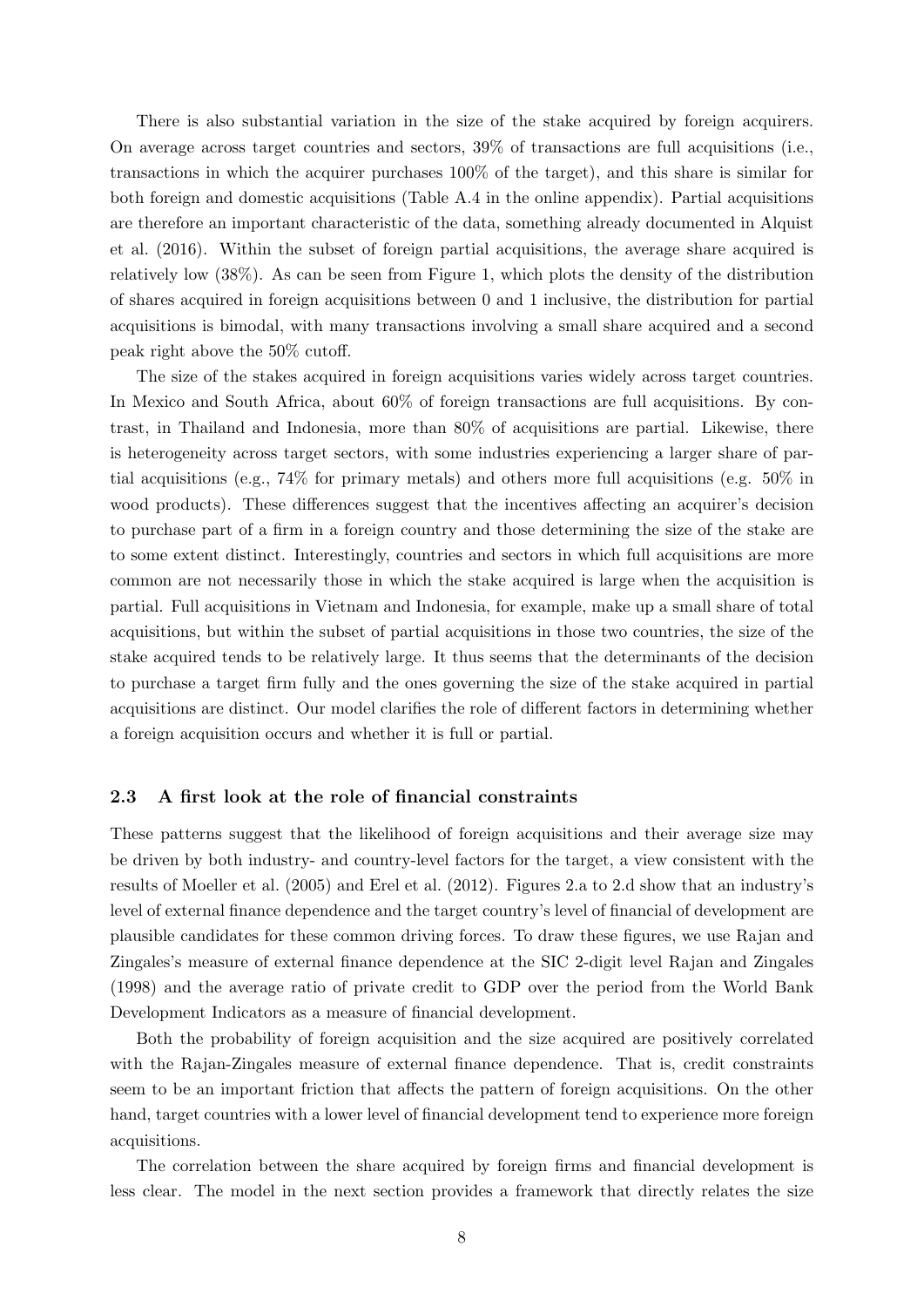There is also substantial variation in the size of the stake acquired by foreign acquirers. On average across target countries and sectors, 39% of transactions are full acquisitions (i.e., transactions in which the acquirer purchases 100% of the target), and this share is similar for both foreign and domestic acquisitions (Table A.4 in the online appendix). Partial acquisitions are therefore an important characteristic of the data, something already documented in Alquist et al. (2016). Within the subset of foreign partial acquisitions, the average share acquired is relatively low (38%). As can be seen from Figure 1, which plots the density of the distribution of shares acquired in foreign acquisitions between 0 and 1 inclusive, the distribution for partial acquisitions is bimodal, with many transactions involving a small share acquired and a second peak right above the 50% cutoff.

The size of the stakes acquired in foreign acquisitions varies widely across target countries. In Mexico and South Africa, about 60% of foreign transactions are full acquisitions. By contrast, in Thailand and Indonesia, more than 80% of acquisitions are partial. Likewise, there is heterogeneity across target sectors, with some industries experiencing a larger share of partial acquisitions (e.g., 74% for primary metals) and others more full acquisitions (e.g. 50% in wood products). These differences suggest that the incentives affecting an acquirer's decision to purchase part of a firm in a foreign country and those determining the size of the stake are to some extent distinct. Interestingly, countries and sectors in which full acquisitions are more common are not necessarily those in which the stake acquired is large when the acquisition is partial. Full acquisitions in Vietnam and Indonesia, for example, make up a small share of total acquisitions, but within the subset of partial acquisitions in those two countries, the size of the stake acquired tends to be relatively large. It thus seems that the determinants of the decision to purchase a target firm fully and the ones governing the size of the stake acquired in partial acquisitions are distinct. Our model clarifies the role of different factors in determining whether a foreign acquisition occurs and whether it is full or partial.

### 2.3 A first look at the role of financial constraints

These patterns suggest that the likelihood of foreign acquisitions and their average size may be driven by both industry- and country-level factors for the target, a view consistent with the results of Moeller et al. (2005) and Erel et al. (2012). Figures 2.a to 2.d show that an industry's level of external finance dependence and the target country's level of financial of development are plausible candidates for these common driving forces. To draw these figures, we use Rajan and Zingales's measure of external finance dependence at the SIC 2-digit level Rajan and Zingales (1998) and the average ratio of private credit to GDP over the period from the World Bank Development Indicators as a measure of financial development.

Both the probability of foreign acquisition and the size acquired are positively correlated with the Rajan-Zingales measure of external finance dependence. That is, credit constraints seem to be an important friction that affects the pattern of foreign acquisitions. On the other hand, target countries with a lower level of financial development tend to experience more foreign acquisitions.

The correlation between the share acquired by foreign firms and financial development is less clear. The model in the next section provides a framework that directly relates the size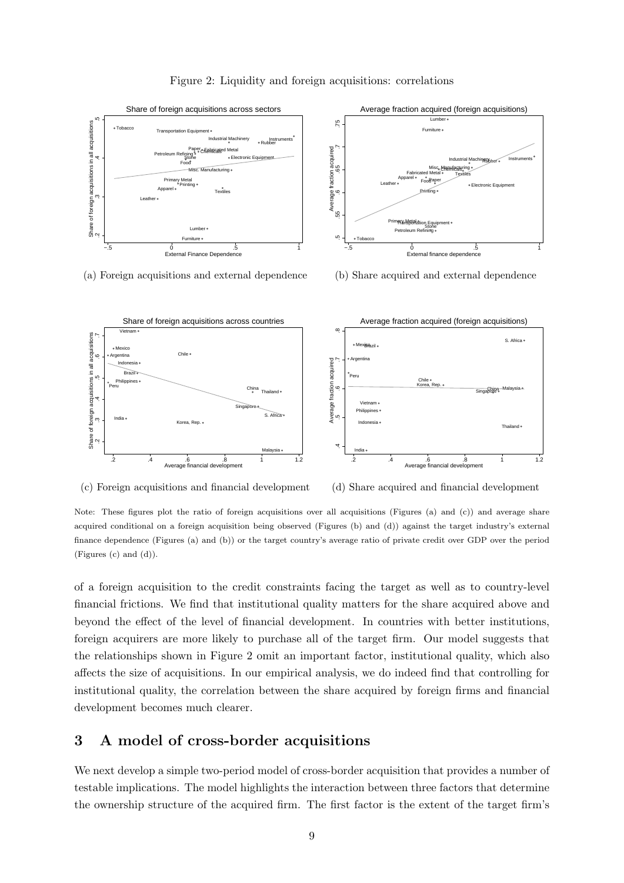Figure 2: Liquidity and foreign acquisitions: correlations

(a) Foreign acquisitions and external dependence

(b) Share acquired and external dependence

(c) Foreign acquisitions and financial development

(d) Share acquired and financial development

Note: These figures plot the ratio of foreign acquisitions over all acquisitions (Figures (a) and (c)) and average share acquired conditional on a foreign acquisition being observed (Figures (b) and (d)) against the target industry's external finance dependence (Figures (a) and (b)) or the target country's average ratio of private credit over GDP over the period (Figures (c) and (d)).

of a foreign acquisition to the credit constraints facing the target as well as to country-level financial frictions. We find that institutional quality matters for the share acquired above and beyond the effect of the level of financial development. In countries with better institutions, foreign acquirers are more likely to purchase all of the target firm. Our model suggests that the relationships shown in Figure 2 omit an important factor, institutional quality, which also affects the size of acquisitions. In our empirical analysis, we do indeed find that controlling for institutional quality, the correlation between the share acquired by foreign firms and financial development becomes much clearer.

# 3 A model of cross-border acquisitions

We next develop a simple two-period model of cross-border acquisition that provides a number of testable implications. The model highlights the interaction between three factors that determine the ownership structure of the acquired firm. The first factor is the extent of the target firm's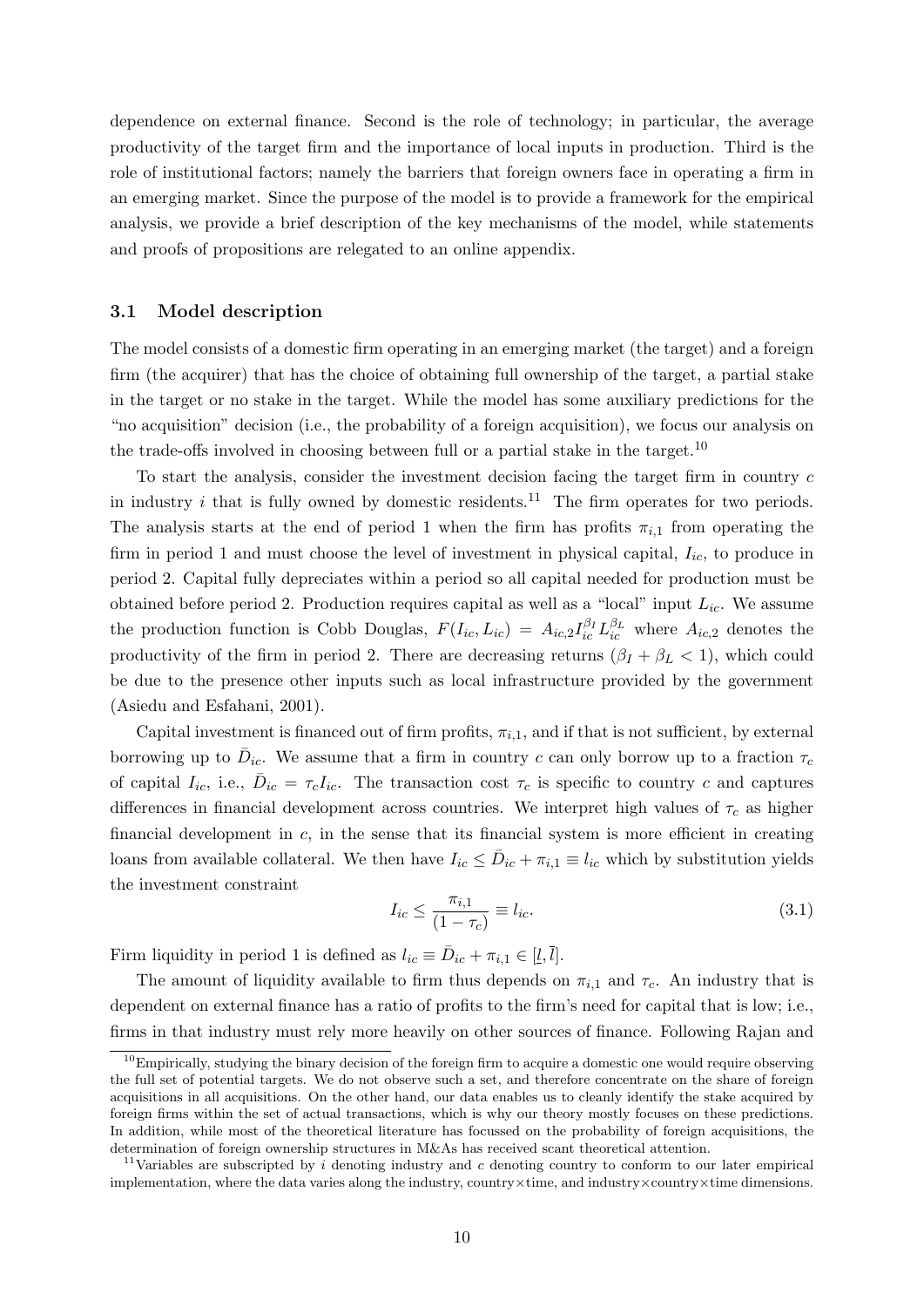dependence on external finance. Second is the role of technology; in particular, the average productivity of the target firm and the importance of local inputs in production. Third is the role of institutional factors; namely the barriers that foreign owners face in operating a firm in an emerging market. Since the purpose of the model is to provide a framework for the empirical analysis, we provide a brief description of the key mechanisms of the model, while statements and proofs of propositions are relegated to an online appendix.

### 3.1 Model description

The model consists of a domestic firm operating in an emerging market (the target) and a foreign firm (the acquirer) that has the choice of obtaining full ownership of the target, a partial stake in the target or no stake in the target. While the model has some auxiliary predictions for the "no acquisition" decision (i.e., the probability of a foreign acquisition), we focus our analysis on the trade-offs involved in choosing between full or a partial stake in the target.[10]

To start the analysis, consider the investment decision facing the target firm in country $c$ in industry $i$ that is fully owned by domestic residents.[11] The firm operates for two periods. The analysis starts at the end of period 1 when the firm has profits $\pi_{i,1}$ from operating the firm in period 1 and must choose the level of investment in physical capital, $I_{ic}$, to produce in period 2. Capital fully depreciates within a period so all capital needed for production must be obtained before period 2. Production requires capital as well as a "local" input $L_{ic}$. We assume the production function is Cobb Douglas, $F(I_{ic}, L_{ic}) = A_{ic,2} I_{ic}^{\beta_I} L_{ic}^{\beta_L}$ where $A_{ic,2}$ denotes the productivity of the firm in period 2. There are decreasing returns ($\beta_I + \beta_L < 1$), which could be due to the presence other inputs such as local infrastructure provided by the government (Asiedu and Esfahani, 2001).

Capital investment is financed out of firm profits, $\pi_{i,1}$, and if that is not sufficient, by external borrowing up to $\bar{D}_{ic}$. We assume that a firm in country $c$ can only borrow up to a fraction $\tau_c$ of capital $I_{ic}$, i.e., $\bar{D}_{ic} = \tau_c I_{ic}$. The transaction cost $\tau_c$ is specific to country $c$ and captures differences in financial development across countries. We interpret high values of $\tau_c$ as higher financial development in $c$, in the sense that its financial system is more efficient in creating loans from available collateral. We then have $I_{ic} \leq \bar{D}_{ic} + \pi_{i,1} \equiv l_{ic}$ which by substitution yields the investment constraint

$$I_{ic} \leq \frac{\pi_{i,1}}{(1 - \tau_c)} \equiv l_{ic}. \tag{3.1}$$

Firm liquidity in period 1 is defined as $l_{ic} \equiv \bar{D}_{ic} + \pi_{i,1} \in [\underline{l}, \bar{l}]$.

The amount of liquidity available to firm thus depends on $\pi_{i,1}$ and $\tau_c$. An industry that is dependent on external finance has a ratio of profits to the firm's need for capital that is low; i.e., firms in that industry must rely more heavily on other sources of finance. Following Rajan and

[10] Empirically, studying the binary decision of the foreign firm to acquire a domestic one would require observing the full set of potential targets. We do not observe such a set, and therefore concentrate on the share of foreign acquisitions in all acquisitions. On the other hand, our data enables us to cleanly identify the stake acquired by foreign firms within the set of actual transactions, which is why our theory mostly focuses on these predictions. In addition, while most of the theoretical literature has focussed on the probability of foreign acquisitions, the determination of foreign ownership structures in M&As has received scant theoretical attention.

[11] Variables are subscripted by $i$ denoting industry and $c$ denoting country to conform to our later empirical implementation, where the data varies along the industry, country×time, and industry×country×time dimensions.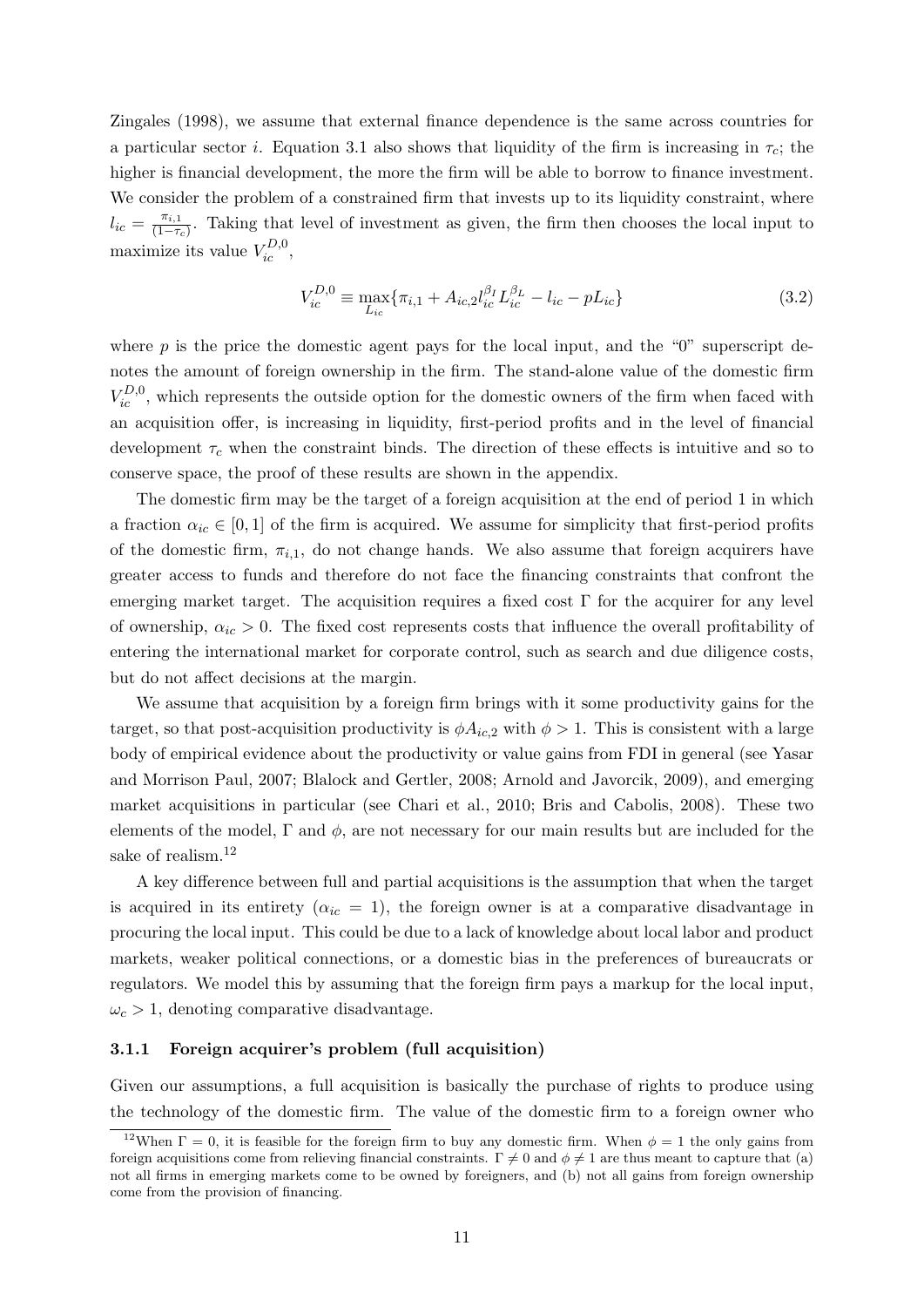Zingales (1998), we assume that external finance dependence is the same across countries for a particular sector $i$. Equation 3.1 also shows that liquidity of the firm is increasing in $\tau_c$; the higher is financial development, the more the firm will be able to borrow to finance investment. We consider the problem of a constrained firm that invests up to its liquidity constraint, where $l_{ic} = \frac{\pi_{i,1}}{(1-\tau_c)}$. Taking that level of investment as given, the firm then chooses the local input to maximize its value $V_{ic}^{D,0}$,

$$V_{ic}^{D,0} \equiv \max_{L_{ic}} \{\pi_{i,1} + A_{ic,2} l_{ic}^{\beta_I} L_{ic}^{\beta_L} - l_{ic} - pL_{ic}\} \tag{3.2}$$

where $p$ is the price the domestic agent pays for the local input, and the "0" superscript denotes the amount of foreign ownership in the firm. The stand-alone value of the domestic firm $V_{ic}^{D,0}$, which represents the outside option for the domestic owners of the firm when faced with an acquisition offer, is increasing in liquidity, first-period profits and in the level of financial development $\tau_c$ when the constraint binds. The direction of these effects is intuitive and so to conserve space, the proof of these results are shown in the appendix.

The domestic firm may be the target of a foreign acquisition at the end of period 1 in which a fraction $\alpha_{ic} \in [0, 1]$ of the firm is acquired. We assume for simplicity that first-period profits of the domestic firm, $\pi_{i,1}$, do not change hands. We also assume that foreign acquirers have greater access to funds and therefore do not face the financing constraints that confront the emerging market target. The acquisition requires a fixed cost $\Gamma$ for the acquirer for any level of ownership, $\alpha_{ic} > 0$. The fixed cost represents costs that influence the overall profitability of entering the international market for corporate control, such as search and due diligence costs, but do not affect decisions at the margin.

We assume that acquisition by a foreign firm brings with it some productivity gains for the target, so that post-acquisition productivity is $\phi A_{ic,2}$ with $\phi > 1$. This is consistent with a large body of empirical evidence about the productivity or value gains from FDI in general (see Yasar and Morrison Paul, 2007; Blalock and Gertler, 2008; Arnold and Javorcik, 2009), and emerging market acquisitions in particular (see Chari et al., 2010; Bris and Cabolis, 2008). These two elements of the model, $\Gamma$ and $\phi$, are not necessary for our main results but are included for the sake of realism.[12]

A key difference between full and partial acquisitions is the assumption that when the target is acquired in its entirety ($\alpha_{ic} = 1$), the foreign owner is at a comparative disadvantage in procuring the local input. This could be due to a lack of knowledge about local labor and product markets, weaker political connections, or a domestic bias in the preferences of bureaucrats or regulators. We model this by assuming that the foreign firm pays a markup for the local input, $\omega_c > 1$, denoting comparative disadvantage.

### 3.1.1 Foreign acquirer's problem (full acquisition)

Given our assumptions, a full acquisition is basically the purchase of rights to produce using the technology of the domestic firm. The value of the domestic firm to a foreign owner who

[12] When $\Gamma = 0$, it is feasible for the foreign firm to buy any domestic firm. When $\phi = 1$ the only gains from foreign acquisitions come from relieving financial constraints. $\Gamma \neq 0$ and $\phi \neq 1$ are thus meant to capture that (a) not all firms in emerging markets come to be owned by foreigners, and (b) not all gains from foreign ownership come from the provision of financing.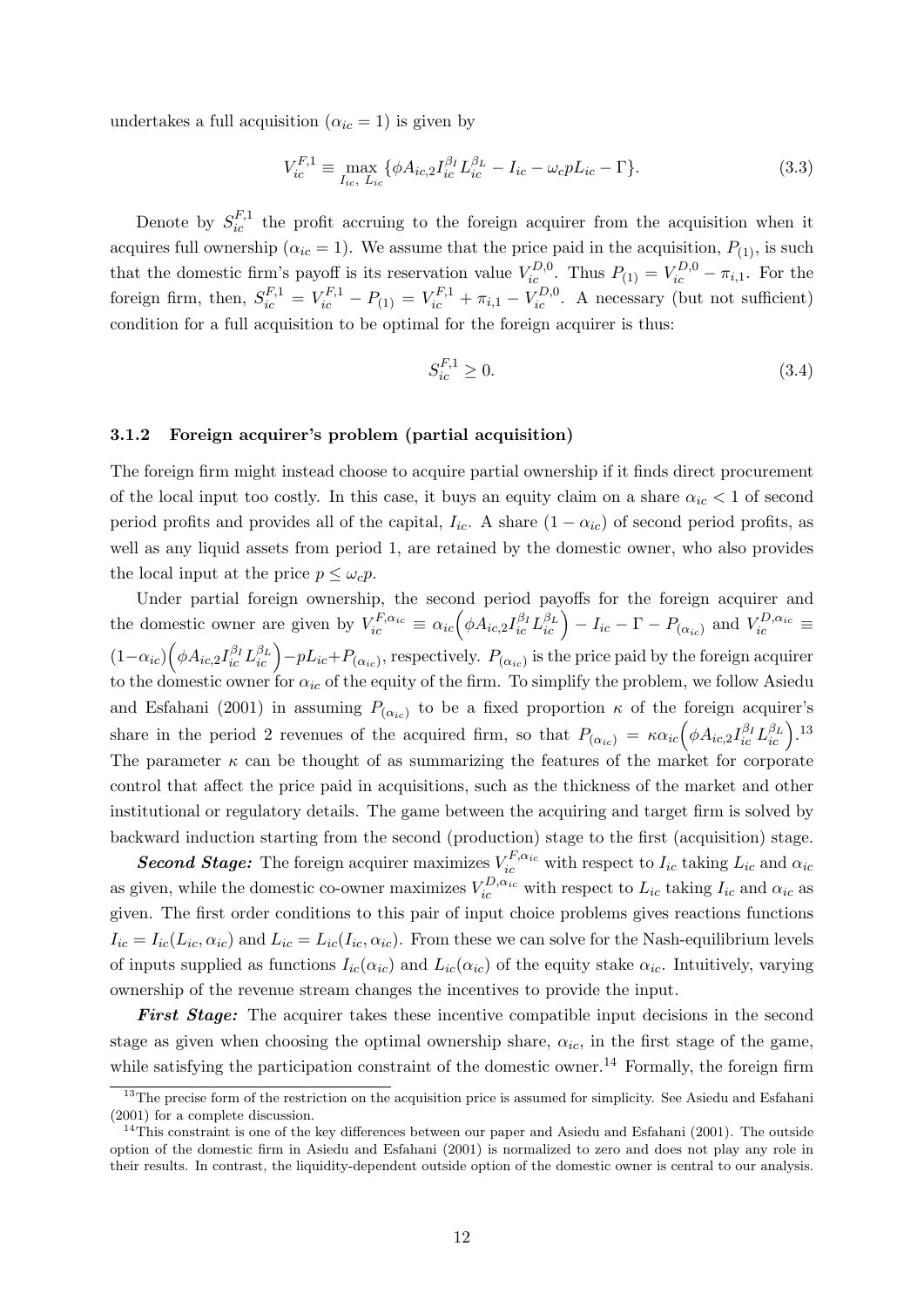undertakes a full acquisition ($\alpha_{ic} = 1$) is given by

$$V_{ic}^{F,1} \equiv \max_{I_{ic},\, L_{ic}} \{\phi A_{ic,2} I_{ic}^{\beta_I} L_{ic}^{\beta_L} - I_{ic} - \omega_c p L_{ic} - \Gamma\}. \tag{3.3}$$

Denote by $S_{ic}^{F,1}$ the profit accruing to the foreign acquirer from the acquisition when it acquires full ownership ($\alpha_{ic} = 1$). We assume that the price paid in the acquisition, $P_{(1)}$, is such that the domestic firm's payoff is its reservation value $V_{ic}^{D,0}$. Thus $P_{(1)} = V_{ic}^{D,0} - \pi_{i,1}$. For the foreign firm, then, $S_{ic}^{F,1} = V_{ic}^{F,1} - P_{(1)} = V_{ic}^{F,1} + \pi_{i,1} - V_{ic}^{D,0}$. A necessary (but not sufficient) condition for a full acquisition to be optimal for the foreign acquirer is thus:

$$S_{ic}^{F,1} \geq 0. \tag{3.4}$$

### 3.1.2 Foreign acquirer's problem (partial acquisition)

The foreign firm might instead choose to acquire partial ownership if it finds direct procurement of the local input too costly. In this case, it buys an equity claim on a share $\alpha_{ic} < 1$ of second period profits and provides all of the capital, $I_{ic}$. A share $(1 - \alpha_{ic})$ of second period profits, as well as any liquid assets from period 1, are retained by the domestic owner, who also provides the local input at the price $p \leq \omega_c p$.

Under partial foreign ownership, the second period payoffs for the foreign acquirer and the domestic owner are given by $V_{ic}^{F,\alpha_{ic}} \equiv \alpha_{ic}\Big(\phi A_{ic,2} I_{ic}^{\beta_I} L_{ic}^{\beta_L}\Big) - I_{ic} - \Gamma - P_{(\alpha_{ic})}$ and $V_{ic}^{D,\alpha_{ic}} \equiv (1-\alpha_{ic})\Big(\phi A_{ic,2} I_{ic}^{\beta_I} L_{ic}^{\beta_L}\Big) - pL_{ic} + P_{(\alpha_{ic})}$, respectively. $P_{(\alpha_{ic})}$ is the price paid by the foreign acquirer to the domestic owner for $\alpha_{ic}$ of the equity of the firm. To simplify the problem, we follow Asiedu and Esfahani (2001) in assuming $P_{(\alpha_{ic})}$ to be a fixed proportion $\kappa$ of the foreign acquirer's share in the period 2 revenues of the acquired firm, so that $P_{(\alpha_{ic})} = \kappa\alpha_{ic}\Big(\phi A_{ic,2} I_{ic}^{\beta_I} L_{ic}^{\beta_L}\Big)$.[13] The parameter $\kappa$ can be thought of as summarizing the features of the market for corporate control that affect the price paid in acquisitions, such as the thickness of the market and other institutional or regulatory details. The game between the acquiring and target firm is solved by backward induction starting from the second (production) stage to the first (acquisition) stage.

***Second Stage:*** The foreign acquirer maximizes $V_{ic}^{F,\alpha_{ic}}$ with respect to $I_{ic}$ taking $L_{ic}$ and $\alpha_{ic}$ as given, while the domestic co-owner maximizes $V_{ic}^{D,\alpha_{ic}}$ with respect to $L_{ic}$ taking $I_{ic}$ and $\alpha_{ic}$ as given. The first order conditions to this pair of input choice problems gives reactions functions $I_{ic} = I_{ic}(L_{ic}, \alpha_{ic})$ and $L_{ic} = L_{ic}(I_{ic}, \alpha_{ic})$. From these we can solve for the Nash-equilibrium levels of inputs supplied as functions $I_{ic}(\alpha_{ic})$ and $L_{ic}(\alpha_{ic})$ of the equity stake $\alpha_{ic}$. Intuitively, varying ownership of the revenue stream changes the incentives to provide the input.

***First Stage:*** The acquirer takes these incentive compatible input decisions in the second stage as given when choosing the optimal ownership share, $\alpha_{ic}$, in the first stage of the game, while satisfying the participation constraint of the domestic owner.[14] Formally, the foreign firm

[13] The precise form of the restriction on the acquisition price is assumed for simplicity. See Asiedu and Esfahani (2001) for a complete discussion.

[14] This constraint is one of the key differences between our paper and Asiedu and Esfahani (2001). The outside option of the domestic firm in Asiedu and Esfahani (2001) is normalized to zero and does not play any role in their results. In contrast, the liquidity-dependent outside option of the domestic owner is central to our analysis.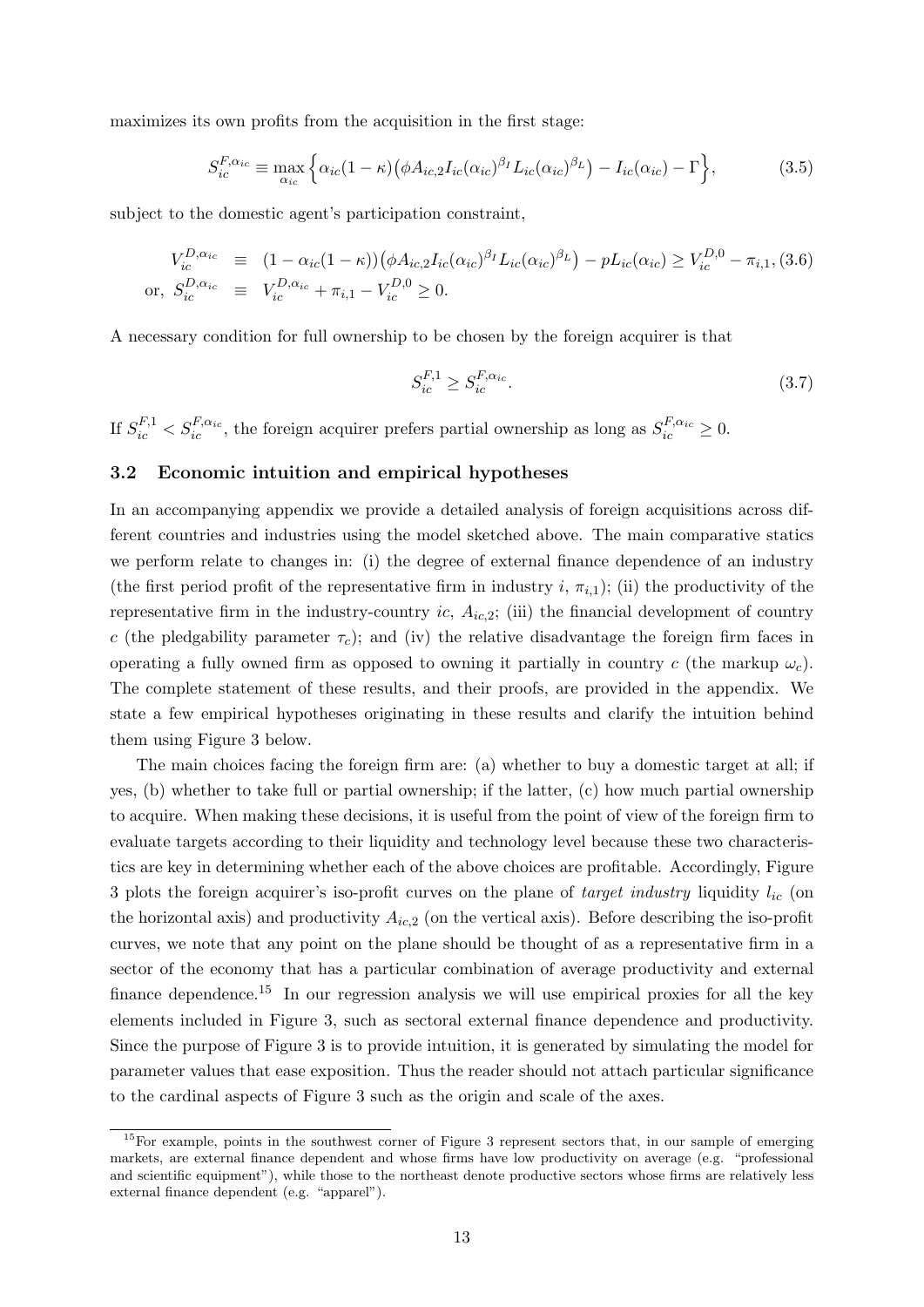maximizes its own profits from the acquisition in the first stage:

$$S_{ic}^{F,\alpha_{ic}} \equiv \max_{\alpha_{ic}} \Big\{ \alpha_{ic}(1-\kappa)\big(\phi A_{ic,2} I_{ic}(\alpha_{ic})^{\beta_I} L_{ic}(\alpha_{ic})^{\beta_L}\big) - I_{ic}(\alpha_{ic}) - \Gamma \Big\}, \tag{3.5}$$

subject to the domestic agent's participation constraint,

$$\begin{aligned} V_{ic}^{D,\alpha_{ic}} &\equiv (1-\alpha_{ic}(1-\kappa))\big(\phi A_{ic,2} I_{ic}(\alpha_{ic})^{\beta_I} L_{ic}(\alpha_{ic})^{\beta_L}\big) - pL_{ic}(\alpha_{ic}) \geq V_{ic}^{D,0} - \pi_{i,1}, \quad (3.6) \\ \text{or, } S_{ic}^{D,\alpha_{ic}} &\equiv V_{ic}^{D,\alpha_{ic}} + \pi_{i,1} - V_{ic}^{D,0} \geq 0. \end{aligned}$$

A necessary condition for full ownership to be chosen by the foreign acquirer is that

$$S_{ic}^{F,1} \geq S_{ic}^{F,\alpha_{ic}}. \tag{3.7}$$

If $S_{ic}^{F,1} < S_{ic}^{F,\alpha_{ic}}$, the foreign acquirer prefers partial ownership as long as $S_{ic}^{F,\alpha_{ic}} \geq 0$.

### 3.2 Economic intuition and empirical hypotheses

In an accompanying appendix we provide a detailed analysis of foreign acquisitions across different countries and industries using the model sketched above. The main comparative statics we perform relate to changes in: (i) the degree of external finance dependence of an industry (the first period profit of the representative firm in industry $i$, $\pi_{i,1}$); (ii) the productivity of the representative firm in the industry-country $ic$, $A_{ic,2}$; (iii) the financial development of country $c$ (the pledgability parameter $\tau_c$); and (iv) the relative disadvantage the foreign firm faces in operating a fully owned firm as opposed to owning it partially in country $c$ (the markup $\omega_c$). The complete statement of these results, and their proofs, are provided in the appendix. We state a few empirical hypotheses originating in these results and clarify the intuition behind them using Figure 3 below.

The main choices facing the foreign firm are: (a) whether to buy a domestic target at all; if yes, (b) whether to take full or partial ownership; if the latter, (c) how much partial ownership to acquire. When making these decisions, it is useful from the point of view of the foreign firm to evaluate targets according to their liquidity and technology level because these two characteristics are key in determining whether each of the above choices are profitable. Accordingly, Figure 3 plots the foreign acquirer's iso-profit curves on the plane of *target industry* liquidity $l_{ic}$ (on the horizontal axis) and productivity $A_{ic,2}$ (on the vertical axis). Before describing the iso-profit curves, we note that any point on the plane should be thought of as a representative firm in a sector of the economy that has a particular combination of average productivity and external finance dependence.[15] In our regression analysis we will use empirical proxies for all the key elements included in Figure 3, such as sectoral external finance dependence and productivity. Since the purpose of Figure 3 is to provide intuition, it is generated by simulating the model for parameter values that ease exposition. Thus the reader should not attach particular significance to the cardinal aspects of Figure 3 such as the origin and scale of the axes.

[15] For example, points in the southwest corner of Figure 3 represent sectors that, in our sample of emerging markets, are external finance dependent and whose firms have low productivity on average (e.g. "professional and scientific equipment"), while those to the northeast denote productive sectors whose firms are relatively less external finance dependent (e.g. "apparel").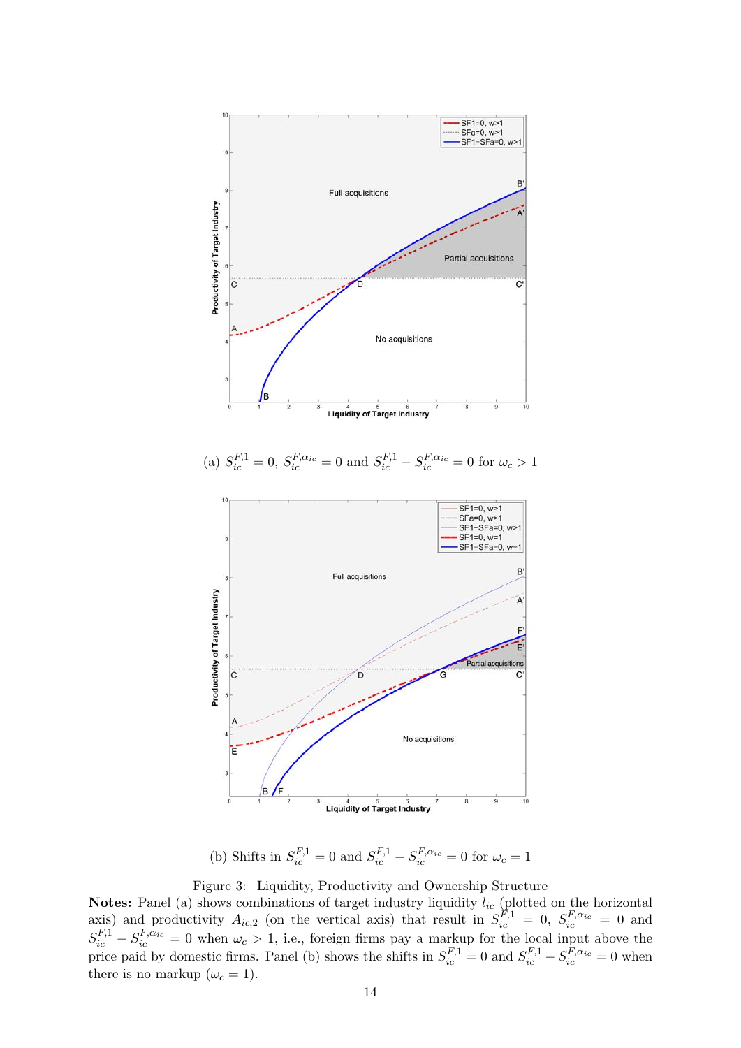(a) $S_{ic}^{F,1} = 0$, $S_{ic}^{F,\alpha_{ic}} = 0$ and $S_{ic}^{F,1} - S_{ic}^{F,\alpha_{ic}} = 0$ for $\omega_c > 1$

(b) Shifts in $S_{ic}^{F,1} = 0$ and $S_{ic}^{F,1} - S_{ic}^{F,\alpha_{ic}} = 0$ for $\omega_c = 1$

Figure 3: Liquidity, Productivity and Ownership Structure

**Notes:** Panel (a) shows combinations of target industry liquidity $l_{ic}$ (plotted on the horizontal axis) and productivity $A_{ic,2}$ (on the vertical axis) that result in $S_{ic}^{F,1} = 0$, $S_{ic}^{F,\alpha_{ic}} = 0$ and $S_{ic}^{F,1} - S_{ic}^{F,\alpha_{ic}} = 0$ when $\omega_c > 1$, i.e., foreign firms pay a markup for the local input above the price paid by domestic firms. Panel (b) shows the shifts in $S_{ic}^{F,1} = 0$ and $S_{ic}^{F,1} - S_{ic}^{F,\alpha_{ic}} = 0$ when there is no markup ($\omega_c = 1$).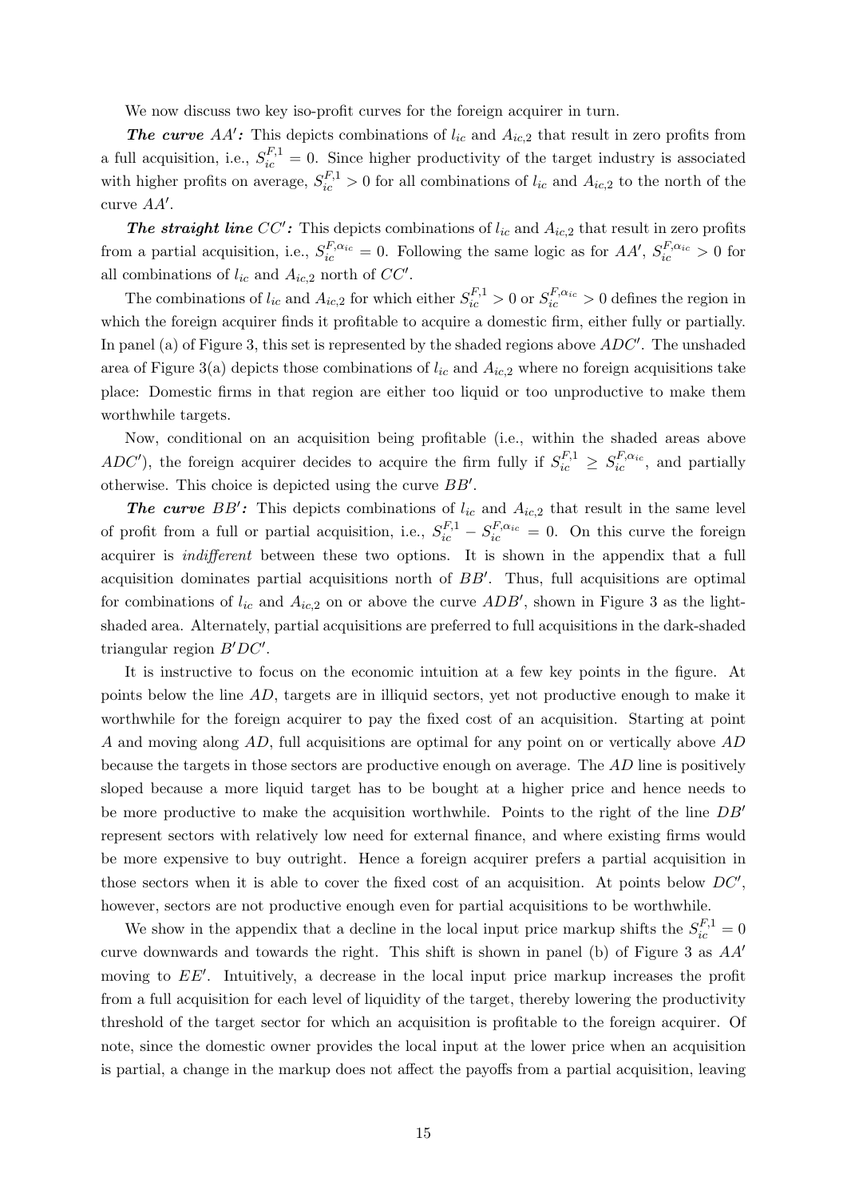We now discuss two key iso-profit curves for the foreign acquirer in turn.

***The curve*** $AA'$***:*** This depicts combinations of $l_{ic}$ and $A_{ic,2}$ that result in zero profits from a full acquisition, i.e., $S_{ic}^{F,1} = 0$. Since higher productivity of the target industry is associated with higher profits on average, $S_{ic}^{F,1} > 0$ for all combinations of $l_{ic}$ and $A_{ic,2}$ to the north of the curve $AA'$.

***The straight line*** $CC'$***:*** This depicts combinations of $l_{ic}$ and $A_{ic,2}$ that result in zero profits from a partial acquisition, i.e., $S_{ic}^{F,\alpha_{ic}} = 0$. Following the same logic as for $AA'$, $S_{ic}^{F,\alpha_{ic}} > 0$ for all combinations of $l_{ic}$ and $A_{ic,2}$ north of $CC'$.

The combinations of $l_{ic}$ and $A_{ic,2}$ for which either $S_{ic}^{F,1} > 0$ or $S_{ic}^{F,\alpha_{ic}} > 0$ defines the region in which the foreign acquirer finds it profitable to acquire a domestic firm, either fully or partially. In panel (a) of Figure 3, this set is represented by the shaded regions above $ADC'$. The unshaded area of Figure 3(a) depicts those combinations of $l_{ic}$ and $A_{ic,2}$ where no foreign acquisitions take place: Domestic firms in that region are either too liquid or too unproductive to make them worthwhile targets.

Now, conditional on an acquisition being profitable (i.e., within the shaded areas above $ADC'$), the foreign acquirer decides to acquire the firm fully if $S_{ic}^{F,1} \geq S_{ic}^{F,\alpha_{ic}}$, and partially otherwise. This choice is depicted using the curve $BB'$.

***The curve*** $BB'$***:*** This depicts combinations of $l_{ic}$ and $A_{ic,2}$ that result in the same level of profit from a full or partial acquisition, i.e., $S_{ic}^{F,1} - S_{ic}^{F,\alpha_{ic}} = 0$. On this curve the foreign acquirer is *indifferent* between these two options. It is shown in the appendix that a full acquisition dominates partial acquisitions north of $BB'$. Thus, full acquisitions are optimal for combinations of $l_{ic}$ and $A_{ic,2}$ on or above the curve $ADB'$, shown in Figure 3 as the light-shaded area. Alternately, partial acquisitions are preferred to full acquisitions in the dark-shaded triangular region $B'DC'$.

It is instructive to focus on the economic intuition at a few key points in the figure. At points below the line $AD$, targets are in illiquid sectors, yet not productive enough to make it worthwhile for the foreign acquirer to pay the fixed cost of an acquisition. Starting at point $A$ and moving along $AD$, full acquisitions are optimal for any point on or vertically above $AD$ because the targets in those sectors are productive enough on average. The $AD$ line is positively sloped because a more liquid target has to be bought at a higher price and hence needs to be more productive to make the acquisition worthwhile. Points to the right of the line $DB'$ represent sectors with relatively low need for external finance, and where existing firms would be more expensive to buy outright. Hence a foreign acquirer prefers a partial acquisition in those sectors when it is able to cover the fixed cost of an acquisition. At points below $DC'$, however, sectors are not productive enough even for partial acquisitions to be worthwhile.

We show in the appendix that a decline in the local input price markup shifts the $S_{ic}^{F,1} = 0$ curve downwards and towards the right. This shift is shown in panel (b) of Figure 3 as $AA'$ moving to $EE'$. Intuitively, a decrease in the local input price markup increases the profit from a full acquisition for each level of liquidity of the target, thereby lowering the productivity threshold of the target sector for which an acquisition is profitable to the foreign acquirer. Of note, since the domestic owner provides the local input at the lower price when an acquisition is partial, a change in the markup does not affect the payoffs from a partial acquisition, leaving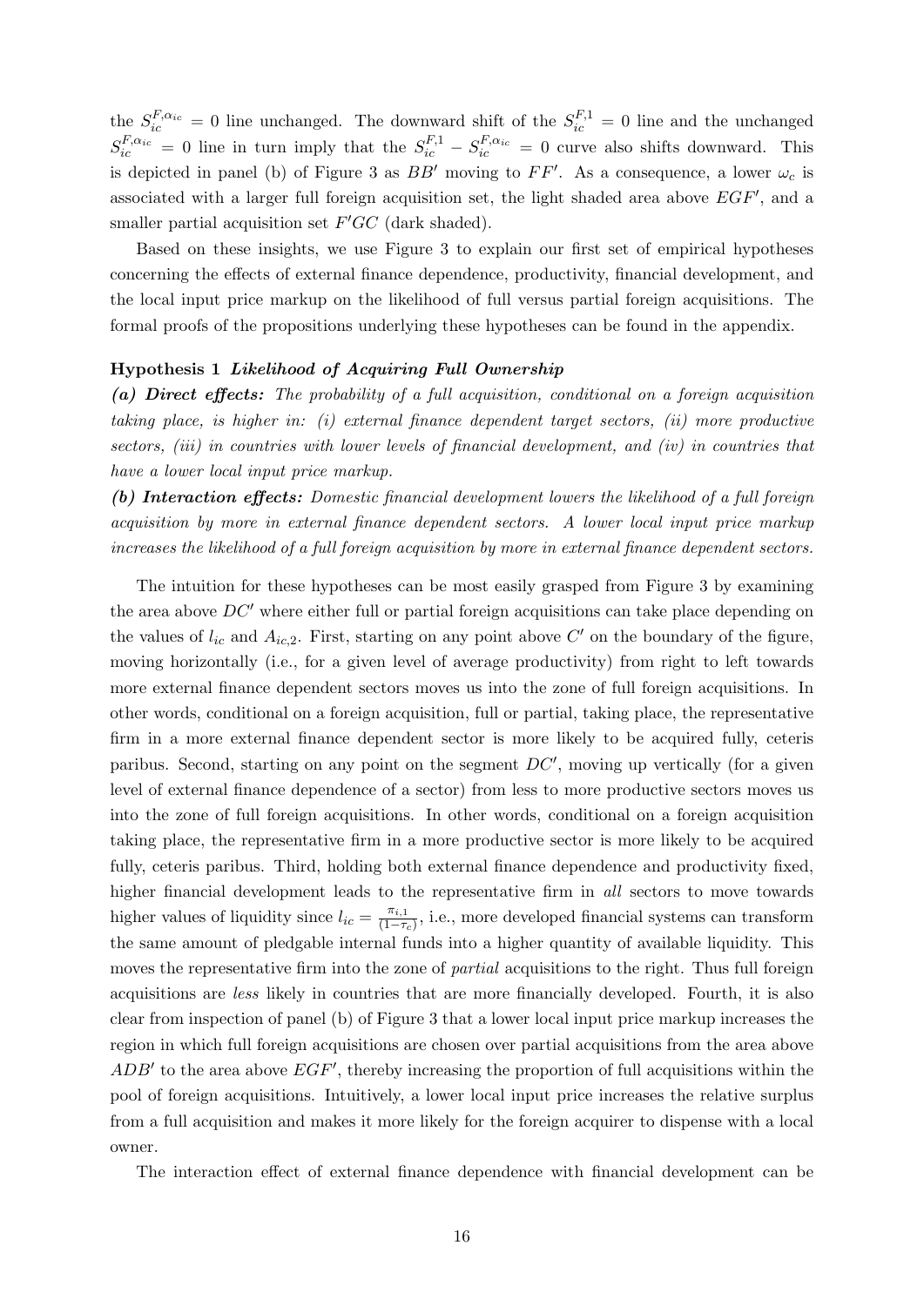the $S_{ic}^{F,\alpha_{ic}} = 0$ line unchanged. The downward shift of the $S_{ic}^{F,1} = 0$ line and the unchanged $S_{ic}^{F,\alpha_{ic}} = 0$ line in turn imply that the $S_{ic}^{F,1} - S_{ic}^{F,\alpha_{ic}} = 0$ curve also shifts downward. This is depicted in panel (b) of Figure 3 as $BB'$ moving to $FF'$. As a consequence, a lower $\omega_c$ is associated with a larger full foreign acquisition set, the light shaded area above $EGF'$, and a smaller partial acquisition set $F'GC$ (dark shaded).

Based on these insights, we use Figure 3 to explain our first set of empirical hypotheses concerning the effects of external finance dependence, productivity, financial development, and the local input price markup on the likelihood of full versus partial foreign acquisitions. The formal proofs of the propositions underlying these hypotheses can be found in the appendix.

**Hypothesis 1** ***Likelihood of Acquiring Full Ownership***

***(a) Direct effects:*** *The probability of a full acquisition, conditional on a foreign acquisition taking place, is higher in: (i) external finance dependent target sectors, (ii) more productive sectors, (iii) in countries with lower levels of financial development, and (iv) in countries that have a lower local input price markup.*

***(b) Interaction effects:*** *Domestic financial development lowers the likelihood of a full foreign acquisition by more in external finance dependent sectors. A lower local input price markup increases the likelihood of a full foreign acquisition by more in external finance dependent sectors.*

The intuition for these hypotheses can be most easily grasped from Figure 3 by examining the area above $DC'$ where either full or partial foreign acquisitions can take place depending on the values of $l_{ic}$ and $A_{ic,2}$. First, starting on any point above $C'$ on the boundary of the figure, moving horizontally (i.e., for a given level of average productivity) from right to left towards more external finance dependent sectors moves us into the zone of full foreign acquisitions. In other words, conditional on a foreign acquisition, full or partial, taking place, the representative firm in a more external finance dependent sector is more likely to be acquired fully, ceteris paribus. Second, starting on any point on the segment $DC'$, moving up vertically (for a given level of external finance dependence of a sector) from less to more productive sectors moves us into the zone of full foreign acquisitions. In other words, conditional on a foreign acquisition taking place, the representative firm in a more productive sector is more likely to be acquired fully, ceteris paribus. Third, holding both external finance dependence and productivity fixed, higher financial development leads to the representative firm in *all* sectors to move towards higher values of liquidity since $l_{ic} = \frac{\pi_{i,1}}{(1-\tau_c)}$, i.e., more developed financial systems can transform the same amount of pledgable internal funds into a higher quantity of available liquidity. This moves the representative firm into the zone of *partial* acquisitions to the right. Thus full foreign acquisitions are *less* likely in countries that are more financially developed. Fourth, it is also clear from inspection of panel (b) of Figure 3 that a lower local input price markup increases the region in which full foreign acquisitions are chosen over partial acquisitions from the area above $ADB'$ to the area above $EGF'$, thereby increasing the proportion of full acquisitions within the pool of foreign acquisitions. Intuitively, a lower local input price increases the relative surplus from a full acquisition and makes it more likely for the foreign acquirer to dispense with a local owner.

The interaction effect of external finance dependence with financial development can be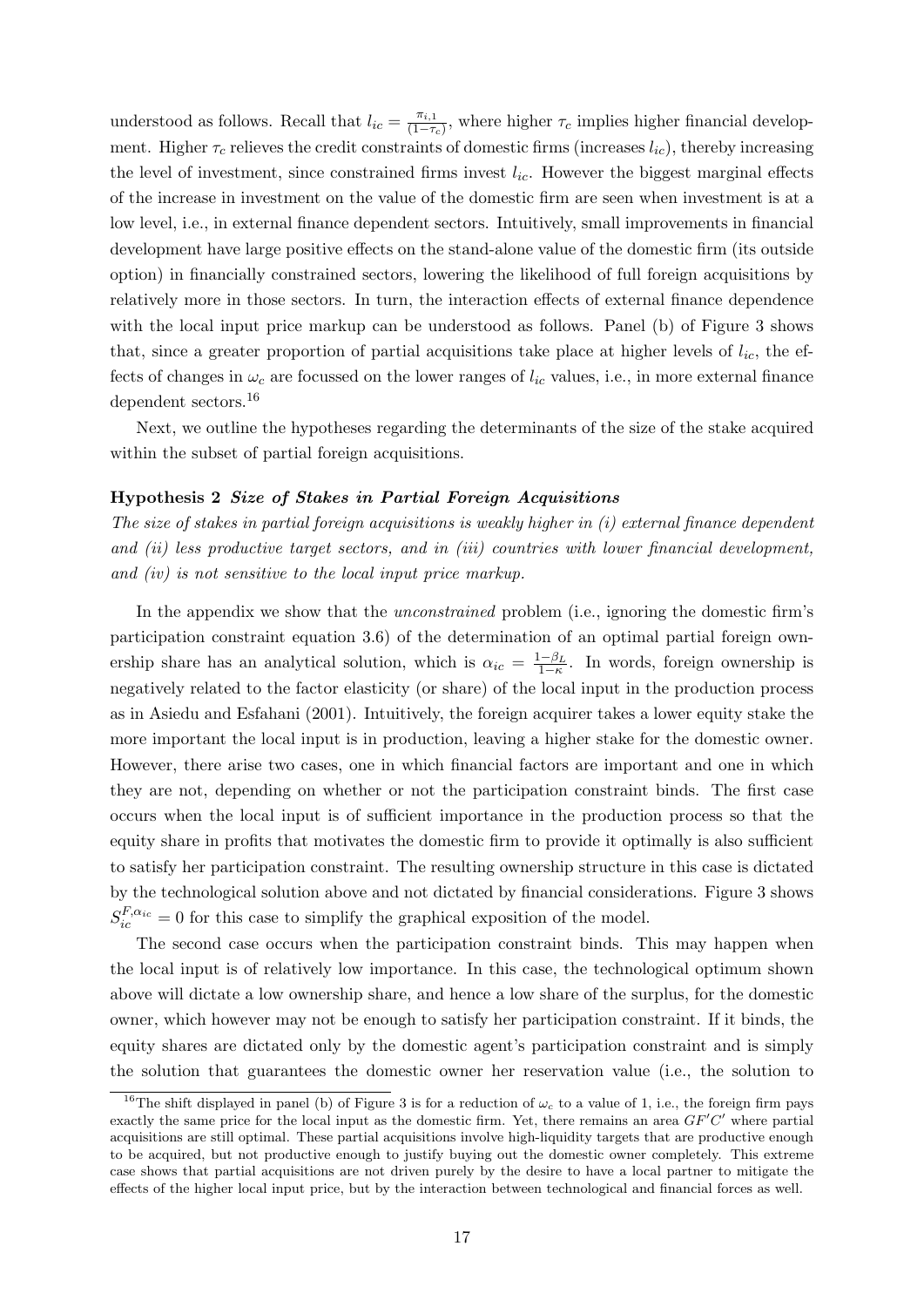understood as follows. Recall that $l_{ic} = \frac{\pi_{i,1}}{(1-\tau_c)}$, where higher $\tau_c$ implies higher financial development. Higher $\tau_c$ relieves the credit constraints of domestic firms (increases $l_{ic}$), thereby increasing the level of investment, since constrained firms invest $l_{ic}$. However the biggest marginal effects of the increase in investment on the value of the domestic firm are seen when investment is at a low level, i.e., in external finance dependent sectors. Intuitively, small improvements in financial development have large positive effects on the stand-alone value of the domestic firm (its outside option) in financially constrained sectors, lowering the likelihood of full foreign acquisitions by relatively more in those sectors. In turn, the interaction effects of external finance dependence with the local input price markup can be understood as follows. Panel (b) of Figure 3 shows that, since a greater proportion of partial acquisitions take place at higher levels of $l_{ic}$, the effects of changes in $\omega_c$ are focussed on the lower ranges of $l_{ic}$ values, i.e., in more external finance dependent sectors.[16]

Next, we outline the hypotheses regarding the determinants of the size of the stake acquired within the subset of partial foreign acquisitions.

**Hypothesis 2** ***Size of Stakes in Partial Foreign Acquisitions***
*The size of stakes in partial foreign acquisitions is weakly higher in (i) external finance dependent and (ii) less productive target sectors, and in (iii) countries with lower financial development, and (iv) is not sensitive to the local input price markup.*

In the appendix we show that the *unconstrained* problem (i.e., ignoring the domestic firm's participation constraint equation 3.6) of the determination of an optimal partial foreign ownership share has an analytical solution, which is $\alpha_{ic} = \frac{1-\beta_L}{1-\kappa}$. In words, foreign ownership is negatively related to the factor elasticity (or share) of the local input in the production process as in Asiedu and Esfahani (2001). Intuitively, the foreign acquirer takes a lower equity stake the more important the local input is in production, leaving a higher stake for the domestic owner. However, there arise two cases, one in which financial factors are important and one in which they are not, depending on whether or not the participation constraint binds. The first case occurs when the local input is of sufficient importance in the production process so that the equity share in profits that motivates the domestic firm to provide it optimally is also sufficient to satisfy her participation constraint. The resulting ownership structure in this case is dictated by the technological solution above and not dictated by financial considerations. Figure 3 shows $S_{ic}^{F,\alpha_{ic}} = 0$ for this case to simplify the graphical exposition of the model.

The second case occurs when the participation constraint binds. This may happen when the local input is of relatively low importance. In this case, the technological optimum shown above will dictate a low ownership share, and hence a low share of the surplus, for the domestic owner, which however may not be enough to satisfy her participation constraint. If it binds, the equity shares are dictated only by the domestic agent's participation constraint and is simply the solution that guarantees the domestic owner her reservation value (i.e., the solution to

[16] The shift displayed in panel (b) of Figure 3 is for a reduction of $\omega_c$ to a value of 1, i.e., the foreign firm pays exactly the same price for the local input as the domestic firm. Yet, there remains an area $GF'C'$ where partial acquisitions are still optimal. These partial acquisitions involve high-liquidity targets that are productive enough to be acquired, but not productive enough to justify buying out the domestic owner completely. This extreme case shows that partial acquisitions are not driven purely by the desire to have a local partner to mitigate the effects of the higher local input price, but by the interaction between technological and financial forces as well.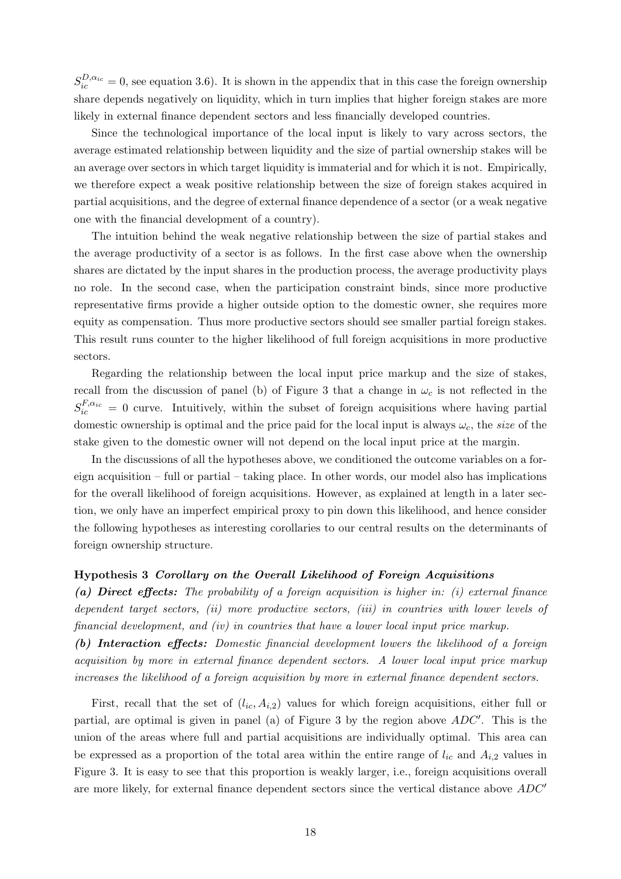$S_{ic}^{D,\alpha_{ic}} = 0$, see equation 3.6). It is shown in the appendix that in this case the foreign ownership share depends negatively on liquidity, which in turn implies that higher foreign stakes are more likely in external finance dependent sectors and less financially developed countries.

Since the technological importance of the local input is likely to vary across sectors, the average estimated relationship between liquidity and the size of partial ownership stakes will be an average over sectors in which target liquidity is immaterial and for which it is not. Empirically, we therefore expect a weak positive relationship between the size of foreign stakes acquired in partial acquisitions, and the degree of external finance dependence of a sector (or a weak negative one with the financial development of a country).

The intuition behind the weak negative relationship between the size of partial stakes and the average productivity of a sector is as follows. In the first case above when the ownership shares are dictated by the input shares in the production process, the average productivity plays no role. In the second case, when the participation constraint binds, since more productive representative firms provide a higher outside option to the domestic owner, she requires more equity as compensation. Thus more productive sectors should see smaller partial foreign stakes. This result runs counter to the higher likelihood of full foreign acquisitions in more productive sectors.

Regarding the relationship between the local input price markup and the size of stakes, recall from the discussion of panel (b) of Figure 3 that a change in $\omega_c$ is not reflected in the $S_{ic}^{F,\alpha_{ic}} = 0$ curve. Intuitively, within the subset of foreign acquisitions where having partial domestic ownership is optimal and the price paid for the local input is always $\omega_c$, the *size* of the stake given to the domestic owner will not depend on the local input price at the margin.

In the discussions of all the hypotheses above, we conditioned the outcome variables on a foreign acquisition – full or partial – taking place. In other words, our model also has implications for the overall likelihood of foreign acquisitions. However, as explained at length in a later section, we only have an imperfect empirical proxy to pin down this likelihood, and hence consider the following hypotheses as interesting corollaries to our central results on the determinants of foreign ownership structure.

**Hypothesis 3** ***Corollary on the Overall Likelihood of Foreign Acquisitions***

***(a) Direct effects:*** *The probability of a foreign acquisition is higher in: (i) external finance dependent target sectors, (ii) more productive sectors, (iii) in countries with lower levels of financial development, and (iv) in countries that have a lower local input price markup.*

***(b) Interaction effects:*** *Domestic financial development lowers the likelihood of a foreign acquisition by more in external finance dependent sectors. A lower local input price markup increases the likelihood of a foreign acquisition by more in external finance dependent sectors.*

First, recall that the set of $(l_{ic}, A_{i,2})$ values for which foreign acquisitions, either full or partial, are optimal is given in panel (a) of Figure 3 by the region above $ADC'$. This is the union of the areas where full and partial acquisitions are individually optimal. This area can be expressed as a proportion of the total area within the entire range of $l_{ic}$ and $A_{i,2}$ values in Figure 3. It is easy to see that this proportion is weakly larger, i.e., foreign acquisitions overall are more likely, for external finance dependent sectors since the vertical distance above $ADC'$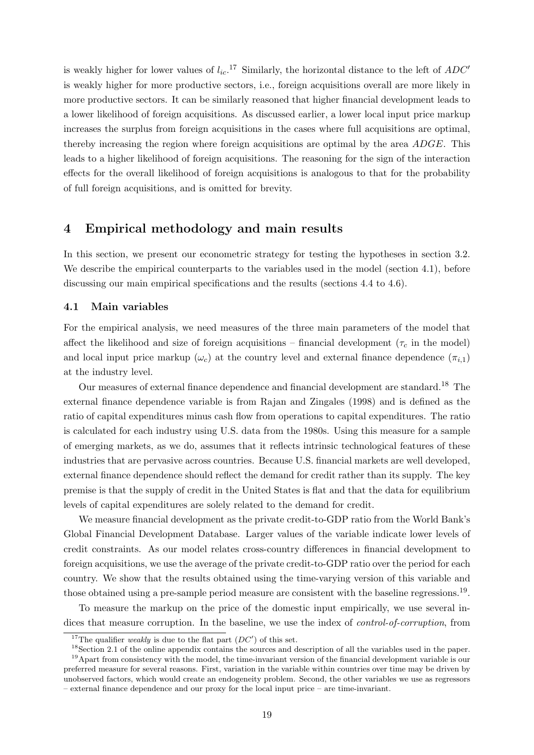is weakly higher for lower values of $l_{ic}$.[17] Similarly, the horizontal distance to the left of $ADC'$ is weakly higher for more productive sectors, i.e., foreign acquisitions overall are more likely in more productive sectors. It can be similarly reasoned that higher financial development leads to a lower likelihood of foreign acquisitions. As discussed earlier, a lower local input price markup increases the surplus from foreign acquisitions in the cases where full acquisitions are optimal, thereby increasing the region where foreign acquisitions are optimal by the area $ADGE$. This leads to a higher likelihood of foreign acquisitions. The reasoning for the sign of the interaction effects for the overall likelihood of foreign acquisitions is analogous to that for the probability of full foreign acquisitions, and is omitted for brevity.

# 4 Empirical methodology and main results

In this section, we present our econometric strategy for testing the hypotheses in section 3.2. We describe the empirical counterparts to the variables used in the model (section 4.1), before discussing our main empirical specifications and the results (sections 4.4 to 4.6).

## 4.1 Main variables

For the empirical analysis, we need measures of the three main parameters of the model that affect the likelihood and size of foreign acquisitions – financial development ($\tau_c$ in the model) and local input price markup ($\omega_c$) at the country level and external finance dependence ($\pi_{i,1}$) at the industry level.

Our measures of external finance dependence and financial development are standard.[18] The external finance dependence variable is from Rajan and Zingales (1998) and is defined as the ratio of capital expenditures minus cash flow from operations to capital expenditures. The ratio is calculated for each industry using U.S. data from the 1980s. Using this measure for a sample of emerging markets, as we do, assumes that it reflects intrinsic technological features of these industries that are pervasive across countries. Because U.S. financial markets are well developed, external finance dependence should reflect the demand for credit rather than its supply. The key premise is that the supply of credit in the United States is flat and that the data for equilibrium levels of capital expenditures are solely related to the demand for credit.

We measure financial development as the private credit-to-GDP ratio from the World Bank's Global Financial Development Database. Larger values of the variable indicate lower levels of credit constraints. As our model relates cross-country differences in financial development to foreign acquisitions, we use the average of the private credit-to-GDP ratio over the period for each country. We show that the results obtained using the time-varying version of this variable and those obtained using a pre-sample period measure are consistent with the baseline regressions.[19].

To measure the markup on the price of the domestic input empirically, we use several indices that measure corruption. In the baseline, we use the index of *control-of-corruption*, from

[17] The qualifier *weakly* is due to the flat part ($DC'$) of this set.

[18] Section 2.1 of the online appendix contains the sources and description of all the variables used in the paper.

[19] Apart from consistency with the model, the time-invariant version of the financial development variable is our preferred measure for several reasons. First, variation in the variable within countries over time may be driven by unobserved factors, which would create an endogeneity problem. Second, the other variables we use as regressors – external finance dependence and our proxy for the local input price – are time-invariant.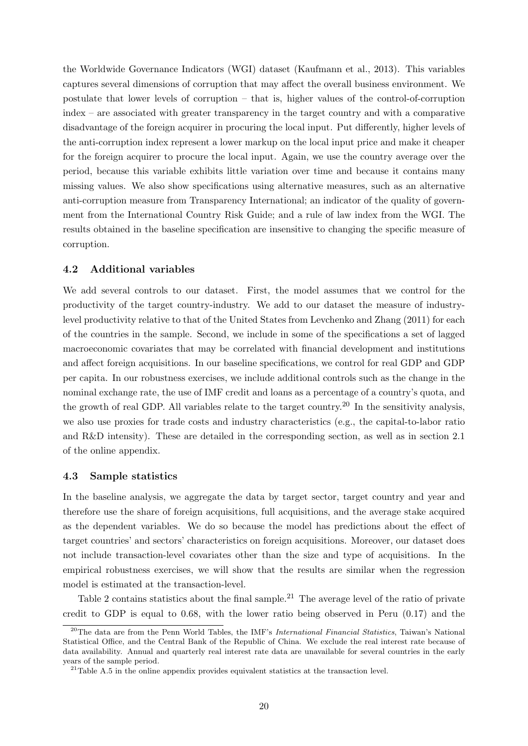the Worldwide Governance Indicators (WGI) dataset (Kaufmann et al., 2013). This variables captures several dimensions of corruption that may affect the overall business environment. We postulate that lower levels of corruption – that is, higher values of the control-of-corruption index – are associated with greater transparency in the target country and with a comparative disadvantage of the foreign acquirer in procuring the local input. Put differently, higher levels of the anti-corruption index represent a lower markup on the local input price and make it cheaper for the foreign acquirer to procure the local input. Again, we use the country average over the period, because this variable exhibits little variation over time and because it contains many missing values. We also show specifications using alternative measures, such as an alternative anti-corruption measure from Transparency International; an indicator of the quality of government from the International Country Risk Guide; and a rule of law index from the WGI. The results obtained in the baseline specification are insensitive to changing the specific measure of corruption.

### 4.2 Additional variables

We add several controls to our dataset. First, the model assumes that we control for the productivity of the target country-industry. We add to our dataset the measure of industry-level productivity relative to that of the United States from Levchenko and Zhang (2011) for each of the countries in the sample. Second, we include in some of the specifications a set of lagged macroeconomic covariates that may be correlated with financial development and institutions and affect foreign acquisitions. In our baseline specifications, we control for real GDP and GDP per capita. In our robustness exercises, we include additional controls such as the change in the nominal exchange rate, the use of IMF credit and loans as a percentage of a country's quota, and the growth of real GDP. All variables relate to the target country.[20] In the sensitivity analysis, we also use proxies for trade costs and industry characteristics (e.g., the capital-to-labor ratio and R&D intensity). These are detailed in the corresponding section, as well as in section 2.1 of the online appendix.

### 4.3 Sample statistics

In the baseline analysis, we aggregate the data by target sector, target country and year and therefore use the share of foreign acquisitions, full acquisitions, and the average stake acquired as the dependent variables. We do so because the model has predictions about the effect of target countries' and sectors' characteristics on foreign acquisitions. Moreover, our dataset does not include transaction-level covariates other than the size and type of acquisitions. In the empirical robustness exercises, we will show that the results are similar when the regression model is estimated at the transaction-level.

Table 2 contains statistics about the final sample.[21] The average level of the ratio of private credit to GDP is equal to 0.68, with the lower ratio being observed in Peru (0.17) and the

[20]The data are from the Penn World Tables, the IMF's *International Financial Statistics*, Taiwan's National Statistical Office, and the Central Bank of the Republic of China. We exclude the real interest rate because of data availability. Annual and quarterly real interest rate data are unavailable for several countries in the early years of the sample period.

[21]Table A.5 in the online appendix provides equivalent statistics at the transaction level.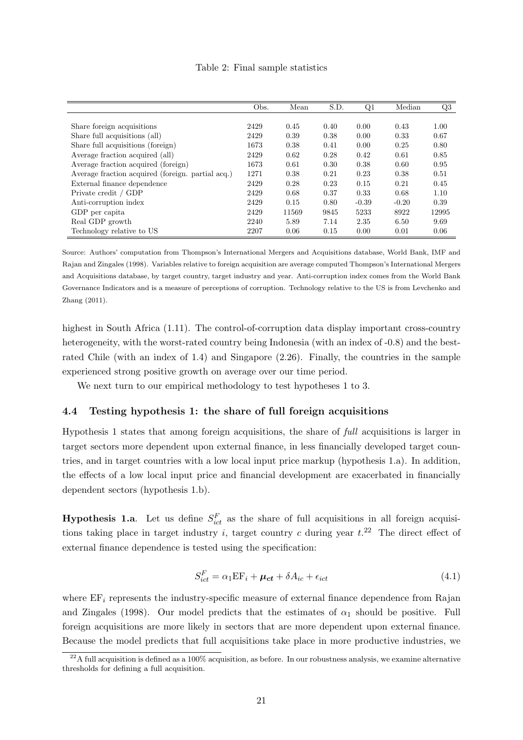Table 2: Final sample statistics

| | Obs. | Mean | S.D. | Q1 | Median | Q3 |
|---|---|---|---|---|---|---|
| Share foreign acquisitions | 2429 | 0.45 | 0.40 | 0.00 | 0.43 | 1.00 |
| Share full acquisitions (all) | 2429 | 0.39 | 0.38 | 0.00 | 0.33 | 0.67 |
| Share full acquisitions (foreign) | 1673 | 0.38 | 0.41 | 0.00 | 0.25 | 0.80 |
| Average fraction acquired (all) | 2429 | 0.62 | 0.28 | 0.42 | 0.61 | 0.85 |
| Average fraction acquired (foreign) | 1673 | 0.61 | 0.30 | 0.38 | 0.60 | 0.95 |
| Average fraction acquired (foreign. partial acq.) | 1271 | 0.38 | 0.21 | 0.23 | 0.38 | 0.51 |
| External finance dependence | 2429 | 0.28 | 0.23 | 0.15 | 0.21 | 0.45 |
| Private credit / GDP | 2429 | 0.68 | 0.37 | 0.33 | 0.68 | 1.10 |
| Anti-corruption index | 2429 | 0.15 | 0.80 | -0.39 | -0.20 | 0.39 |
| GDP per capita | 2429 | 11569 | 9845 | 5233 | 8922 | 12995 |
| Real GDP growth | 2240 | 5.89 | 7.14 | 2.35 | 6.50 | 9.69 |
| Technology relative to US | 2207 | 0.06 | 0.15 | 0.00 | 0.01 | 0.06 |

Source: Authors' computation from Thompson's International Mergers and Acquisitions database, World Bank, IMF and Rajan and Zingales (1998). Variables relative to foreign acquisition are average computed Thompson's International Mergers and Acquisitions database, by target country, target industry and year. Anti-corruption index comes from the World Bank Governance Indicators and is a measure of perceptions of corruption. Technology relative to the US is from Levchenko and Zhang (2011).

highest in South Africa (1.11). The control-of-corruption data display important cross-country heterogeneity, with the worst-rated country being Indonesia (with an index of -0.8) and the best-rated Chile (with an index of 1.4) and Singapore (2.26). Finally, the countries in the sample experienced strong positive growth on average over our time period.

We next turn to our empirical methodology to test hypotheses 1 to 3.

### 4.4 Testing hypothesis 1: the share of full foreign acquisitions

Hypothesis 1 states that among foreign acquisitions, the share of *full* acquisitions is larger in target sectors more dependent upon external finance, in less financially developed target countries, and in target countries with a low local input price markup (hypothesis 1.a). In addition, the effects of a low local input price and financial development are exacerbated in financially dependent sectors (hypothesis 1.b).

**Hypothesis 1.a**. Let us define $S^F_{ict}$ as the share of full acquisitions in all foreign acquisitions taking place in target industry $i$, target country $c$ during year $t$.[22] The direct effect of external finance dependence is tested using the specification:

$$S^F_{ict} = \alpha_1 \mathrm{EF}_i + \boldsymbol{\mu_{ct}} + \delta A_{ic} + \epsilon_{ict} \tag{4.1}$$

where $\mathrm{EF}_i$ represents the industry-specific measure of external finance dependence from Rajan and Zingales (1998). Our model predicts that the estimates of $\alpha_1$ should be positive. Full foreign acquisitions are more likely in sectors that are more dependent upon external finance. Because the model predicts that full acquisitions take place in more productive industries, we

[22] A full acquisition is defined as a 100% acquisition, as before. In our robustness analysis, we examine alternative thresholds for defining a full acquisition.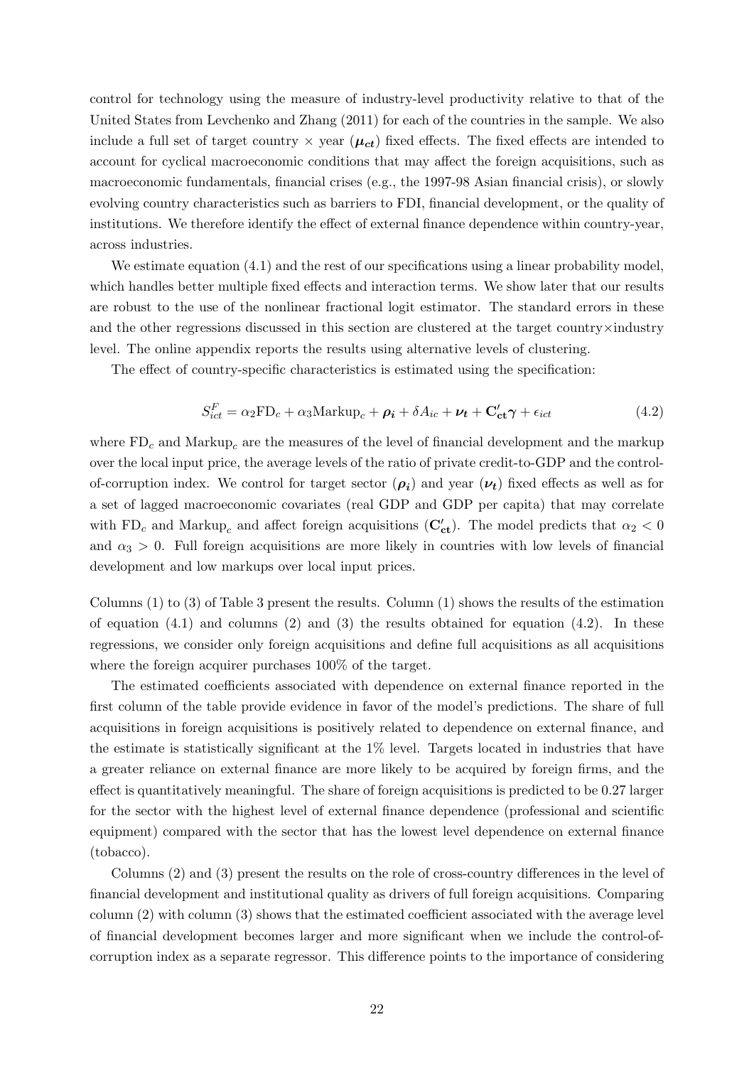control for technology using the measure of industry-level productivity relative to that of the United States from Levchenko and Zhang (2011) for each of the countries in the sample. We also include a full set of target country × year ($\boldsymbol{\mu_{ct}}$) fixed effects. The fixed effects are intended to account for cyclical macroeconomic conditions that may affect the foreign acquisitions, such as macroeconomic fundamentals, financial crises (e.g., the 1997-98 Asian financial crisis), or slowly evolving country characteristics such as barriers to FDI, financial development, or the quality of institutions. We therefore identify the effect of external finance dependence within country-year, across industries.

We estimate equation (4.1) and the rest of our specifications using a linear probability model, which handles better multiple fixed effects and interaction terms. We show later that our results are robust to the use of the nonlinear fractional logit estimator. The standard errors in these and the other regressions discussed in this section are clustered at the target country×industry level. The online appendix reports the results using alternative levels of clustering.

The effect of country-specific characteristics is estimated using the specification:

$$S_{ict}^F = \alpha_2 \text{FD}_c + \alpha_3 \text{Markup}_c + \boldsymbol{\rho_i} + \delta A_{ic} + \boldsymbol{\nu_t} + \mathbf{C'_{ct}}\boldsymbol{\gamma} + \epsilon_{ict} \tag{4.2}$$

where $\text{FD}_c$ and $\text{Markup}_c$ are the measures of the level of financial development and the markup over the local input price, the average levels of the ratio of private credit-to-GDP and the control-of-corruption index. We control for target sector ($\boldsymbol{\rho_i}$) and year ($\boldsymbol{\nu_t}$) fixed effects as well as for a set of lagged macroeconomic covariates (real GDP and GDP per capita) that may correlate with $\text{FD}_c$ and $\text{Markup}_c$ and affect foreign acquisitions ($\mathbf{C'_{ct}}$). The model predicts that $\alpha_2 < 0$ and $\alpha_3 > 0$. Full foreign acquisitions are more likely in countries with low levels of financial development and low markups over local input prices.

Columns (1) to (3) of Table 3 present the results. Column (1) shows the results of the estimation of equation (4.1) and columns (2) and (3) the results obtained for equation (4.2). In these regressions, we consider only foreign acquisitions and define full acquisitions as all acquisitions where the foreign acquirer purchases 100% of the target.

The estimated coefficients associated with dependence on external finance reported in the first column of the table provide evidence in favor of the model's predictions. The share of full acquisitions in foreign acquisitions is positively related to dependence on external finance, and the estimate is statistically significant at the 1% level. Targets located in industries that have a greater reliance on external finance are more likely to be acquired by foreign firms, and the effect is quantitatively meaningful. The share of foreign acquisitions is predicted to be 0.27 larger for the sector with the highest level of external finance dependence (professional and scientific equipment) compared with the sector that has the lowest level dependence on external finance (tobacco).

Columns (2) and (3) present the results on the role of cross-country differences in the level of financial development and institutional quality as drivers of full foreign acquisitions. Comparing column (2) with column (3) shows that the estimated coefficient associated with the average level of financial development becomes larger and more significant when we include the control-of-corruption index as a separate regressor. This difference points to the importance of considering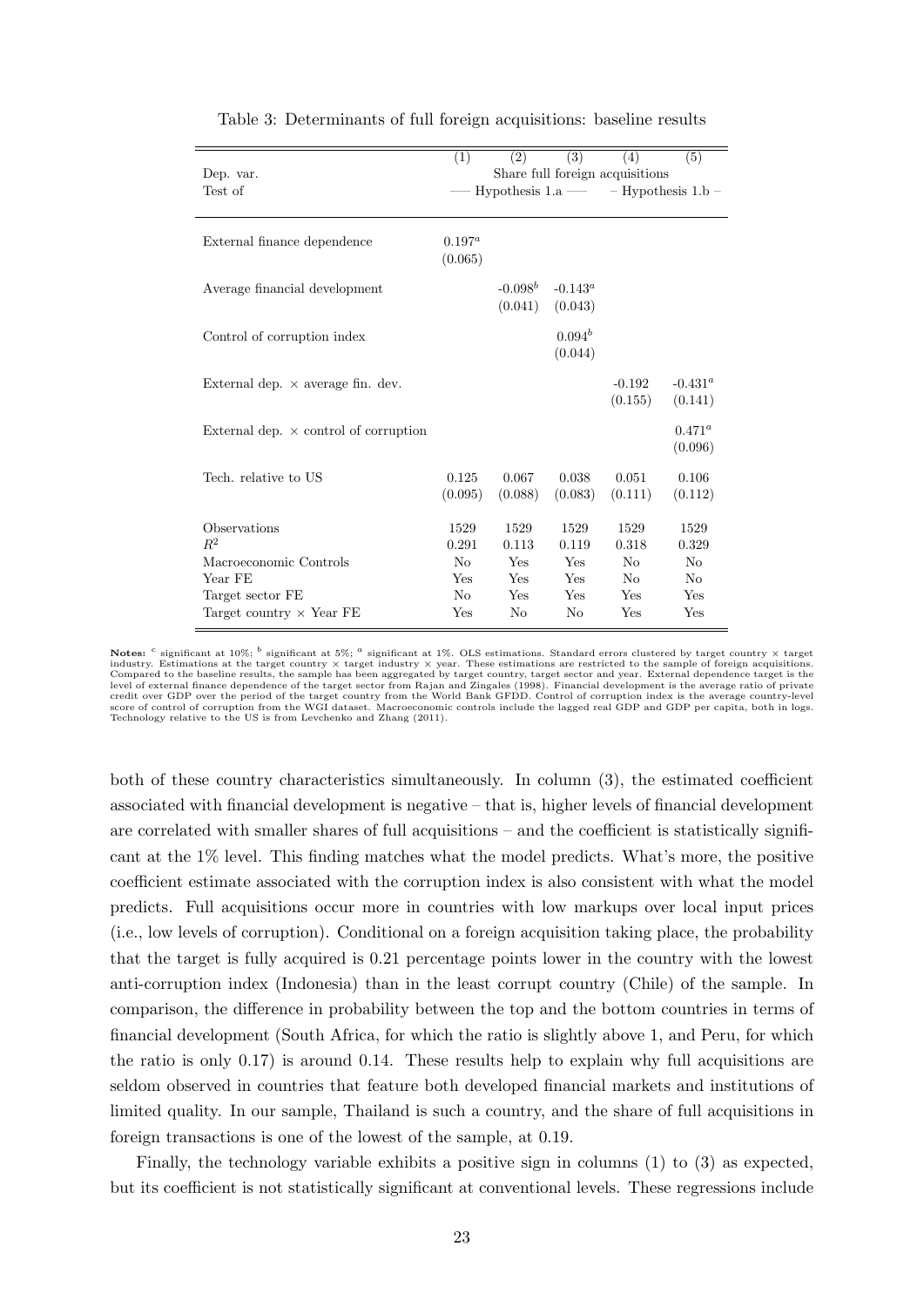Table 3: Determinants of full foreign acquisitions: baseline results

| | (1) | (2) | (3) | (4) | (5) |
|---|---|---|---|---|---|
| Dep. var. | Share full foreign acquisitions | | | | |
| Test of | —— Hypothesis 1.a —— | | | – Hypothesis 1.b – | |
| External finance dependence | $0.197^a$ | | | | |
| | (0.065) | | | | |
| Average financial development | | $-0.098^b$ | $-0.143^a$ | | |
| | | (0.041) | (0.043) | | |
| Control of corruption index | | | $0.094^b$ | | |
| | | | (0.044) | | |
| External dep. × average fin. dev. | | | | -0.192 | $-0.431^a$ |
| | | | | (0.155) | (0.141) |
| External dep. × control of corruption | | | | | $0.471^a$ |
| | | | | | (0.096) |
| Tech. relative to US | 0.125 | 0.067 | 0.038 | 0.051 | 0.106 |
| | (0.095) | (0.088) | (0.083) | (0.111) | (0.112) |
| Observations | 1529 | 1529 | 1529 | 1529 | 1529 |
| $R^2$ | 0.291 | 0.113 | 0.119 | 0.318 | 0.329 |
| Macroeconomic Controls | No | Yes | Yes | No | No |
| Year FE | Yes | Yes | Yes | No | No |
| Target sector FE | No | Yes | Yes | Yes | Yes |
| Target country × Year FE | Yes | No | No | Yes | Yes |

**Notes:** [c] significant at 10%; [b] significant at 5%; [a] significant at 1%. OLS estimations. Standard errors clustered by target country × target industry. Estimations at the target country × target industry × year. These estimations are restricted to the sample of foreign acquisitions. Compared to the baseline results, the sample has been aggregated by target country, target sector and year. External dependence target is the level of external finance dependence of the target sector from Rajan and Zingales (1998). Financial development is the average ratio of private credit over GDP over the period of the target country from the World Bank GFDD. Control of corruption index is the average country-level score of control of corruption from the WGI dataset. Macroeconomic controls include the lagged real GDP and GDP per capita, both in logs. Technology relative to the US is from Levchenko and Zhang (2011).

both of these country characteristics simultaneously. In column (3), the estimated coefficient associated with financial development is negative – that is, higher levels of financial development are correlated with smaller shares of full acquisitions – and the coefficient is statistically significant at the 1% level. This finding matches what the model predicts. What's more, the positive coefficient estimate associated with the corruption index is also consistent with what the model predicts. Full acquisitions occur more in countries with low markups over local input prices (i.e., low levels of corruption). Conditional on a foreign acquisition taking place, the probability that the target is fully acquired is 0.21 percentage points lower in the country with the lowest anti-corruption index (Indonesia) than in the least corrupt country (Chile) of the sample. In comparison, the difference in probability between the top and the bottom countries in terms of financial development (South Africa, for which the ratio is slightly above 1, and Peru, for which the ratio is only 0.17) is around 0.14. These results help to explain why full acquisitions are seldom observed in countries that feature both developed financial markets and institutions of limited quality. In our sample, Thailand is such a country, and the share of full acquisitions in foreign transactions is one of the lowest of the sample, at 0.19.

Finally, the technology variable exhibits a positive sign in columns (1) to (3) as expected, but its coefficient is not statistically significant at conventional levels. These regressions include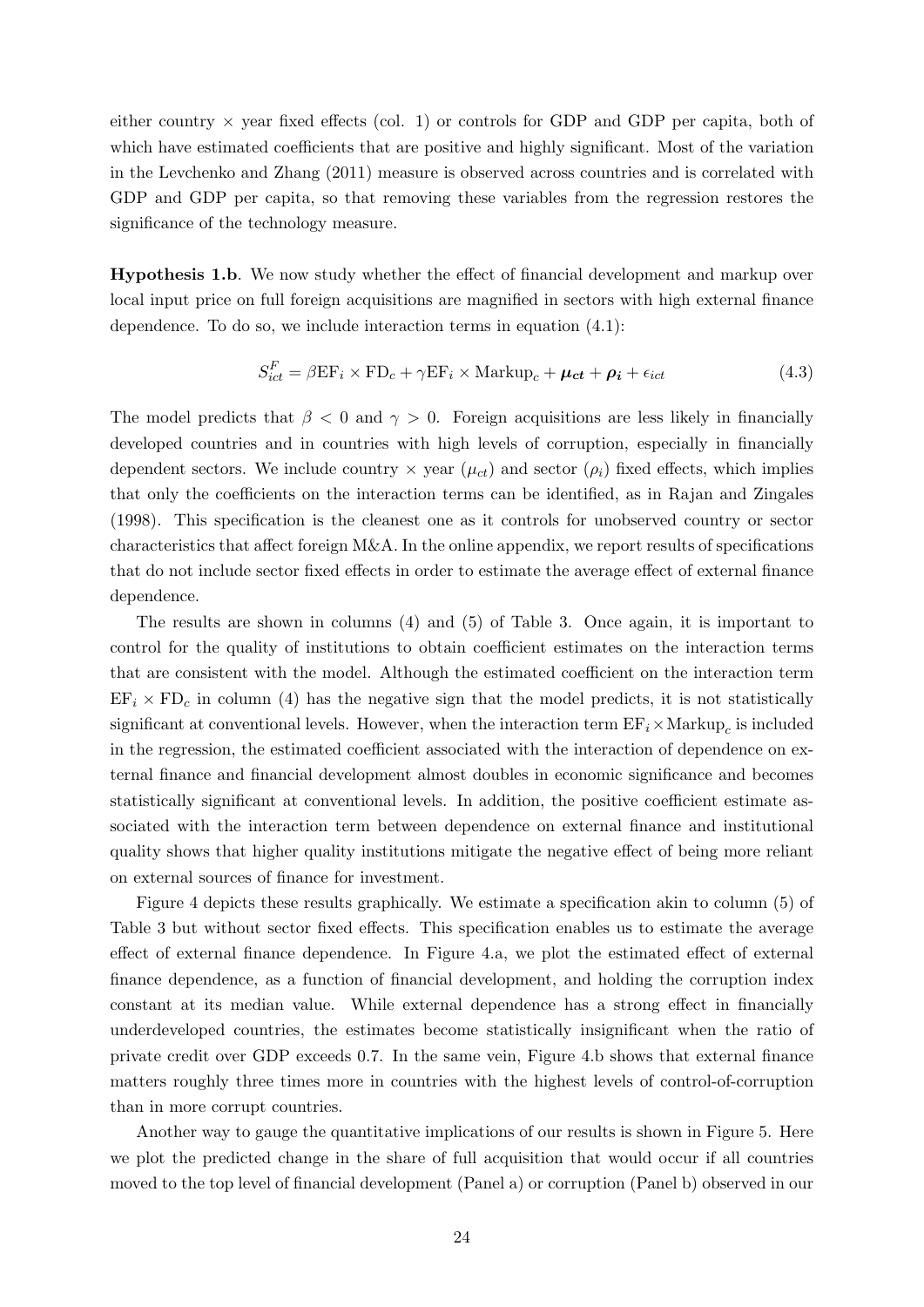either country × year fixed effects (col. 1) or controls for GDP and GDP per capita, both of which have estimated coefficients that are positive and highly significant. Most of the variation in the Levchenko and Zhang (2011) measure is observed across countries and is correlated with GDP and GDP per capita, so that removing these variables from the regression restores the significance of the technology measure.

**Hypothesis 1.b**. We now study whether the effect of financial development and markup over local input price on full foreign acquisitions are magnified in sectors with high external finance dependence. To do so, we include interaction terms in equation (4.1):

$$S^F_{ict} = \beta \text{EF}_i \times \text{FD}_c + \gamma \text{EF}_i \times \text{Markup}_c + \boldsymbol{\mu_{ct}} + \boldsymbol{\rho_i} + \epsilon_{ict} \tag{4.3}$$

The model predicts that $\beta < 0$ and $\gamma > 0$. Foreign acquisitions are less likely in financially developed countries and in countries with high levels of corruption, especially in financially dependent sectors. We include country × year ($\mu_{ct}$) and sector ($\rho_i$) fixed effects, which implies that only the coefficients on the interaction terms can be identified, as in Rajan and Zingales (1998). This specification is the cleanest one as it controls for unobserved country or sector characteristics that affect foreign M&A. In the online appendix, we report results of specifications that do not include sector fixed effects in order to estimate the average effect of external finance dependence.

The results are shown in columns (4) and (5) of Table 3. Once again, it is important to control for the quality of institutions to obtain coefficient estimates on the interaction terms that are consistent with the model. Although the estimated coefficient on the interaction term $\text{EF}_i \times \text{FD}_c$ in column (4) has the negative sign that the model predicts, it is not statistically significant at conventional levels. However, when the interaction term $\text{EF}_i \times \text{Markup}_c$ is included in the regression, the estimated coefficient associated with the interaction of dependence on external finance and financial development almost doubles in economic significance and becomes statistically significant at conventional levels. In addition, the positive coefficient estimate associated with the interaction term between dependence on external finance and institutional quality shows that higher quality institutions mitigate the negative effect of being more reliant on external sources of finance for investment.

Figure 4 depicts these results graphically. We estimate a specification akin to column (5) of Table 3 but without sector fixed effects. This specification enables us to estimate the average effect of external finance dependence. In Figure 4.a, we plot the estimated effect of external finance dependence, as a function of financial development, and holding the corruption index constant at its median value. While external dependence has a strong effect in financially underdeveloped countries, the estimates become statistically insignificant when the ratio of private credit over GDP exceeds 0.7. In the same vein, Figure 4.b shows that external finance matters roughly three times more in countries with the highest levels of control-of-corruption than in more corrupt countries.

Another way to gauge the quantitative implications of our results is shown in Figure 5. Here we plot the predicted change in the share of full acquisition that would occur if all countries moved to the top level of financial development (Panel a) or corruption (Panel b) observed in our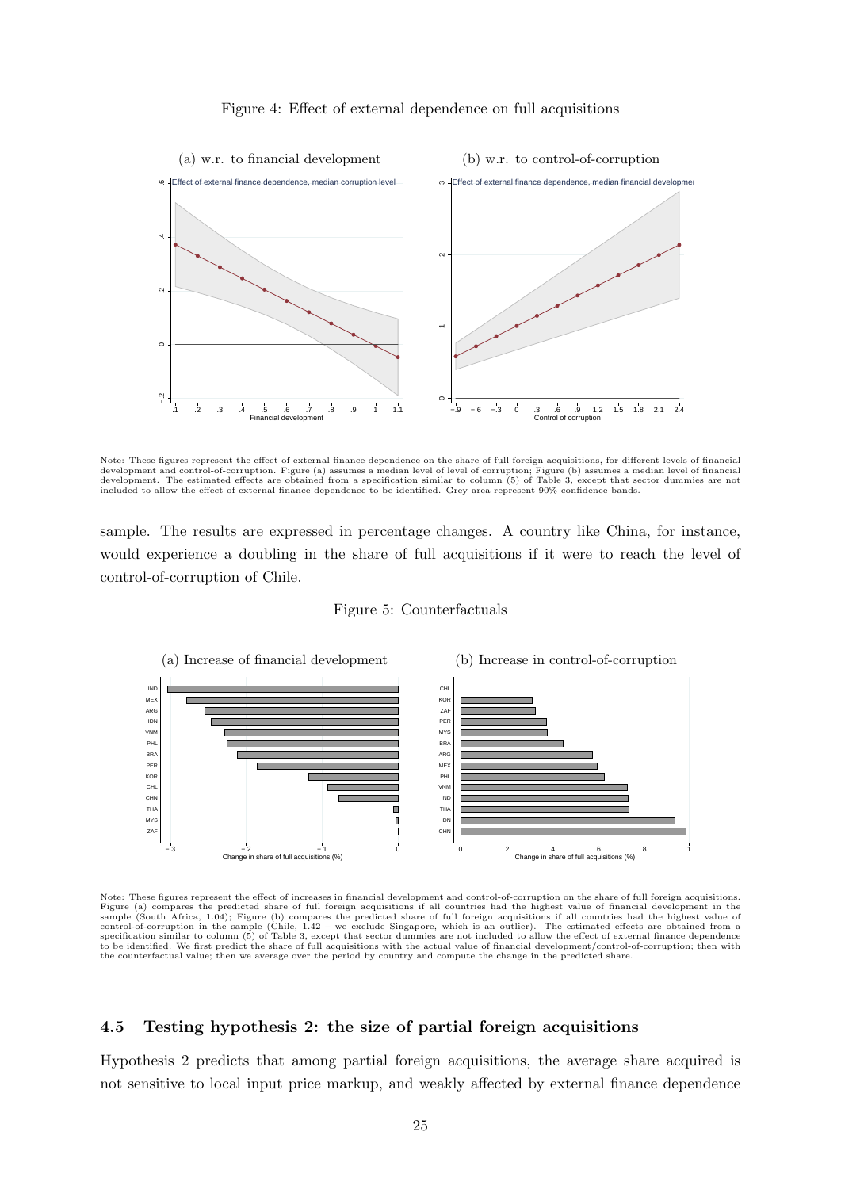Figure 4: Effect of external dependence on full acquisitions

(a) w.r. to financial development

(b) w.r. to control-of-corruption

Note: These figures represent the effect of external finance dependence on the share of full foreign acquisitions, for different levels of financial development and control-of-corruption. Figure (a) assumes a median level of level of corruption; Figure (b) assumes a median level of financial development. The estimated effects are obtained from a specification similar to column (5) of Table 3, except that sector dummies are not included to allow the effect of external finance dependence to be identified. Grey area represent 90% confidence bands.

sample. The results are expressed in percentage changes. A country like China, for instance, would experience a doubling in the share of full acquisitions if it were to reach the level of control-of-corruption of Chile.

Figure 5: Counterfactuals

(a) Increase of financial development

(b) Increase in control-of-corruption

Note: These figures represent the effect of increases in financial development and control-of-corruption on the share of full foreign acquisitions. Figure (a) compares the predicted share of full foreign acquisitions if all countries had the highest value of financial development in the sample (South Africa, 1.04); Figure (b) compares the predicted share of full foreign acquisitions if all countries had the highest value of control-of-corruption in the sample (Chile, 1.42 – we exclude Singapore, which is an outlier). The estimated effects are obtained from a specification similar to column (5) of Table 3, except that sector dummies are not included to allow the effect of external finance dependence to be identified. We first predict the share of full acquisitions with the actual value of financial development/control-of-corruption; then with the counterfactual value; then we average over the period by country and compute the change in the predicted share.

## 4.5 Testing hypothesis 2: the size of partial foreign acquisitions

Hypothesis 2 predicts that among partial foreign acquisitions, the average share acquired is not sensitive to local input price markup, and weakly affected by external finance dependence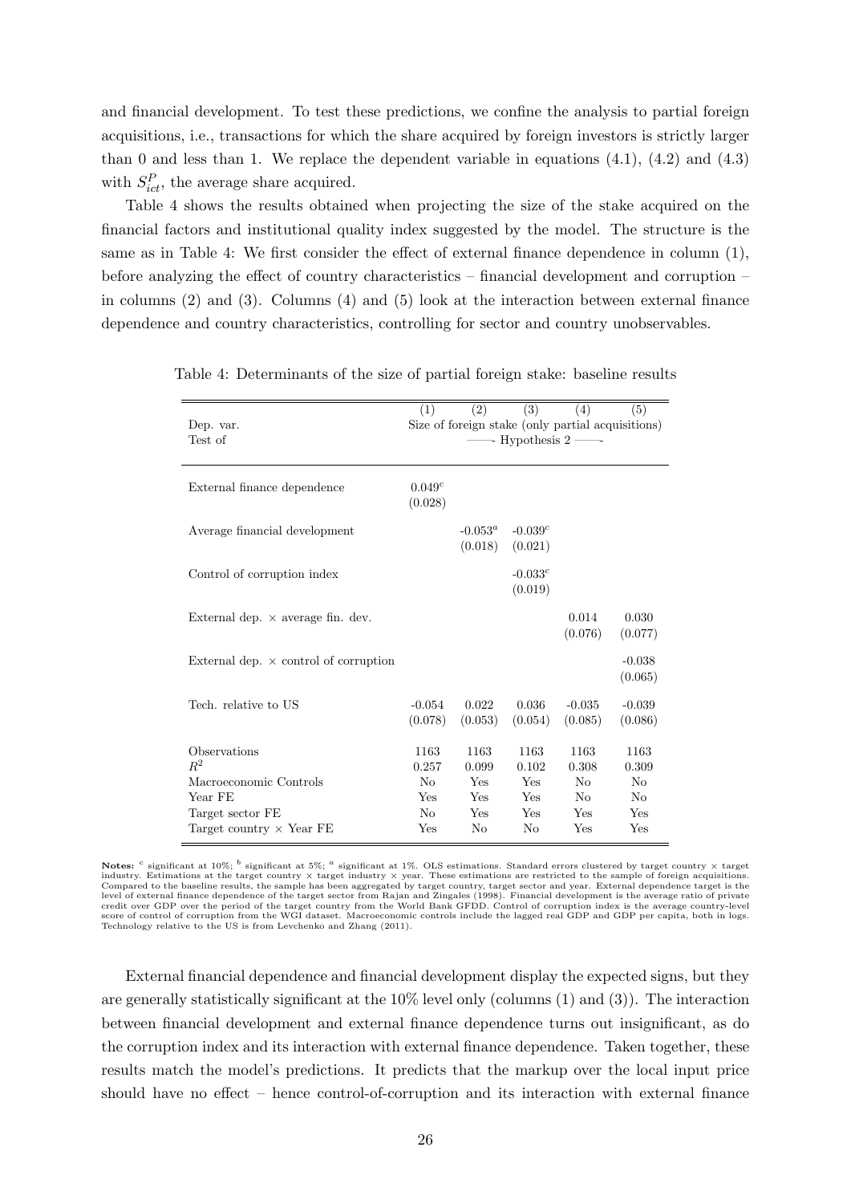and financial development. To test these predictions, we confine the analysis to partial foreign acquisitions, i.e., transactions for which the share acquired by foreign investors is strictly larger than 0 and less than 1. We replace the dependent variable in equations (4.1), (4.2) and (4.3) with $S^P_{ict}$, the average share acquired.

Table 4 shows the results obtained when projecting the size of the stake acquired on the financial factors and institutional quality index suggested by the model. The structure is the same as in Table 4: We first consider the effect of external finance dependence in column (1), before analyzing the effect of country characteristics – financial development and corruption – in columns (2) and (3). Columns (4) and (5) look at the interaction between external finance dependence and country characteristics, controlling for sector and country unobservables.

Table 4: Determinants of the size of partial foreign stake: baseline results

| | (1) | (2) | (3) | (4) | (5) |
|---|---|---|---|---|---|
| Dep. var. | Size of foreign stake (only partial acquisitions) | | | | |
| Test of | —— Hypothesis 2 —— | | | | |
| External finance dependence | $0.049^c$ | | | | |
| | (0.028) | | | | |
| Average financial development | | $-0.053^a$ | $-0.039^c$ | | |
| | | (0.018) | (0.021) | | |
| Control of corruption index | | | $-0.033^c$ | | |
| | | | (0.019) | | |
| External dep. × average fin. dev. | | | | 0.014 | 0.030 |
| | | | | (0.076) | (0.077) |
| External dep. × control of corruption | | | | | -0.038 |
| | | | | | (0.065) |
| Tech. relative to US | -0.054 | 0.022 | 0.036 | -0.035 | -0.039 |
| | (0.078) | (0.053) | (0.054) | (0.085) | (0.086) |
| Observations | 1163 | 1163 | 1163 | 1163 | 1163 |
| $R^2$ | 0.257 | 0.099 | 0.102 | 0.308 | 0.309 |
| Macroeconomic Controls | No | Yes | Yes | No | No |
| Year FE | Yes | Yes | Yes | No | No |
| Target sector FE | No | Yes | Yes | Yes | Yes |
| Target country × Year FE | Yes | No | No | Yes | Yes |

**Notes:** [c] significant at 10%; [b] significant at 5%; [a] significant at 1%. OLS estimations. Standard errors clustered by target country × target industry. Estimations at the target country × target industry × year. These estimations are restricted to the sample of foreign acquisitions. Compared to the baseline results, the sample has been aggregated by target country, target sector and year. External dependence target is the level of external finance dependence of the target sector from Rajan and Zingales (1998). Financial development is the average ratio of private credit over GDP over the period of the target country from the World Bank GFDD. Control of corruption index is the average country-level score of control of corruption from the WGI dataset. Macroeconomic controls include the lagged real GDP and GDP per capita, both in logs. Technology relative to the US is from Levchenko and Zhang (2011).

External financial dependence and financial development display the expected signs, but they are generally statistically significant at the 10% level only (columns (1) and (3)). The interaction between financial development and external finance dependence turns out insignificant, as do the corruption index and its interaction with external finance dependence. Taken together, these results match the model's predictions. It predicts that the markup over the local input price should have no effect – hence control-of-corruption and its interaction with external finance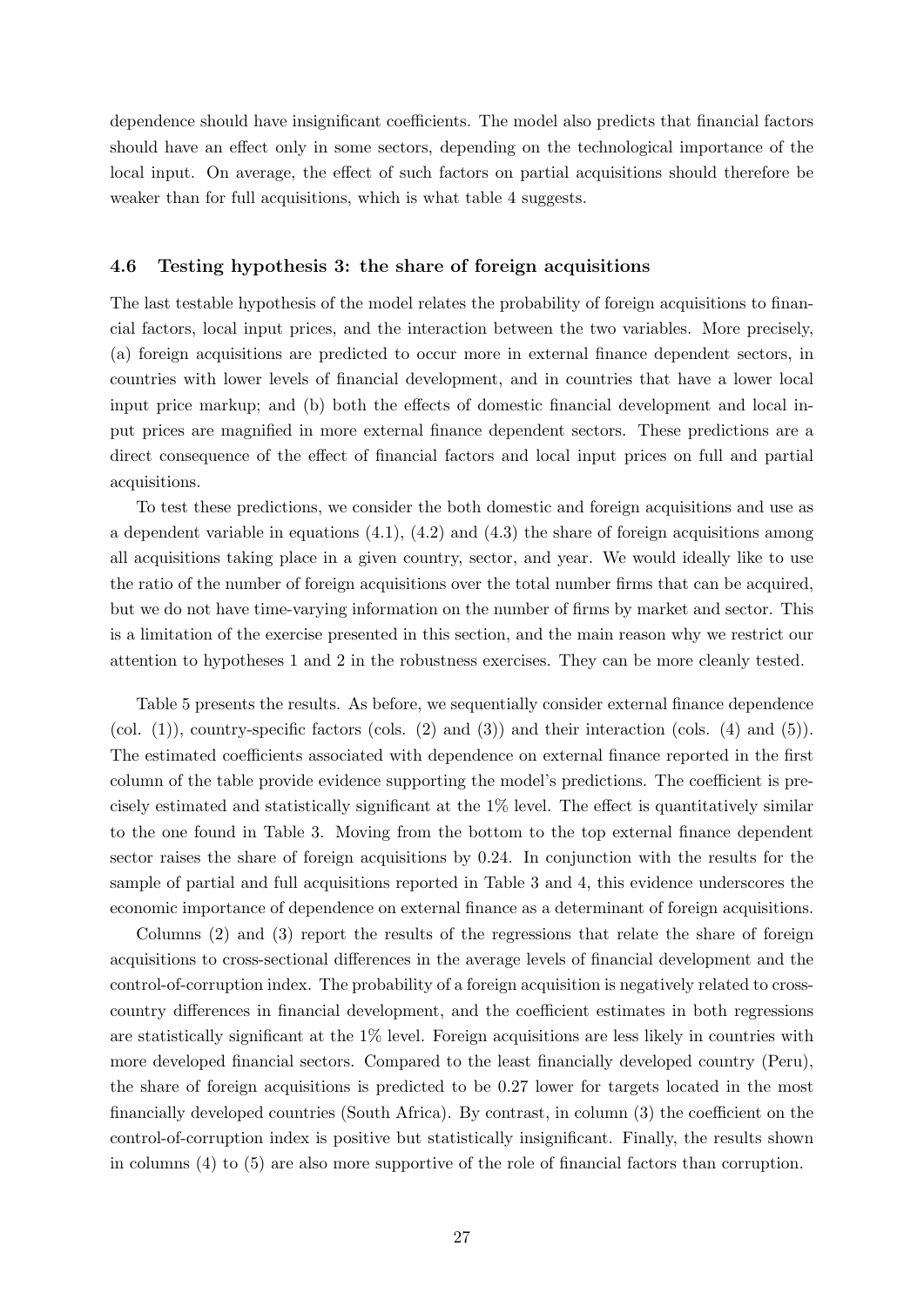dependence should have insignificant coefficients. The model also predicts that financial factors should have an effect only in some sectors, depending on the technological importance of the local input. On average, the effect of such factors on partial acquisitions should therefore be weaker than for full acquisitions, which is what table 4 suggests.

### 4.6 Testing hypothesis 3: the share of foreign acquisitions

The last testable hypothesis of the model relates the probability of foreign acquisitions to financial factors, local input prices, and the interaction between the two variables. More precisely, (a) foreign acquisitions are predicted to occur more in external finance dependent sectors, in countries with lower levels of financial development, and in countries that have a lower local input price markup; and (b) both the effects of domestic financial development and local input prices are magnified in more external finance dependent sectors. These predictions are a direct consequence of the effect of financial factors and local input prices on full and partial acquisitions.

To test these predictions, we consider the both domestic and foreign acquisitions and use as a dependent variable in equations (4.1), (4.2) and (4.3) the share of foreign acquisitions among all acquisitions taking place in a given country, sector, and year. We would ideally like to use the ratio of the number of foreign acquisitions over the total number firms that can be acquired, but we do not have time-varying information on the number of firms by market and sector. This is a limitation of the exercise presented in this section, and the main reason why we restrict our attention to hypotheses 1 and 2 in the robustness exercises. They can be more cleanly tested.

Table 5 presents the results. As before, we sequentially consider external finance dependence (col. (1)), country-specific factors (cols. (2) and (3)) and their interaction (cols. (4) and (5)). The estimated coefficients associated with dependence on external finance reported in the first column of the table provide evidence supporting the model's predictions. The coefficient is precisely estimated and statistically significant at the 1% level. The effect is quantitatively similar to the one found in Table 3. Moving from the bottom to the top external finance dependent sector raises the share of foreign acquisitions by 0.24. In conjunction with the results for the sample of partial and full acquisitions reported in Table 3 and 4, this evidence underscores the economic importance of dependence on external finance as a determinant of foreign acquisitions.

Columns (2) and (3) report the results of the regressions that relate the share of foreign acquisitions to cross-sectional differences in the average levels of financial development and the control-of-corruption index. The probability of a foreign acquisition is negatively related to cross-country differences in financial development, and the coefficient estimates in both regressions are statistically significant at the 1% level. Foreign acquisitions are less likely in countries with more developed financial sectors. Compared to the least financially developed country (Peru), the share of foreign acquisitions is predicted to be 0.27 lower for targets located in the most financially developed countries (South Africa). By contrast, in column (3) the coefficient on the control-of-corruption index is positive but statistically insignificant. Finally, the results shown in columns (4) to (5) are also more supportive of the role of financial factors than corruption.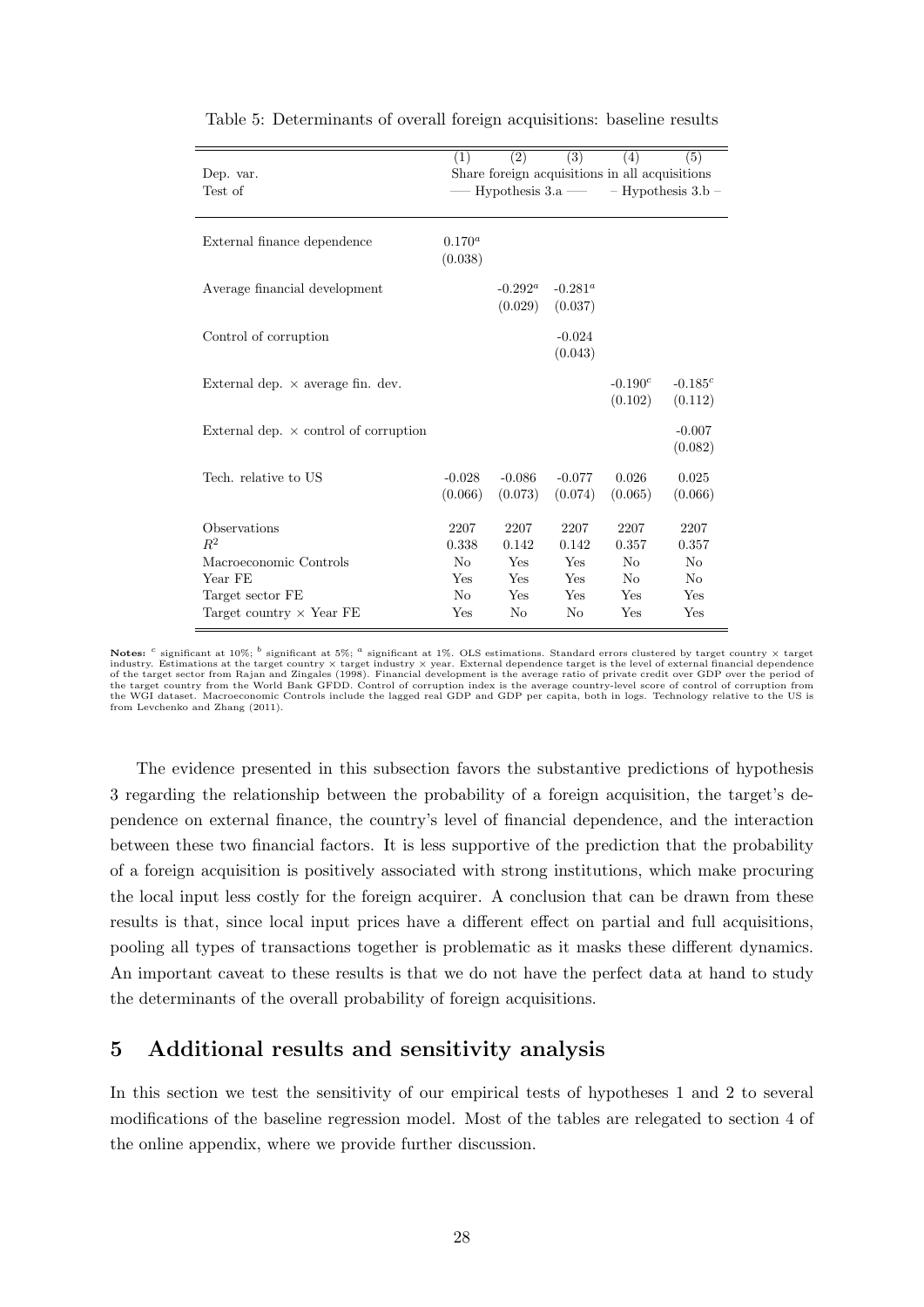Table 5: Determinants of overall foreign acquisitions: baseline results

| | (1) | (2) | (3) | (4) | (5) |
|---|---|---|---|---|---|
| Dep. var. | Share foreign acquisitions in all acquisitions | | | | |
| Test of | — Hypothesis 3.a — | | | – Hypothesis 3.b – | |
| External finance dependence | $0.170^a$ | | | | |
| | (0.038) | | | | |
| Average financial development | | $-0.292^a$ | $-0.281^a$ | | |
| | | (0.029) | (0.037) | | |
| Control of corruption | | | -0.024 | | |
| | | | (0.043) | | |
| External dep. × average fin. dev. | | | | $-0.190^c$ | $-0.185^c$ |
| | | | | (0.102) | (0.112) |
| External dep. × control of corruption | | | | | -0.007 |
| | | | | | (0.082) |
| Tech. relative to US | -0.028 | -0.086 | -0.077 | 0.026 | 0.025 |
| | (0.066) | (0.073) | (0.074) | (0.065) | (0.066) |
| Observations | 2207 | 2207 | 2207 | 2207 | 2207 |
| $R^2$ | 0.338 | 0.142 | 0.142 | 0.357 | 0.357 |
| Macroeconomic Controls | No | Yes | Yes | No | No |
| Year FE | Yes | Yes | Yes | No | No |
| Target sector FE | No | Yes | Yes | Yes | Yes |
| Target country × Year FE | Yes | No | No | Yes | Yes |

**Notes:** [c] significant at 10%; [b] significant at 5%; [a] significant at 1%. OLS estimations. Standard errors clustered by target country × target industry. Estimations at the target country × target industry × year. External dependence target is the level of external financial dependence of the target sector from Rajan and Zingales (1998). Financial development is the average ratio of private credit over GDP over the period of the target country from the World Bank GFDD. Control of corruption index is the average country-level score of control of corruption from the WGI dataset. Macroeconomic Controls include the lagged real GDP and GDP per capita, both in logs. Technology relative to the US is from Levchenko and Zhang (2011).

The evidence presented in this subsection favors the substantive predictions of hypothesis 3 regarding the relationship between the probability of a foreign acquisition, the target's dependence on external finance, the country's level of financial dependence, and the interaction between these two financial factors. It is less supportive of the prediction that the probability of a foreign acquisition is positively associated with strong institutions, which make procuring the local input less costly for the foreign acquirer. A conclusion that can be drawn from these results is that, since local input prices have a different effect on partial and full acquisitions, pooling all types of transactions together is problematic as it masks these different dynamics. An important caveat to these results is that we do not have the perfect data at hand to study the determinants of the overall probability of foreign acquisitions.

## 5 Additional results and sensitivity analysis

In this section we test the sensitivity of our empirical tests of hypotheses 1 and 2 to several modifications of the baseline regression model. Most of the tables are relegated to section 4 of the online appendix, where we provide further discussion.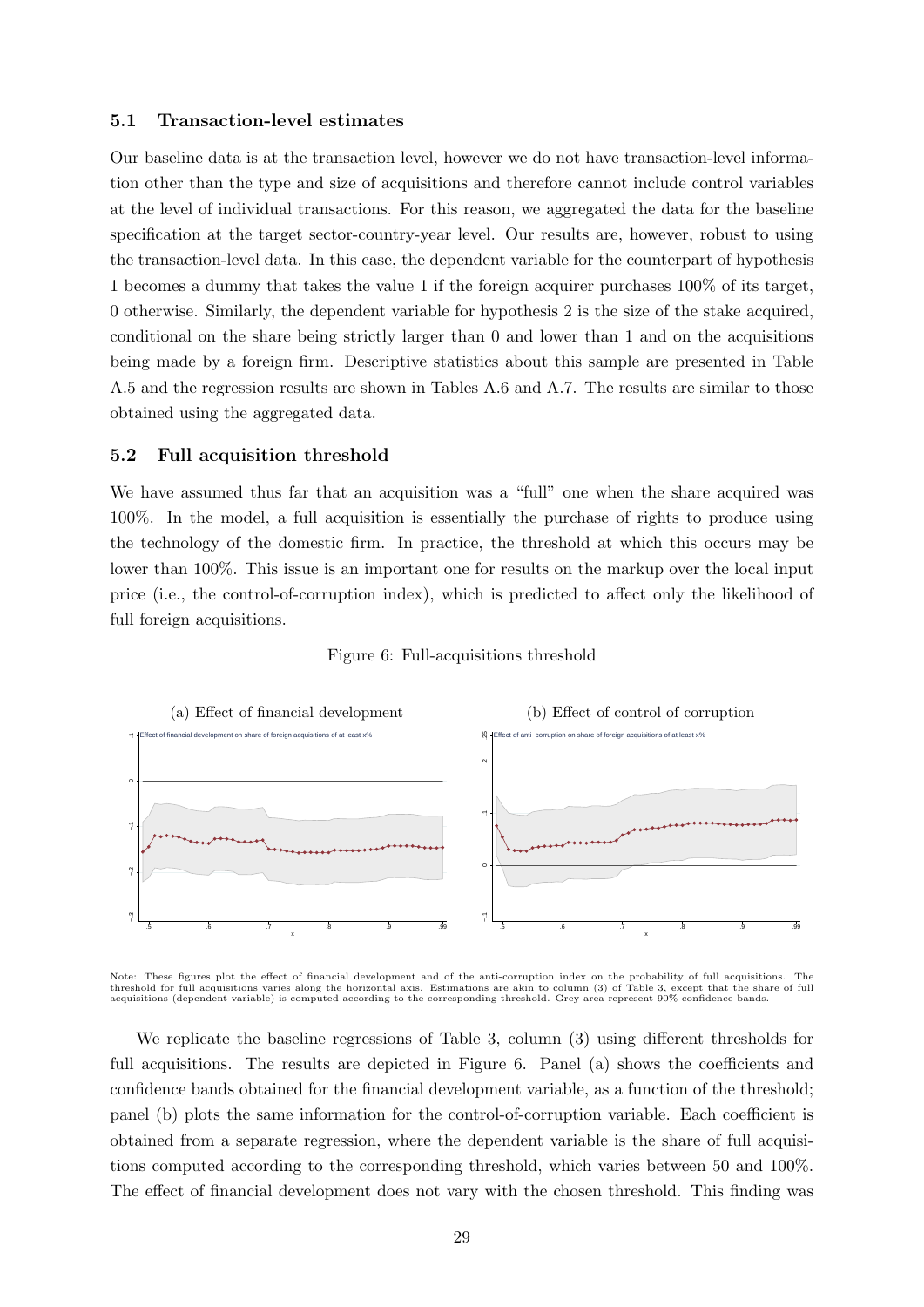### 5.1 Transaction-level estimates

Our baseline data is at the transaction level, however we do not have transaction-level information other than the type and size of acquisitions and therefore cannot include control variables at the level of individual transactions. For this reason, we aggregated the data for the baseline specification at the target sector-country-year level. Our results are, however, robust to using the transaction-level data. In this case, the dependent variable for the counterpart of hypothesis 1 becomes a dummy that takes the value 1 if the foreign acquirer purchases 100% of its target, 0 otherwise. Similarly, the dependent variable for hypothesis 2 is the size of the stake acquired, conditional on the share being strictly larger than 0 and lower than 1 and on the acquisitions being made by a foreign firm. Descriptive statistics about this sample are presented in Table A.5 and the regression results are shown in Tables A.6 and A.7. The results are similar to those obtained using the aggregated data.

### 5.2 Full acquisition threshold

We have assumed thus far that an acquisition was a "full" one when the share acquired was 100%. In the model, a full acquisition is essentially the purchase of rights to produce using the technology of the domestic firm. In practice, the threshold at which this occurs may be lower than 100%. This issue is an important one for results on the markup over the local input price (i.e., the control-of-corruption index), which is predicted to affect only the likelihood of full foreign acquisitions.

Figure 6: Full-acquisitions threshold

(a) Effect of financial development

(b) Effect of control of corruption

Note: These figures plot the effect of financial development and of the anti-corruption index on the probability of full acquisitions. The threshold for full acquisitions varies along the horizontal axis. Estimations are akin to column (3) of Table 3, except that the share of full acquisitions (dependent variable) is computed according to the corresponding threshold. Grey area represent 90% confidence bands.

We replicate the baseline regressions of Table 3, column (3) using different thresholds for full acquisitions. The results are depicted in Figure 6. Panel (a) shows the coefficients and confidence bands obtained for the financial development variable, as a function of the threshold; panel (b) plots the same information for the control-of-corruption variable. Each coefficient is obtained from a separate regression, where the dependent variable is the share of full acquisitions computed according to the corresponding threshold, which varies between 50 and 100%. The effect of financial development does not vary with the chosen threshold. This finding was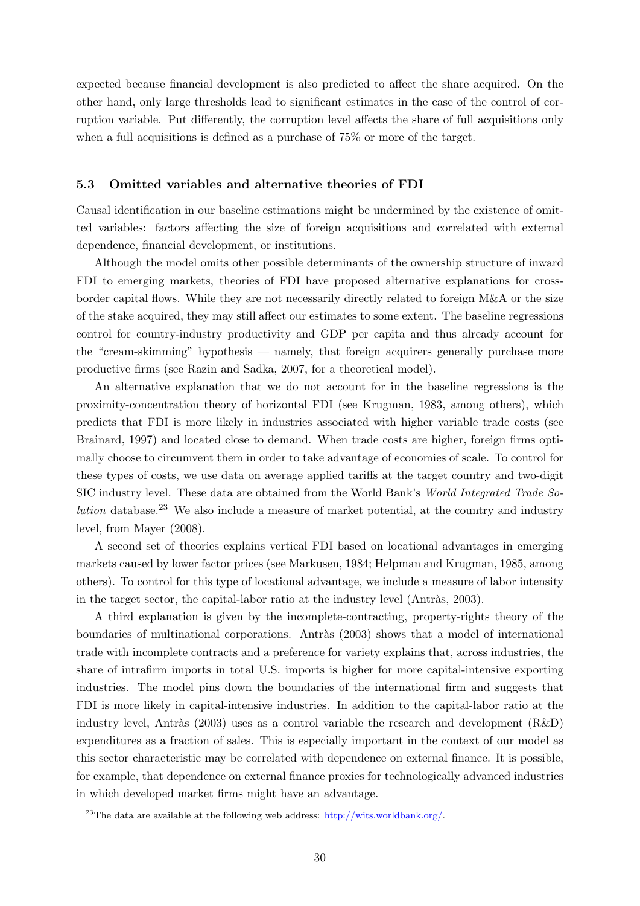expected because financial development is also predicted to affect the share acquired. On the other hand, only large thresholds lead to significant estimates in the case of the control of corruption variable. Put differently, the corruption level affects the share of full acquisitions only when a full acquisitions is defined as a purchase of 75% or more of the target.

### 5.3 Omitted variables and alternative theories of FDI

Causal identification in our baseline estimations might be undermined by the existence of omitted variables: factors affecting the size of foreign acquisitions and correlated with external dependence, financial development, or institutions.

Although the model omits other possible determinants of the ownership structure of inward FDI to emerging markets, theories of FDI have proposed alternative explanations for cross-border capital flows. While they are not necessarily directly related to foreign M&A or the size of the stake acquired, they may still affect our estimates to some extent. The baseline regressions control for country-industry productivity and GDP per capita and thus already account for the "cream-skimming" hypothesis — namely, that foreign acquirers generally purchase more productive firms (see Razin and Sadka, 2007, for a theoretical model).

An alternative explanation that we do not account for in the baseline regressions is the proximity-concentration theory of horizontal FDI (see Krugman, 1983, among others), which predicts that FDI is more likely in industries associated with higher variable trade costs (see Brainard, 1997) and located close to demand. When trade costs are higher, foreign firms optimally choose to circumvent them in order to take advantage of economies of scale. To control for these types of costs, we use data on average applied tariffs at the target country and two-digit SIC industry level. These data are obtained from the World Bank's *World Integrated Trade Solution* database.[23] We also include a measure of market potential, at the country and industry level, from Mayer (2008).

A second set of theories explains vertical FDI based on locational advantages in emerging markets caused by lower factor prices (see Markusen, 1984; Helpman and Krugman, 1985, among others). To control for this type of locational advantage, we include a measure of labor intensity in the target sector, the capital-labor ratio at the industry level (Antràs, 2003).

A third explanation is given by the incomplete-contracting, property-rights theory of the boundaries of multinational corporations. Antràs (2003) shows that a model of international trade with incomplete contracts and a preference for variety explains that, across industries, the share of intrafirm imports in total U.S. imports is higher for more capital-intensive exporting industries. The model pins down the boundaries of the international firm and suggests that FDI is more likely in capital-intensive industries. In addition to the capital-labor ratio at the industry level, Antràs (2003) uses as a control variable the research and development (R&D) expenditures as a fraction of sales. This is especially important in the context of our model as this sector characteristic may be correlated with dependence on external finance. It is possible, for example, that dependence on external finance proxies for technologically advanced industries in which developed market firms might have an advantage.

[23] The data are available at the following web address: http://wits.worldbank.org/.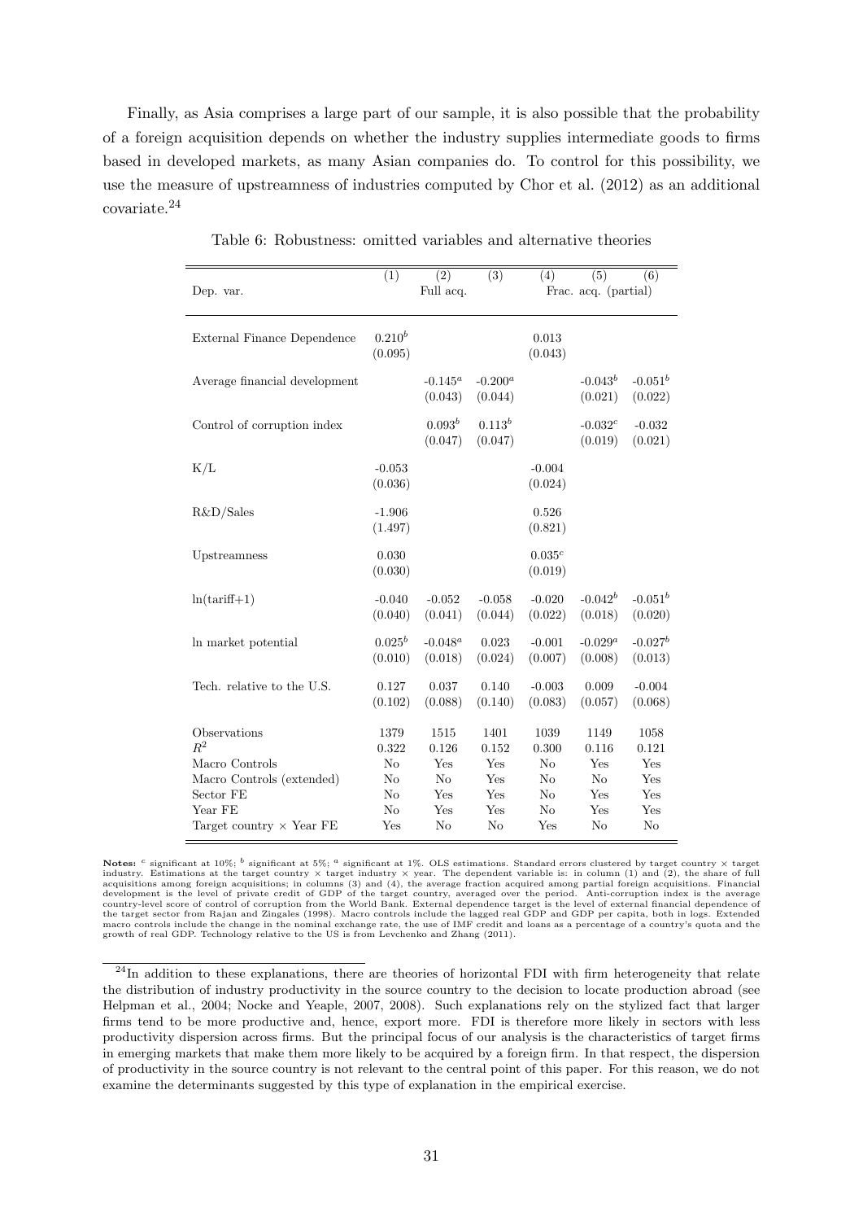Finally, as Asia comprises a large part of our sample, it is also possible that the probability of a foreign acquisition depends on whether the industry supplies intermediate goods to firms based in developed markets, as many Asian companies do. To control for this possibility, we use the measure of upstreamness of industries computed by Chor et al. (2012) as an additional covariate.[24]

Table 6: Robustness: omitted variables and alternative theories

| | (1) | (2) | (3) | (4) | (5) | (6) |
|---|---|---|---|---|---|---|
| Dep. var. | | Full acq. | | | Frac. acq. (partial) | |
| External Finance Dependence | $0.210^b$ | | | 0.013 | | |
| | (0.095) | | | (0.043) | | |
| Average financial development | | $-0.145^a$ | $-0.200^a$ | | $-0.043^b$ | $-0.051^b$ |
| | | (0.043) | (0.044) | | (0.021) | (0.022) |
| Control of corruption index | | $0.093^b$ | $0.113^b$ | | $-0.032^c$ | -0.032 |
| | | (0.047) | (0.047) | | (0.019) | (0.021) |
| K/L | -0.053 | | | -0.004 | | |
| | (0.036) | | | (0.024) | | |
| R&D/Sales | -1.906 | | | 0.526 | | |
| | (1.497) | | | (0.821) | | |
| Upstreamness | 0.030 | | | $0.035^c$ | | |
| | (0.030) | | | (0.019) | | |
| ln(tariff+1) | -0.040 | -0.052 | -0.058 | -0.020 | $-0.042^b$ | $-0.051^b$ |
| | (0.040) | (0.041) | (0.044) | (0.022) | (0.018) | (0.020) |
| ln market potential | $0.025^b$ | $-0.048^a$ | 0.023 | -0.001 | $-0.029^a$ | $-0.027^b$ |
| | (0.010) | (0.018) | (0.024) | (0.007) | (0.008) | (0.013) |
| Tech. relative to the U.S. | 0.127 | 0.037 | 0.140 | -0.003 | 0.009 | -0.004 |
| | (0.102) | (0.088) | (0.140) | (0.083) | (0.057) | (0.068) |
| Observations | 1379 | 1515 | 1401 | 1039 | 1149 | 1058 |
| $R^2$ | 0.322 | 0.126 | 0.152 | 0.300 | 0.116 | 0.121 |
| Macro Controls | No | Yes | Yes | No | Yes | Yes |
| Macro Controls (extended) | No | No | Yes | No | No | Yes |
| Sector FE | No | Yes | Yes | No | Yes | Yes |
| Year FE | No | Yes | Yes | No | Yes | Yes |
| Target country × Year FE | Yes | No | No | Yes | No | No |

**Notes:** $^c$ significant at 10%; $^b$ significant at 5%; $^a$ significant at 1%. OLS estimations. Standard errors clustered by target country × target industry. Estimations at the target country × target industry × year. The dependent variable is: in column (1) and (2), the share of full acquisitions among foreign acquisitions; in columns (3) and (4), the average fraction acquired among partial foreign acquisitions. Financial development is the level of private credit of GDP of the target country, averaged over the period. Anti-corruption index is the average country-level score of control of corruption from the World Bank. External dependence target is the level of external financial dependence of the target sector from Rajan and Zingales (1998). Macro controls include the lagged real GDP and GDP per capita, both in logs. Extended macro controls include the change in the nominal exchange rate, the use of IMF credit and loans as a percentage of a country's quota and the growth of real GDP. Technology relative to the US is from Levchenko and Zhang (2011).

[24]In addition to these explanations, there are theories of horizontal FDI with firm heterogeneity that relate the distribution of industry productivity in the source country to the decision to locate production abroad (see Helpman et al., 2004; Nocke and Yeaple, 2007, 2008). Such explanations rely on the stylized fact that larger firms tend to be more productive and, hence, export more. FDI is therefore more likely in sectors with less productivity dispersion across firms. But the principal focus of our analysis is the characteristics of target firms in emerging markets that make them more likely to be acquired by a foreign firm. In that respect, the dispersion of productivity in the source country is not relevant to the central point of this paper. For this reason, we do not examine the determinants suggested by this type of explanation in the empirical exercise.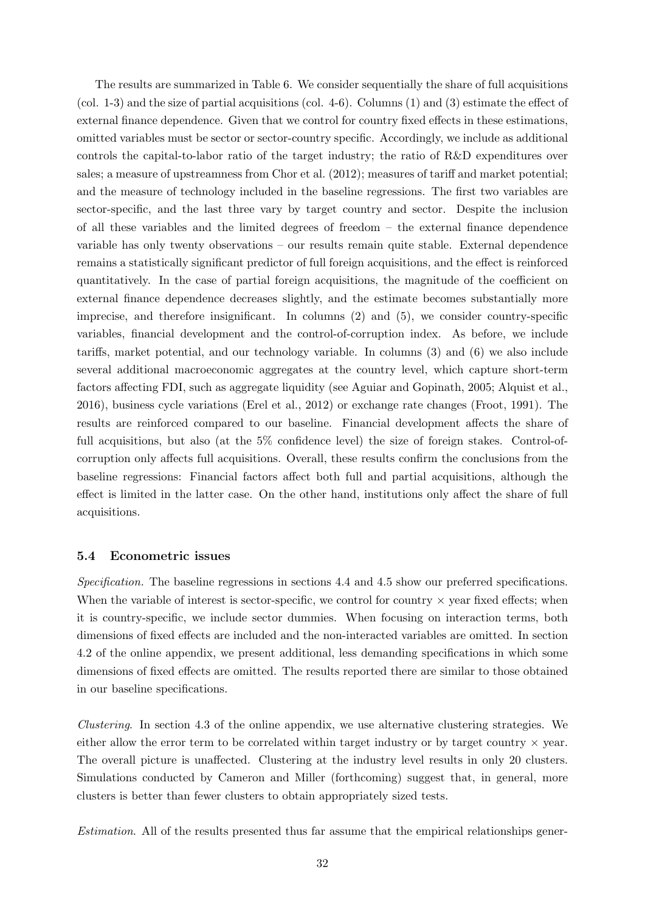The results are summarized in Table 6. We consider sequentially the share of full acquisitions (col. 1-3) and the size of partial acquisitions (col. 4-6). Columns (1) and (3) estimate the effect of external finance dependence. Given that we control for country fixed effects in these estimations, omitted variables must be sector or sector-country specific. Accordingly, we include as additional controls the capital-to-labor ratio of the target industry; the ratio of R&D expenditures over sales; a measure of upstreamness from Chor et al. (2012); measures of tariff and market potential; and the measure of technology included in the baseline regressions. The first two variables are sector-specific, and the last three vary by target country and sector. Despite the inclusion of all these variables and the limited degrees of freedom – the external finance dependence variable has only twenty observations – our results remain quite stable. External dependence remains a statistically significant predictor of full foreign acquisitions, and the effect is reinforced quantitatively. In the case of partial foreign acquisitions, the magnitude of the coefficient on external finance dependence decreases slightly, and the estimate becomes substantially more imprecise, and therefore insignificant. In columns (2) and (5), we consider country-specific variables, financial development and the control-of-corruption index. As before, we include tariffs, market potential, and our technology variable. In columns (3) and (6) we also include several additional macroeconomic aggregates at the country level, which capture short-term factors affecting FDI, such as aggregate liquidity (see Aguiar and Gopinath, 2005; Alquist et al., 2016), business cycle variations (Erel et al., 2012) or exchange rate changes (Froot, 1991). The results are reinforced compared to our baseline. Financial development affects the share of full acquisitions, but also (at the 5% confidence level) the size of foreign stakes. Control-of-corruption only affects full acquisitions. Overall, these results confirm the conclusions from the baseline regressions: Financial factors affect both full and partial acquisitions, although the effect is limited in the latter case. On the other hand, institutions only affect the share of full acquisitions.

### 5.4 Econometric issues

*Specification.* The baseline regressions in sections 4.4 and 4.5 show our preferred specifications. When the variable of interest is sector-specific, we control for country $\times$ year fixed effects; when it is country-specific, we include sector dummies. When focusing on interaction terms, both dimensions of fixed effects are included and the non-interacted variables are omitted. In section 4.2 of the online appendix, we present additional, less demanding specifications in which some dimensions of fixed effects are omitted. The results reported there are similar to those obtained in our baseline specifications.

*Clustering.* In section 4.3 of the online appendix, we use alternative clustering strategies. We either allow the error term to be correlated within target industry or by target country $\times$ year. The overall picture is unaffected. Clustering at the industry level results in only 20 clusters. Simulations conducted by Cameron and Miller (forthcoming) suggest that, in general, more clusters is better than fewer clusters to obtain appropriately sized tests.

*Estimation.* All of the results presented thus far assume that the empirical relationships gener-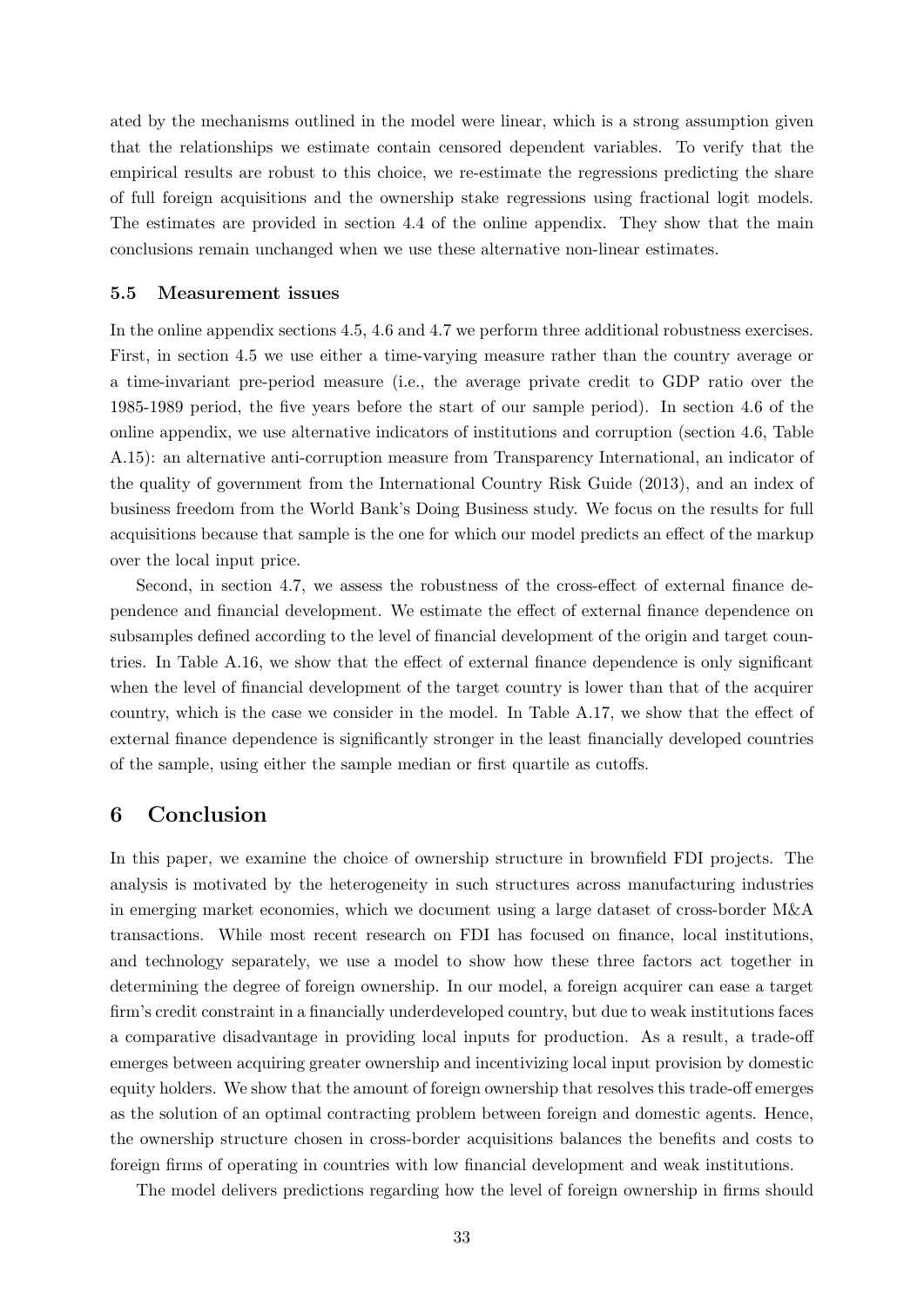ated by the mechanisms outlined in the model were linear, which is a strong assumption given that the relationships we estimate contain censored dependent variables. To verify that the empirical results are robust to this choice, we re-estimate the regressions predicting the share of full foreign acquisitions and the ownership stake regressions using fractional logit models. The estimates are provided in section 4.4 of the online appendix. They show that the main conclusions remain unchanged when we use these alternative non-linear estimates.

### 5.5 Measurement issues

In the online appendix sections 4.5, 4.6 and 4.7 we perform three additional robustness exercises. First, in section 4.5 we use either a time-varying measure rather than the country average or a time-invariant pre-period measure (i.e., the average private credit to GDP ratio over the 1985-1989 period, the five years before the start of our sample period). In section 4.6 of the online appendix, we use alternative indicators of institutions and corruption (section 4.6, Table A.15): an alternative anti-corruption measure from Transparency International, an indicator of the quality of government from the International Country Risk Guide (2013), and an index of business freedom from the World Bank's Doing Business study. We focus on the results for full acquisitions because that sample is the one for which our model predicts an effect of the markup over the local input price.

Second, in section 4.7, we assess the robustness of the cross-effect of external finance dependence and financial development. We estimate the effect of external finance dependence on subsamples defined according to the level of financial development of the origin and target countries. In Table A.16, we show that the effect of external finance dependence is only significant when the level of financial development of the target country is lower than that of the acquirer country, which is the case we consider in the model. In Table A.17, we show that the effect of external finance dependence is significantly stronger in the least financially developed countries of the sample, using either the sample median or first quartile as cutoffs.

## 6 Conclusion

In this paper, we examine the choice of ownership structure in brownfield FDI projects. The analysis is motivated by the heterogeneity in such structures across manufacturing industries in emerging market economies, which we document using a large dataset of cross-border M&A transactions. While most recent research on FDI has focused on finance, local institutions, and technology separately, we use a model to show how these three factors act together in determining the degree of foreign ownership. In our model, a foreign acquirer can ease a target firm's credit constraint in a financially underdeveloped country, but due to weak institutions faces a comparative disadvantage in providing local inputs for production. As a result, a trade-off emerges between acquiring greater ownership and incentivizing local input provision by domestic equity holders. We show that the amount of foreign ownership that resolves this trade-off emerges as the solution of an optimal contracting problem between foreign and domestic agents. Hence, the ownership structure chosen in cross-border acquisitions balances the benefits and costs to foreign firms of operating in countries with low financial development and weak institutions.

The model delivers predictions regarding how the level of foreign ownership in firms should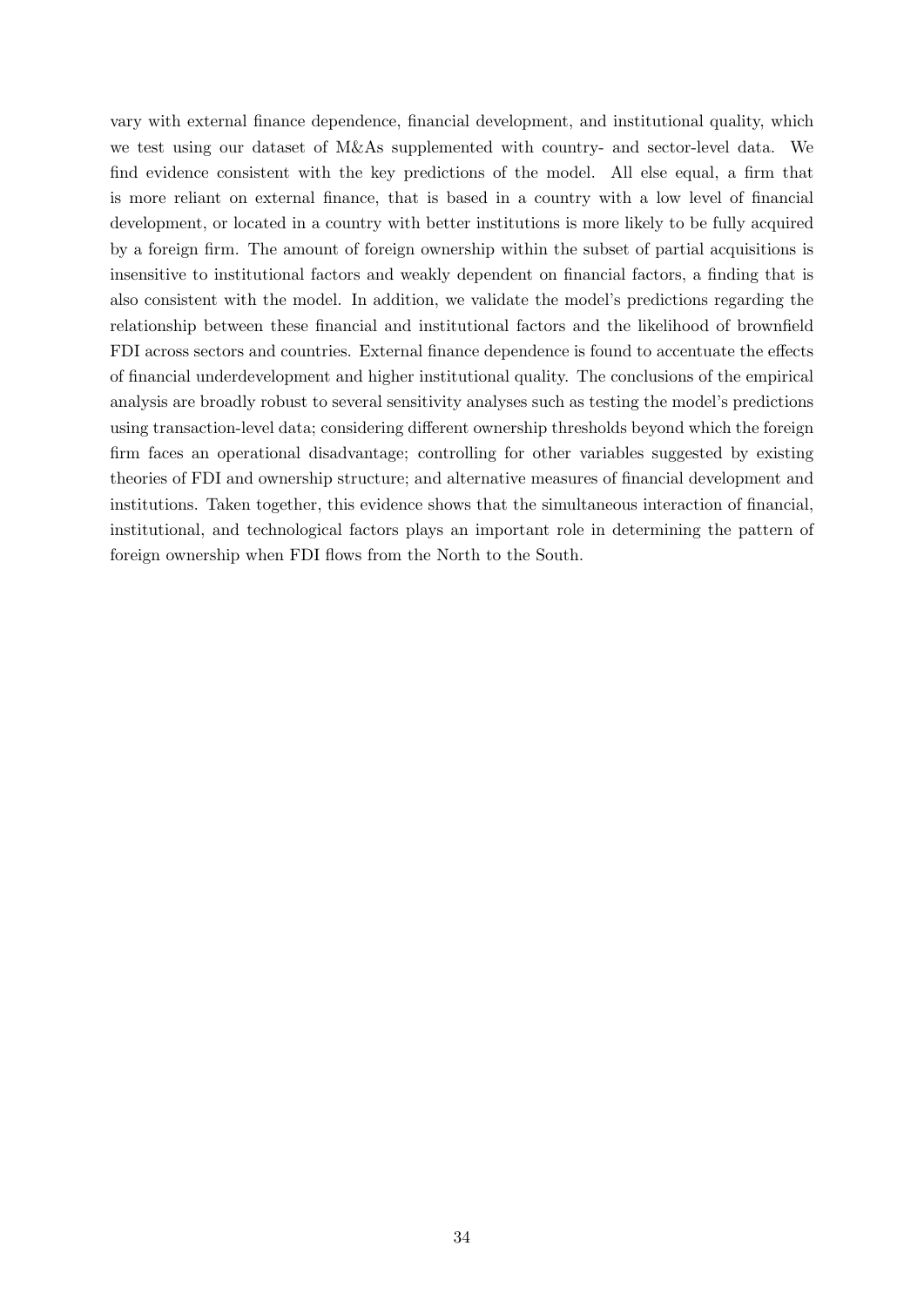vary with external finance dependence, financial development, and institutional quality, which we test using our dataset of M&As supplemented with country- and sector-level data. We find evidence consistent with the key predictions of the model. All else equal, a firm that is more reliant on external finance, that is based in a country with a low level of financial development, or located in a country with better institutions is more likely to be fully acquired by a foreign firm. The amount of foreign ownership within the subset of partial acquisitions is insensitive to institutional factors and weakly dependent on financial factors, a finding that is also consistent with the model. In addition, we validate the model's predictions regarding the relationship between these financial and institutional factors and the likelihood of brownfield FDI across sectors and countries. External finance dependence is found to accentuate the effects of financial underdevelopment and higher institutional quality. The conclusions of the empirical analysis are broadly robust to several sensitivity analyses such as testing the model's predictions using transaction-level data; considering different ownership thresholds beyond which the foreign firm faces an operational disadvantage; controlling for other variables suggested by existing theories of FDI and ownership structure; and alternative measures of financial development and institutions. Taken together, this evidence shows that the simultaneous interaction of financial, institutional, and technological factors plays an important role in determining the pattern of foreign ownership when FDI flows from the North to the South.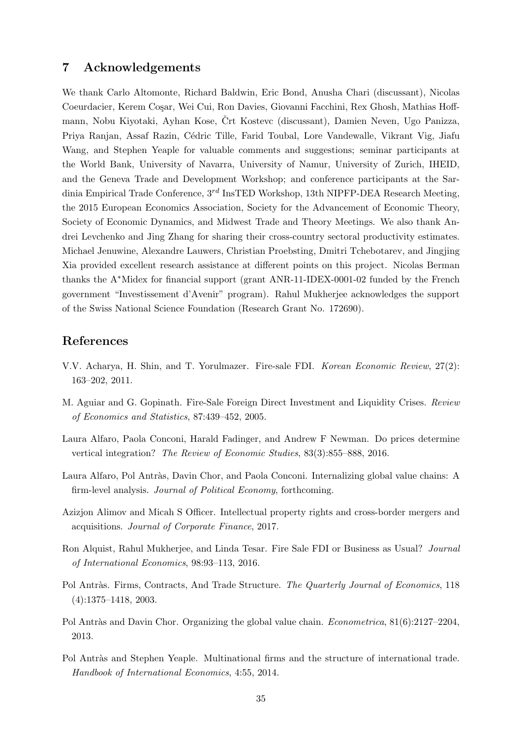## 7 Acknowledgements

We thank Carlo Altomonte, Richard Baldwin, Eric Bond, Anusha Chari (discussant), Nicolas Coeurdacier, Kerem Coşar, Wei Cui, Ron Davies, Giovanni Facchini, Rex Ghosh, Mathias Hoffmann, Nobu Kiyotaki, Ayhan Kose, Črt Kostevc (discussant), Damien Neven, Ugo Panizza, Priya Ranjan, Assaf Razin, Cédric Tille, Farid Toubal, Lore Vandewalle, Vikrant Vig, Jiafu Wang, and Stephen Yeaple for valuable comments and suggestions; seminar participants at the World Bank, University of Navarra, University of Namur, University of Zurich, IHEID, and the Geneva Trade and Development Workshop; and conference participants at the Sardinia Empirical Trade Conference, $3^{rd}$ InsTED Workshop, 13th NIPFP-DEA Research Meeting, the 2015 European Economics Association, Society for the Advancement of Economic Theory, Society of Economic Dynamics, and Midwest Trade and Theory Meetings. We also thank Andrei Levchenko and Jing Zhang for sharing their cross-country sectoral productivity estimates. Michael Jenuwine, Alexandre Lauwers, Christian Proebsting, Dmitri Tchebotarev, and Jingjing Xia provided excellent research assistance at different points on this project. Nicolas Berman thanks the A*Midex for financial support (grant ANR-11-IDEX-0001-02 funded by the French government "Investissement d'Avenir" program). Rahul Mukherjee acknowledges the support of the Swiss National Science Foundation (Research Grant No. 172690).

## References

V.V. Acharya, H. Shin, and T. Yorulmazer. Fire-sale FDI. *Korean Economic Review*, 27(2): 163–202, 2011.

M. Aguiar and G. Gopinath. Fire-Sale Foreign Direct Investment and Liquidity Crises. *Review of Economics and Statistics*, 87:439–452, 2005.

Laura Alfaro, Paola Conconi, Harald Fadinger, and Andrew F Newman. Do prices determine vertical integration? *The Review of Economic Studies*, 83(3):855–888, 2016.

Laura Alfaro, Pol Antràs, Davin Chor, and Paola Conconi. Internalizing global value chains: A firm-level analysis. *Journal of Political Economy*, forthcoming.

Azizjon Alimov and Micah S Officer. Intellectual property rights and cross-border mergers and acquisitions. *Journal of Corporate Finance*, 2017.

Ron Alquist, Rahul Mukherjee, and Linda Tesar. Fire Sale FDI or Business as Usual? *Journal of International Economics*, 98:93–113, 2016.

Pol Antràs. Firms, Contracts, And Trade Structure. *The Quarterly Journal of Economics*, 118 (4):1375–1418, 2003.

Pol Antràs and Davin Chor. Organizing the global value chain. *Econometrica*, 81(6):2127–2204, 2013.

Pol Antràs and Stephen Yeaple. Multinational firms and the structure of international trade. *Handbook of International Economics*, 4:55, 2014.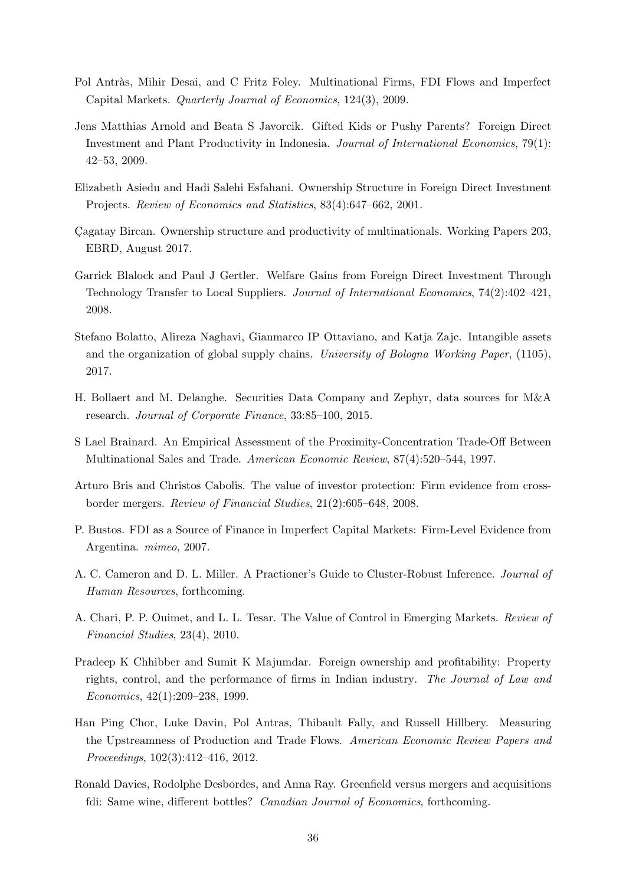Pol Antràs, Mihir Desai, and C Fritz Foley. Multinational Firms, FDI Flows and Imperfect Capital Markets. *Quarterly Journal of Economics*, 124(3), 2009.

Jens Matthias Arnold and Beata S Javorcik. Gifted Kids or Pushy Parents? Foreign Direct Investment and Plant Productivity in Indonesia. *Journal of International Economics*, 79(1): 42–53, 2009.

Elizabeth Asiedu and Hadi Salehi Esfahani. Ownership Structure in Foreign Direct Investment Projects. *Review of Economics and Statistics*, 83(4):647–662, 2001.

Çagatay Bircan. Ownership structure and productivity of multinationals. Working Papers 203, EBRD, August 2017.

Garrick Blalock and Paul J Gertler. Welfare Gains from Foreign Direct Investment Through Technology Transfer to Local Suppliers. *Journal of International Economics*, 74(2):402–421, 2008.

Stefano Bolatto, Alireza Naghavi, Gianmarco IP Ottaviano, and Katja Zajc. Intangible assets and the organization of global supply chains. *University of Bologna Working Paper*, (1105), 2017.

H. Bollaert and M. Delanghe. Securities Data Company and Zephyr, data sources for M&A research. *Journal of Corporate Finance*, 33:85–100, 2015.

S Lael Brainard. An Empirical Assessment of the Proximity-Concentration Trade-Off Between Multinational Sales and Trade. *American Economic Review*, 87(4):520–544, 1997.

Arturo Bris and Christos Cabolis. The value of investor protection: Firm evidence from cross-border mergers. *Review of Financial Studies*, 21(2):605–648, 2008.

P. Bustos. FDI as a Source of Finance in Imperfect Capital Markets: Firm-Level Evidence from Argentina. *mimeo*, 2007.

A. C. Cameron and D. L. Miller. A Practioner's Guide to Cluster-Robust Inference. *Journal of Human Resources*, forthcoming.

A. Chari, P. P. Ouimet, and L. L. Tesar. The Value of Control in Emerging Markets. *Review of Financial Studies*, 23(4), 2010.

Pradeep K Chhibber and Sumit K Majumdar. Foreign ownership and profitability: Property rights, control, and the performance of firms in Indian industry. *The Journal of Law and Economics*, 42(1):209–238, 1999.

Han Ping Chor, Luke Davin, Pol Antras, Thibault Fally, and Russell Hillbery. Measuring the Upstreamness of Production and Trade Flows. *American Economic Review Papers and Proceedings*, 102(3):412–416, 2012.

Ronald Davies, Rodolphe Desbordes, and Anna Ray. Greenfield versus mergers and acquisitions fdi: Same wine, different bottles? *Canadian Journal of Economics*, forthcoming.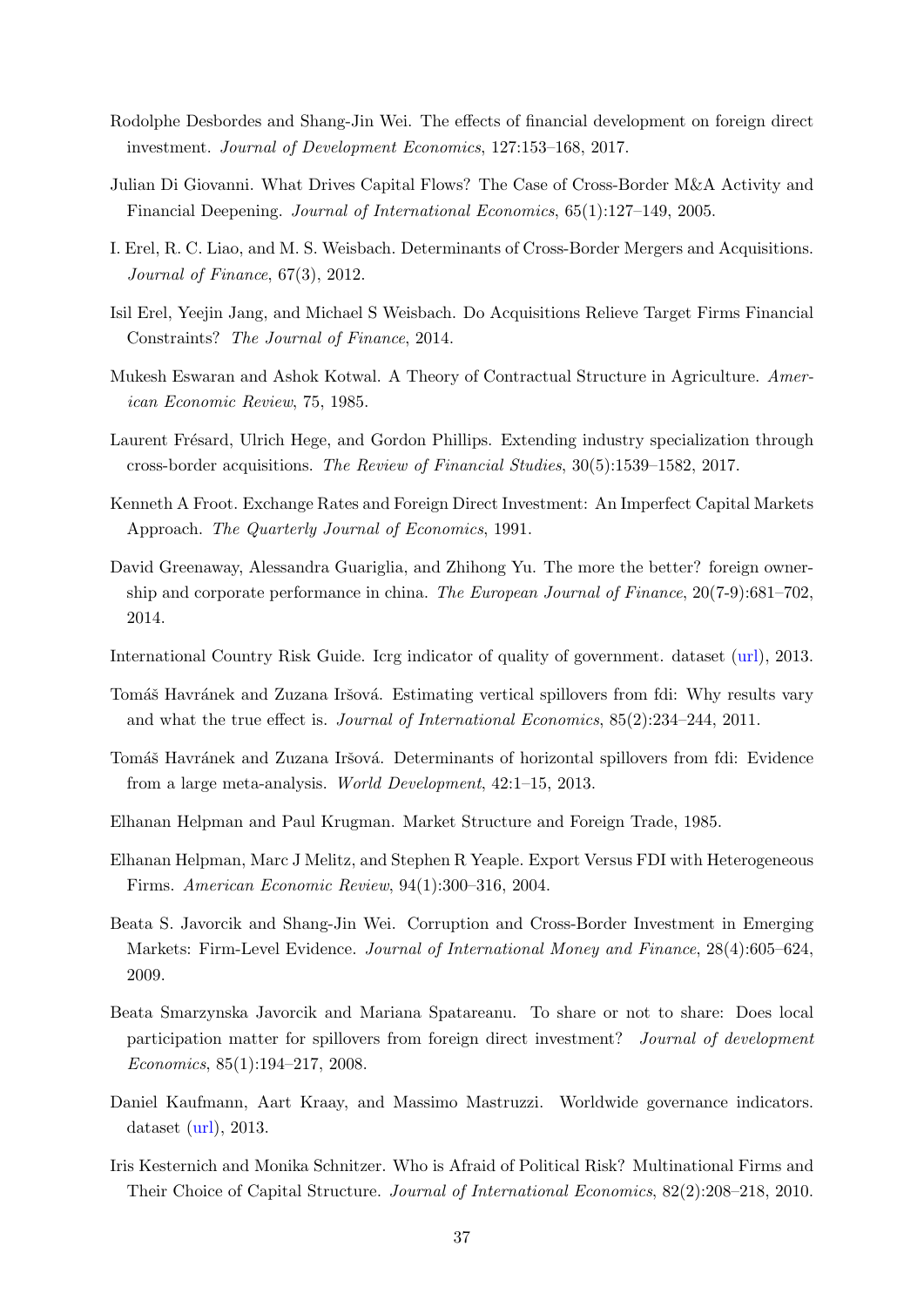Rodolphe Desbordes and Shang-Jin Wei. The effects of financial development on foreign direct investment. *Journal of Development Economics*, 127:153–168, 2017.

Julian Di Giovanni. What Drives Capital Flows? The Case of Cross-Border M&A Activity and Financial Deepening. *Journal of International Economics*, 65(1):127–149, 2005.

I. Erel, R. C. Liao, and M. S. Weisbach. Determinants of Cross-Border Mergers and Acquisitions. *Journal of Finance*, 67(3), 2012.

Isil Erel, Yeejin Jang, and Michael S Weisbach. Do Acquisitions Relieve Target Firms Financial Constraints? *The Journal of Finance*, 2014.

Mukesh Eswaran and Ashok Kotwal. A Theory of Contractual Structure in Agriculture. *American Economic Review*, 75, 1985.

Laurent Frésard, Ulrich Hege, and Gordon Phillips. Extending industry specialization through cross-border acquisitions. *The Review of Financial Studies*, 30(5):1539–1582, 2017.

Kenneth A Froot. Exchange Rates and Foreign Direct Investment: An Imperfect Capital Markets Approach. *The Quarterly Journal of Economics*, 1991.

David Greenaway, Alessandra Guariglia, and Zhihong Yu. The more the better? foreign ownership and corporate performance in china. *The European Journal of Finance*, 20(7-9):681–702, 2014.

International Country Risk Guide. Icrg indicator of quality of government. dataset (url), 2013.

Tomáš Havránek and Zuzana Iršová. Estimating vertical spillovers from fdi: Why results vary and what the true effect is. *Journal of International Economics*, 85(2):234–244, 2011.

Tomáš Havránek and Zuzana Iršová. Determinants of horizontal spillovers from fdi: Evidence from a large meta-analysis. *World Development*, 42:1–15, 2013.

Elhanan Helpman and Paul Krugman. Market Structure and Foreign Trade, 1985.

Elhanan Helpman, Marc J Melitz, and Stephen R Yeaple. Export Versus FDI with Heterogeneous Firms. *American Economic Review*, 94(1):300–316, 2004.

Beata S. Javorcik and Shang-Jin Wei. Corruption and Cross-Border Investment in Emerging Markets: Firm-Level Evidence. *Journal of International Money and Finance*, 28(4):605–624, 2009.

Beata Smarzynska Javorcik and Mariana Spatareanu. To share or not to share: Does local participation matter for spillovers from foreign direct investment? *Journal of development Economics*, 85(1):194–217, 2008.

Daniel Kaufmann, Aart Kraay, and Massimo Mastruzzi. Worldwide governance indicators. dataset (url), 2013.

Iris Kesternich and Monika Schnitzer. Who is Afraid of Political Risk? Multinational Firms and Their Choice of Capital Structure. *Journal of International Economics*, 82(2):208–218, 2010.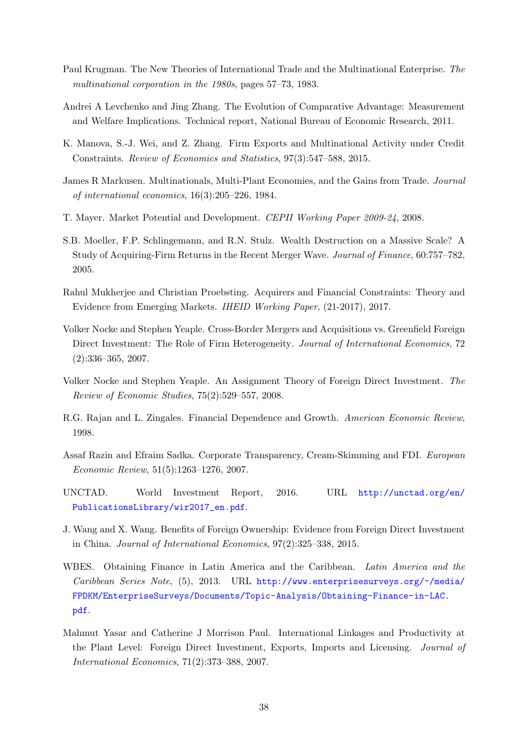Paul Krugman. The New Theories of International Trade and the Multinational Enterprise. *The multinational corporation in the 1980s*, pages 57–73, 1983.

Andrei A Levchenko and Jing Zhang. The Evolution of Comparative Advantage: Measurement and Welfare Implications. Technical report, National Bureau of Economic Research, 2011.

K. Manova, S.-J. Wei, and Z. Zhang. Firm Exports and Multinational Activity under Credit Constraints. *Review of Economics and Statistics*, 97(3):547–588, 2015.

James R Markusen. Multinationals, Multi-Plant Economies, and the Gains from Trade. *Journal of international economics*, 16(3):205–226, 1984.

T. Mayer. Market Potential and Development. *CEPII Working Paper 2009-24*, 2008.

S.B. Moeller, F.P. Schlingemann, and R.N. Stulz. Wealth Destruction on a Massive Scale? A Study of Acquiring-Firm Returns in the Recent Merger Wave. *Journal of Finance*, 60:757–782, 2005.

Rahul Mukherjee and Christian Proebsting. Acquirers and Financial Constraints: Theory and Evidence from Emerging Markets. *IHEID Working Paper*, (21-2017), 2017.

Volker Nocke and Stephen Yeaple. Cross-Border Mergers and Acquisitions vs. Greenfield Foreign Direct Investment: The Role of Firm Heterogeneity. *Journal of International Economics*, 72 (2):336–365, 2007.

Volker Nocke and Stephen Yeaple. An Assignment Theory of Foreign Direct Investment. *The Review of Economic Studies*, 75(2):529–557, 2008.

R.G. Rajan and L. Zingales. Financial Dependence and Growth. *American Economic Review*, 1998.

Assaf Razin and Efraim Sadka. Corporate Transparency, Cream-Skimming and FDI. *European Economic Review*, 51(5):1263–1276, 2007.

UNCTAD. World Investment Report, 2016. URL http://unctad.org/en/PublicationsLibrary/wir2017_en.pdf.

J. Wang and X. Wang. Benefits of Foreign Ownership: Evidence from Foreign Direct Investment in China. *Journal of International Economics*, 97(2):325–338, 2015.

WBES. Obtaining Finance in Latin America and the Caribbean. *Latin America and the Caribbean Series Note*, (5), 2013. URL http://www.enterprisesurveys.org/~/media/FPDKM/EnterpriseSurveys/Documents/Topic-Analysis/Obtaining-Finance-in-LAC.pdf.

Mahmut Yasar and Catherine J Morrison Paul. International Linkages and Productivity at the Plant Level: Foreign Direct Investment, Exports, Imports and Licensing. *Journal of International Economics*, 71(2):373–388, 2007.